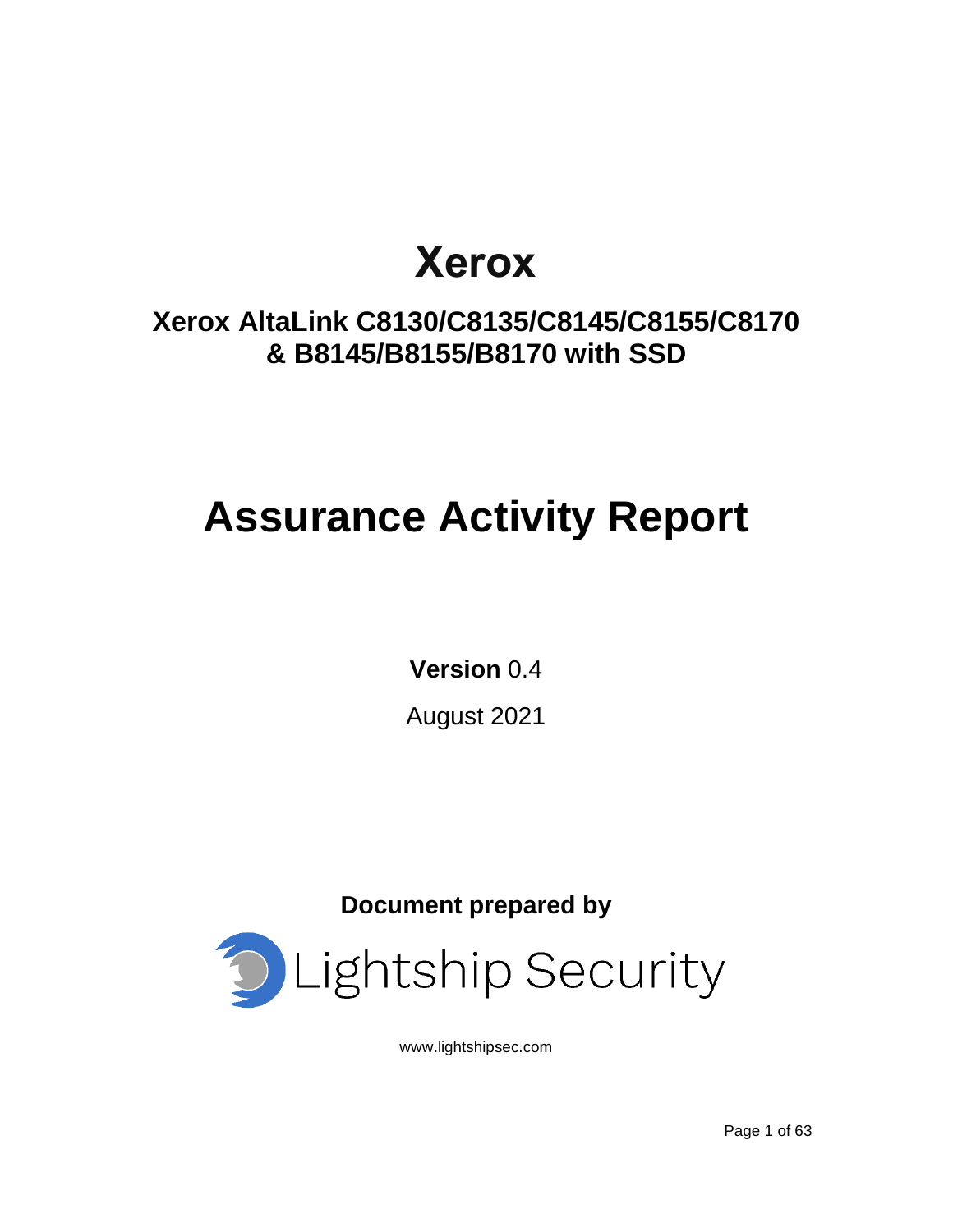# Xerox

## Xerox AltaLink C8130/C8135/C8145/C8155/C8170 & B8145/B8155/B8170 with SSD

# Assurance Activity Report

**Version** 0.4

August 2021

**Document prepared by**

Lightship Security

www.lightshipsec.com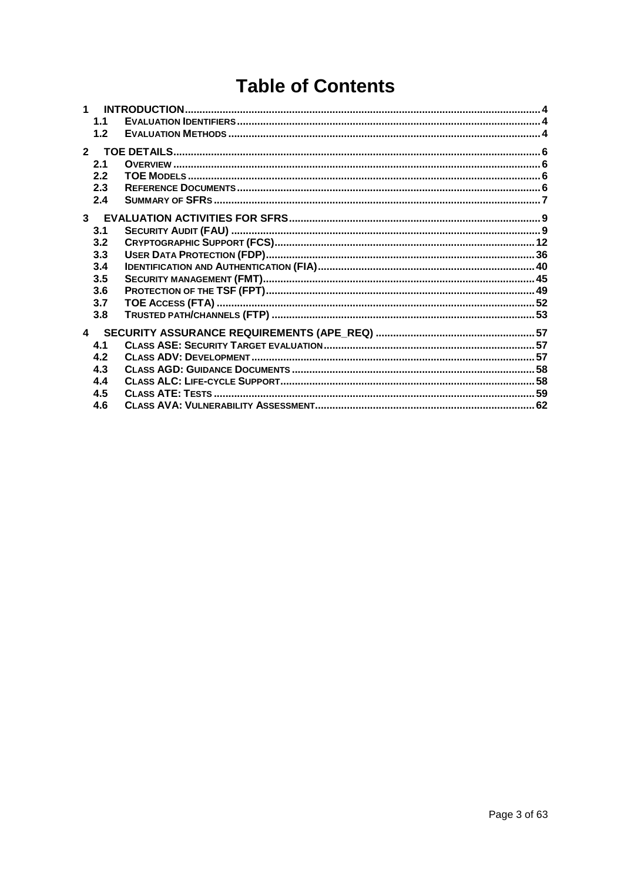# Table of Contents

1 INTRODUCTION .......... 4
- 1.1 EVALUATION IDENTIFIERS .......... 4
- 1.2 EVALUATION METHODS .......... 4

2 TOE DETAILS .......... 6
- 2.1 OVERVIEW .......... 6
- 2.2 TOE MODELS .......... 6
- 2.3 REFERENCE DOCUMENTS .......... 6
- 2.4 SUMMARY OF SFRS .......... 7

3 EVALUATION ACTIVITIES FOR SFRS .......... 9
- 3.1 SECURITY AUDIT (FAU) .......... 9
- 3.2 CRYPTOGRAPHIC SUPPORT (FCS) .......... 12
- 3.3 USER DATA PROTECTION (FDP) .......... 36
- 3.4 IDENTIFICATION AND AUTHENTICATION (FIA) .......... 40
- 3.5 SECURITY MANAGEMENT (FMT) .......... 45
- 3.6 PROTECTION OF THE TSF (FPT) .......... 49
- 3.7 TOE ACCESS (FTA) .......... 52
- 3.8 TRUSTED PATH/CHANNELS (FTP) .......... 53

4 SECURITY ASSURANCE REQUIREMENTS (APE_REQ) .......... 57
- 4.1 CLASS ASE: SECURITY TARGET EVALUATION .......... 57
- 4.2 CLASS ADV: DEVELOPMENT .......... 57
- 4.3 CLASS AGD: GUIDANCE DOCUMENTS .......... 58
- 4.4 CLASS ALC: LIFE-CYCLE SUPPORT .......... 58
- 4.5 CLASS ATE: TESTS .......... 59
- 4.6 CLASS AVA: VULNERABILITY ASSESSMENT .......... 62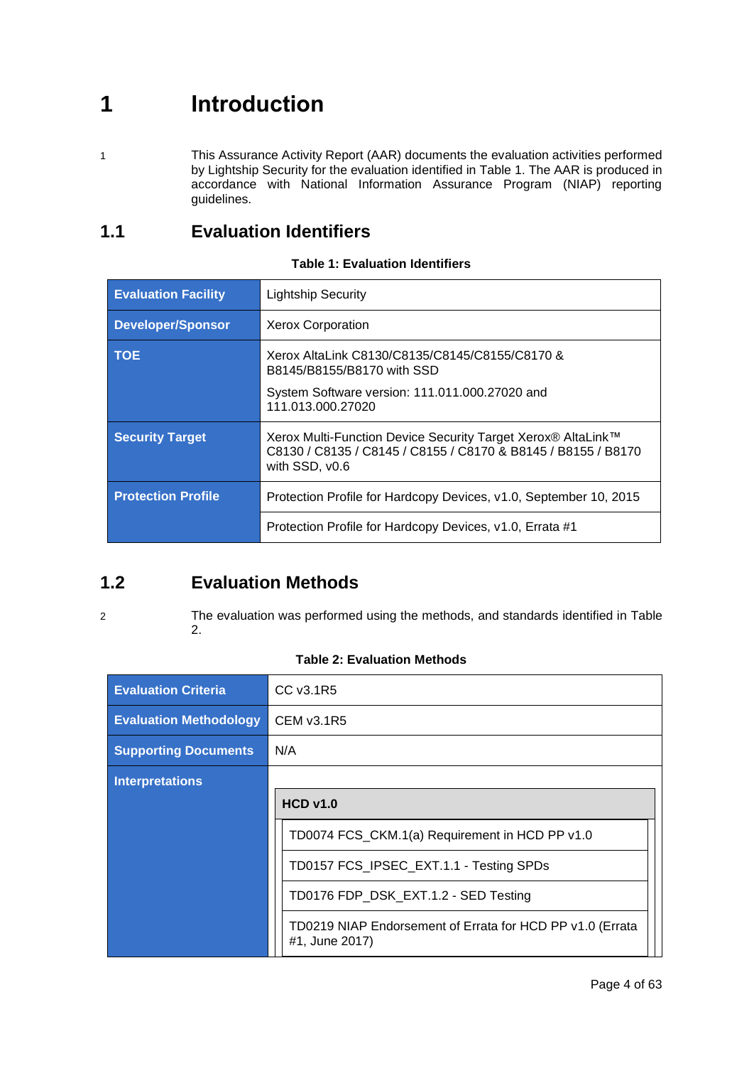# 1 Introduction

1 This Assurance Activity Report (AAR) documents the evaluation activities performed by Lightship Security for the evaluation identified in Table 1. The AAR is produced in accordance with National Information Assurance Program (NIAP) reporting guidelines.

## 1.1 Evaluation Identifiers

**Table 1: Evaluation Identifiers**

| | |
|---|---|
| **Evaluation Facility** | Lightship Security |
| **Developer/Sponsor** | Xerox Corporation |
| **TOE** | Xerox AltaLink C8130/C8135/C8145/C8155/C8170 & B8145/B8155/B8170 with SSD<br><br>System Software version: 111.011.000.27020 and 111.013.000.27020 |
| **Security Target** | Xerox Multi-Function Device Security Target Xerox® AltaLink™ C8130 / C8135 / C8145 / C8155 / C8170 & B8145 / B8155 / B8170 with SSD, v0.6 |
| **Protection Profile** | Protection Profile for Hardcopy Devices, v1.0, September 10, 2015 |
| | Protection Profile for Hardcopy Devices, v1.0, Errata #1 |

## 1.2 Evaluation Methods

2 The evaluation was performed using the methods, and standards identified in Table 2.

**Table 2: Evaluation Methods**

| | |
|---|---|
| **Evaluation Criteria** | CC v3.1R5 |
| **Evaluation Methodology** | CEM v3.1R5 |
| **Supporting Documents** | N/A |
| **Interpretations** | **HCD v1.0**<br>TD0074 FCS_CKM.1(a) Requirement in HCD PP v1.0<br>TD0157 FCS_IPSEC_EXT.1.1 - Testing SPDs<br>TD0176 FDP_DSK_EXT.1.2 - SED Testing<br>TD0219 NIAP Endorsement of Errata for HCD PP v1.0 (Errata #1, June 2017) |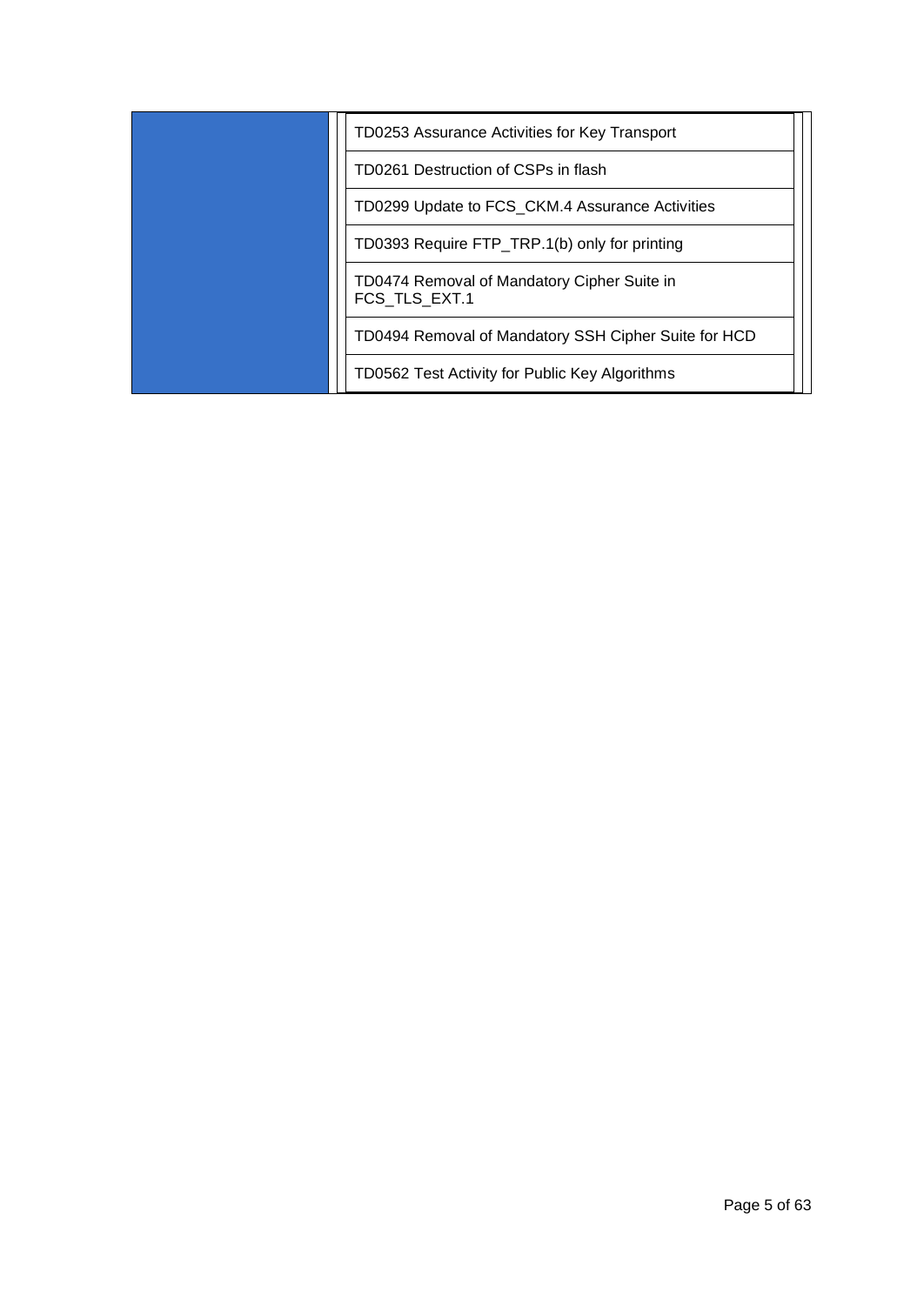| | |
|---|---|
| | TD0253 Assurance Activities for Key Transport |
| | TD0261 Destruction of CSPs in flash |
| | TD0299 Update to FCS_CKM.4 Assurance Activities |
| | TD0393 Require FTP_TRP.1(b) only for printing |
| | TD0474 Removal of Mandatory Cipher Suite in FCS_TLS_EXT.1 |
| | TD0494 Removal of Mandatory SSH Cipher Suite for HCD |
| | TD0562 Test Activity for Public Key Algorithms |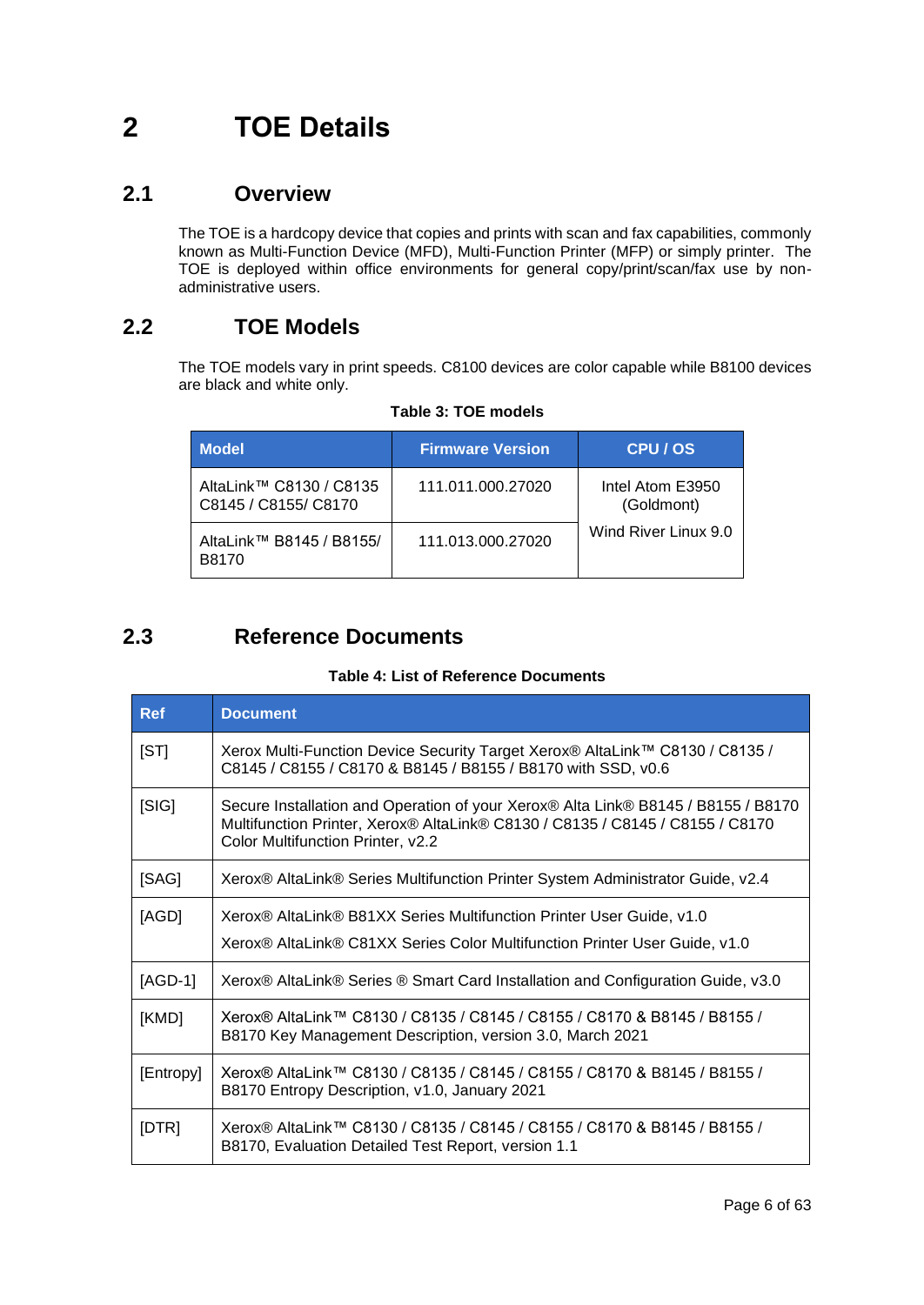# 2 TOE Details

## 2.1 Overview

The TOE is a hardcopy device that copies and prints with scan and fax capabilities, commonly known as Multi-Function Device (MFD), Multi-Function Printer (MFP) or simply printer. The TOE is deployed within office environments for general copy/print/scan/fax use by non-administrative users.

## 2.2 TOE Models

The TOE models vary in print speeds. C8100 devices are color capable while B8100 devices are black and white only.

**Table 3: TOE models**

| Model | Firmware Version | CPU / OS |
|---|---|---|
| AltaLink™ C8130 / C8135 C8145 / C8155/ C8170 | 111.011.000.27020 | Intel Atom E3950 (Goldmont)<br>Wind River Linux 9.0 |
| AltaLink™ B8145 / B8155/ B8170 | 111.013.000.27020 | |

## 2.3 Reference Documents

**Table 4: List of Reference Documents**

| Ref | Document |
|---|---|
| [ST] | Xerox Multi-Function Device Security Target Xerox® AltaLink™ C8130 / C8135 / C8145 / C8155 / C8170 & B8145 / B8155 / B8170 with SSD, v0.6 |
| [SIG] | Secure Installation and Operation of your Xerox® Alta Link® B8145 / B8155 / B8170 Multifunction Printer, Xerox® AltaLink® C8130 / C8135 / C8145 / C8155 / C8170 Color Multifunction Printer, v2.2 |
| [SAG] | Xerox® AltaLink® Series Multifunction Printer System Administrator Guide, v2.4 |
| [AGD] | Xerox® AltaLink® B81XX Series Multifunction Printer User Guide, v1.0<br>Xerox® AltaLink® C81XX Series Color Multifunction Printer User Guide, v1.0 |
| [AGD-1] | Xerox® AltaLink® Series ® Smart Card Installation and Configuration Guide, v3.0 |
| [KMD] | Xerox® AltaLink™ C8130 / C8135 / C8145 / C8155 / C8170 & B8145 / B8155 / B8170 Key Management Description, version 3.0, March 2021 |
| [Entropy] | Xerox® AltaLink™ C8130 / C8135 / C8145 / C8155 / C8170 & B8145 / B8155 / B8170 Entropy Description, v1.0, January 2021 |
| [DTR] | Xerox® AltaLink™ C8130 / C8135 / C8145 / C8155 / C8170 & B8145 / B8155 / B8170, Evaluation Detailed Test Report, version 1.1 |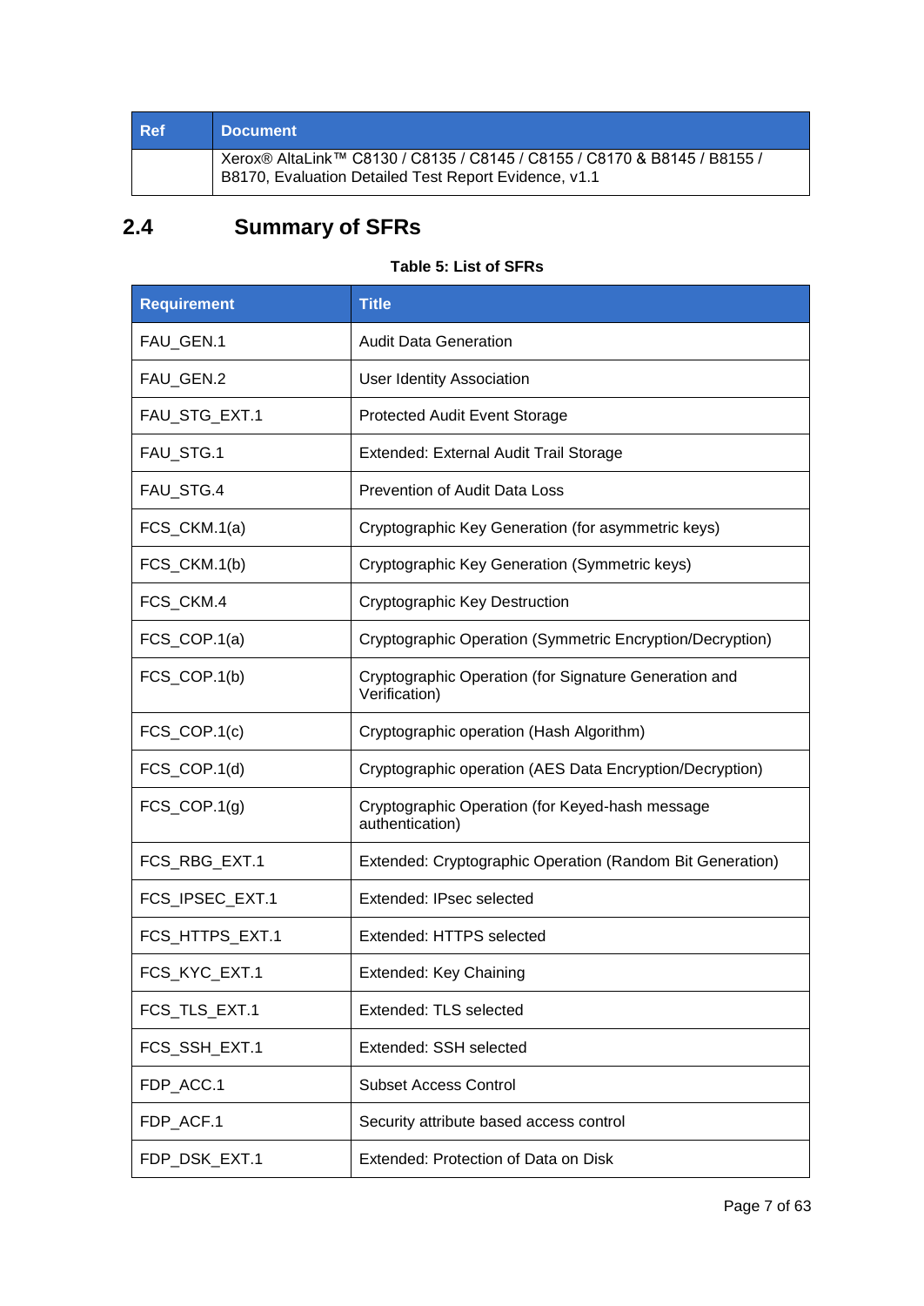| Ref | Document |
|---|---|
| | Xerox® AltaLink™ C8130 / C8135 / C8145 / C8155 / C8170 & B8145 / B8155 / B8170, Evaluation Detailed Test Report Evidence, v1.1 |

## 2.4 Summary of SFRs

**Table 5: List of SFRs**

| Requirement | Title |
|---|---|
| FAU_GEN.1 | Audit Data Generation |
| FAU_GEN.2 | User Identity Association |
| FAU_STG_EXT.1 | Protected Audit Event Storage |
| FAU_STG.1 | Extended: External Audit Trail Storage |
| FAU_STG.4 | Prevention of Audit Data Loss |
| FCS_CKM.1(a) | Cryptographic Key Generation (for asymmetric keys) |
| FCS_CKM.1(b) | Cryptographic Key Generation (Symmetric keys) |
| FCS_CKM.4 | Cryptographic Key Destruction |
| FCS_COP.1(a) | Cryptographic Operation (Symmetric Encryption/Decryption) |
| FCS_COP.1(b) | Cryptographic Operation (for Signature Generation and Verification) |
| FCS_COP.1(c) | Cryptographic operation (Hash Algorithm) |
| FCS_COP.1(d) | Cryptographic operation (AES Data Encryption/Decryption) |
| FCS_COP.1(g) | Cryptographic Operation (for Keyed-hash message authentication) |
| FCS_RBG_EXT.1 | Extended: Cryptographic Operation (Random Bit Generation) |
| FCS_IPSEC_EXT.1 | Extended: IPsec selected |
| FCS_HTTPS_EXT.1 | Extended: HTTPS selected |
| FCS_KYC_EXT.1 | Extended: Key Chaining |
| FCS_TLS_EXT.1 | Extended: TLS selected |
| FCS_SSH_EXT.1 | Extended: SSH selected |
| FDP_ACC.1 | Subset Access Control |
| FDP_ACF.1 | Security attribute based access control |
| FDP_DSK_EXT.1 | Extended: Protection of Data on Disk |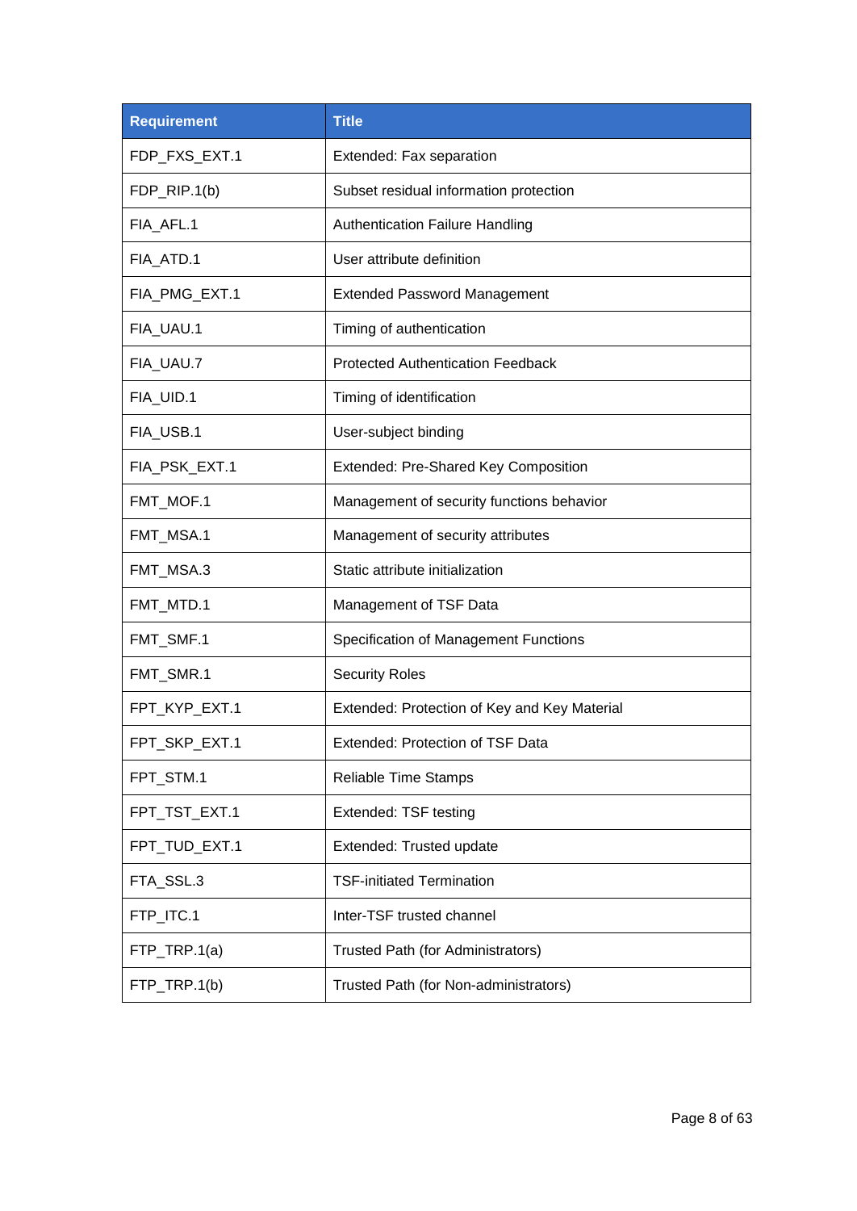| Requirement | Title |
| --- | --- |
| FDP_FXS_EXT.1 | Extended: Fax separation |
| FDP_RIP.1(b) | Subset residual information protection |
| FIA_AFL.1 | Authentication Failure Handling |
| FIA_ATD.1 | User attribute definition |
| FIA_PMG_EXT.1 | Extended Password Management |
| FIA_UAU.1 | Timing of authentication |
| FIA_UAU.7 | Protected Authentication Feedback |
| FIA_UID.1 | Timing of identification |
| FIA_USB.1 | User-subject binding |
| FIA_PSK_EXT.1 | Extended: Pre-Shared Key Composition |
| FMT_MOF.1 | Management of security functions behavior |
| FMT_MSA.1 | Management of security attributes |
| FMT_MSA.3 | Static attribute initialization |
| FMT_MTD.1 | Management of TSF Data |
| FMT_SMF.1 | Specification of Management Functions |
| FMT_SMR.1 | Security Roles |
| FPT_KYP_EXT.1 | Extended: Protection of Key and Key Material |
| FPT_SKP_EXT.1 | Extended: Protection of TSF Data |
| FPT_STM.1 | Reliable Time Stamps |
| FPT_TST_EXT.1 | Extended: TSF testing |
| FPT_TUD_EXT.1 | Extended: Trusted update |
| FTA_SSL.3 | TSF-initiated Termination |
| FTP_ITC.1 | Inter-TSF trusted channel |
| FTP_TRP.1(a) | Trusted Path (for Administrators) |
| FTP_TRP.1(b) | Trusted Path (for Non-administrators) |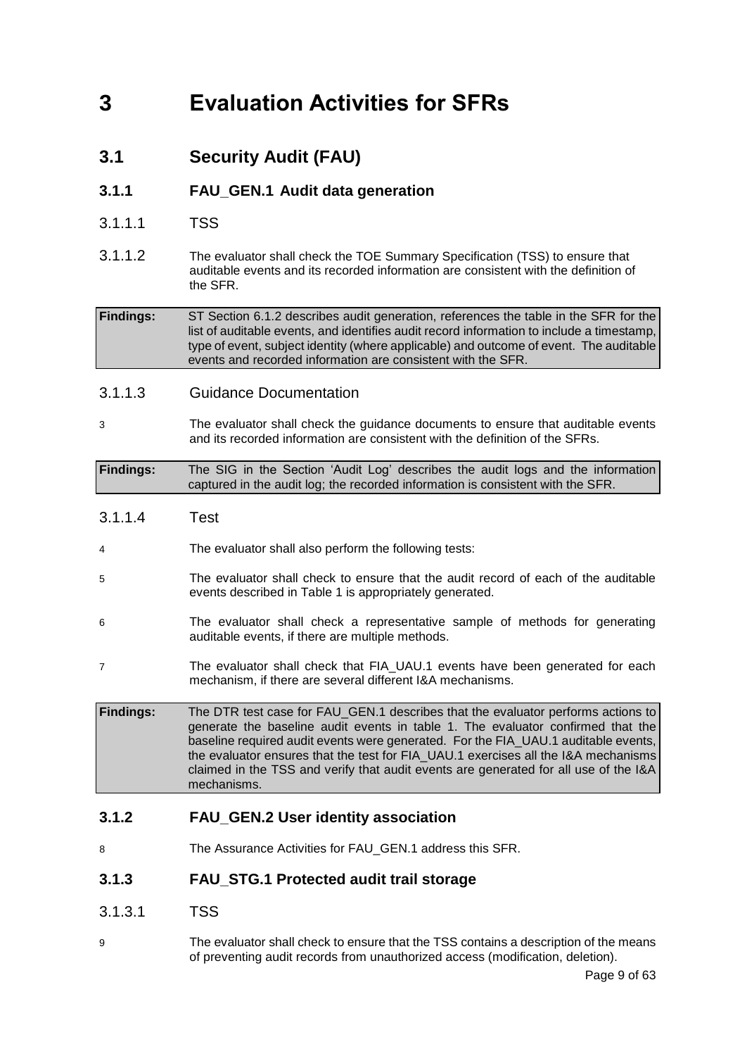# 3 Evaluation Activities for SFRs

## 3.1 Security Audit (FAU)

### 3.1.1 FAU_GEN.1 Audit data generation

#### 3.1.1.1 TSS

3.1.1.2 The evaluator shall check the TOE Summary Specification (TSS) to ensure that auditable events and its recorded information are consistent with the definition of the SFR.

**Findings:** ST Section 6.1.2 describes audit generation, references the table in the SFR for the list of auditable events, and identifies audit record information to include a timestamp, type of event, subject identity (where applicable) and outcome of event. The auditable events and recorded information are consistent with the SFR.

#### 3.1.1.3 Guidance Documentation

3 The evaluator shall check the guidance documents to ensure that auditable events and its recorded information are consistent with the definition of the SFRs.

**Findings:** The SIG in the Section 'Audit Log' describes the audit logs and the information captured in the audit log; the recorded information is consistent with the SFR.

#### 3.1.1.4 Test

4 The evaluator shall also perform the following tests:

5 The evaluator shall check to ensure that the audit record of each of the auditable events described in Table 1 is appropriately generated.

6 The evaluator shall check a representative sample of methods for generating auditable events, if there are multiple methods.

7 The evaluator shall check that FIA_UAU.1 events have been generated for each mechanism, if there are several different I&A mechanisms.

**Findings:** The DTR test case for FAU_GEN.1 describes that the evaluator performs actions to generate the baseline audit events in table 1. The evaluator confirmed that the baseline required audit events were generated. For the FIA_UAU.1 auditable events, the evaluator ensures that the test for FIA_UAU.1 exercises all the I&A mechanisms claimed in the TSS and verify that audit events are generated for all use of the I&A mechanisms.

### 3.1.2 FAU_GEN.2 User identity association

8 The Assurance Activities for FAU_GEN.1 address this SFR.

### 3.1.3 FAU_STG.1 Protected audit trail storage

#### 3.1.3.1 TSS

9 The evaluator shall check to ensure that the TSS contains a description of the means of preventing audit records from unauthorized access (modification, deletion).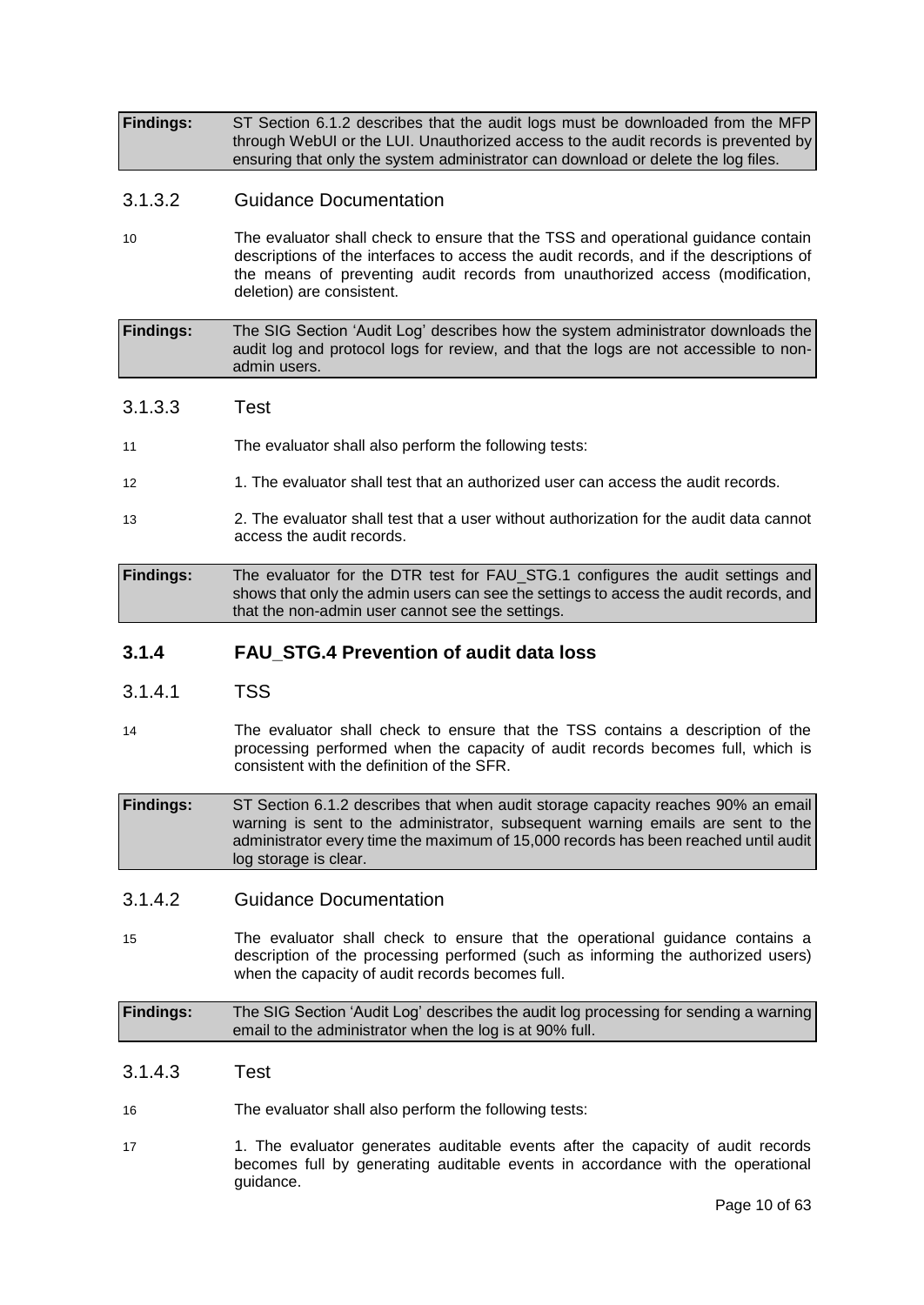| **Findings:** | ST Section 6.1.2 describes that the audit logs must be downloaded from the MFP through WebUI or the LUI. Unauthorized access to the audit records is prevented by ensuring that only the system administrator can download or delete the log files. |
|---|---|

#### 3.1.3.2 Guidance Documentation

10 The evaluator shall check to ensure that the TSS and operational guidance contain descriptions of the interfaces to access the audit records, and if the descriptions of the means of preventing audit records from unauthorized access (modification, deletion) are consistent.

| **Findings:** | The SIG Section 'Audit Log' describes how the system administrator downloads the audit log and protocol logs for review, and that the logs are not accessible to non-admin users. |
|---|---|

#### 3.1.3.3 Test

11 The evaluator shall also perform the following tests:

12 1. The evaluator shall test that an authorized user can access the audit records.

13 2. The evaluator shall test that a user without authorization for the audit data cannot access the audit records.

| **Findings:** | The evaluator for the DTR test for FAU_STG.1 configures the audit settings and shows that only the admin users can see the settings to access the audit records, and that the non-admin user cannot see the settings. |
|---|---|

### 3.1.4 FAU_STG.4 Prevention of audit data loss

#### 3.1.4.1 TSS

14 The evaluator shall check to ensure that the TSS contains a description of the processing performed when the capacity of audit records becomes full, which is consistent with the definition of the SFR.

| **Findings:** | ST Section 6.1.2 describes that when audit storage capacity reaches 90% an email warning is sent to the administrator, subsequent warning emails are sent to the administrator every time the maximum of 15,000 records has been reached until audit log storage is clear. |
|---|---|

#### 3.1.4.2 Guidance Documentation

15 The evaluator shall check to ensure that the operational guidance contains a description of the processing performed (such as informing the authorized users) when the capacity of audit records becomes full.

| **Findings:** | The SIG Section 'Audit Log' describes the audit log processing for sending a warning email to the administrator when the log is at 90% full. |
|---|---|

#### 3.1.4.3 Test

16 The evaluator shall also perform the following tests:

17 1. The evaluator generates auditable events after the capacity of audit records becomes full by generating auditable events in accordance with the operational guidance.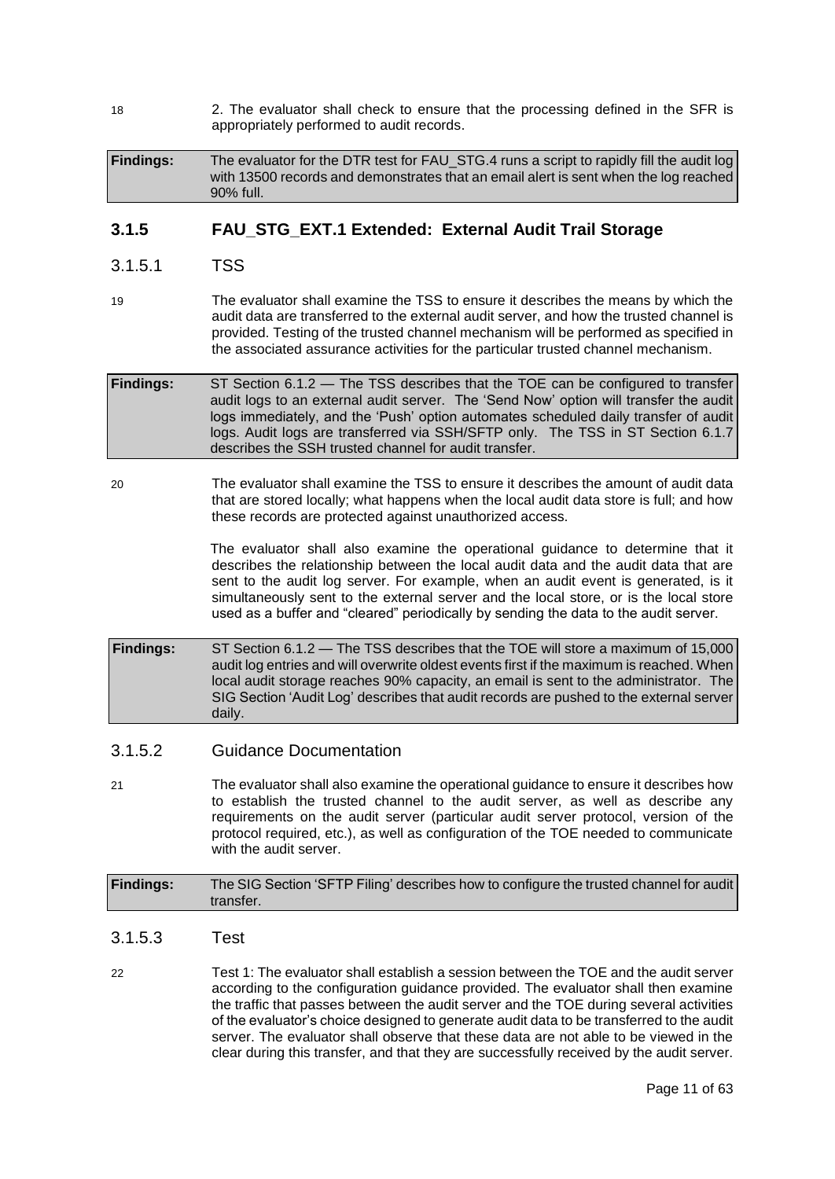18 2. The evaluator shall check to ensure that the processing defined in the SFR is appropriately performed to audit records.

| **Findings:** | The evaluator for the DTR test for FAU_STG.4 runs a script to rapidly fill the audit log with 13500 records and demonstrates that an email alert is sent when the log reached 90% full. |
|---|---|

### 3.1.5 FAU_STG_EXT.1 Extended: External Audit Trail Storage

#### 3.1.5.1 TSS

19 The evaluator shall examine the TSS to ensure it describes the means by which the audit data are transferred to the external audit server, and how the trusted channel is provided. Testing of the trusted channel mechanism will be performed as specified in the associated assurance activities for the particular trusted channel mechanism.

| **Findings:** | ST Section 6.1.2 — The TSS describes that the TOE can be configured to transfer audit logs to an external audit server. The 'Send Now' option will transfer the audit logs immediately, and the 'Push' option automates scheduled daily transfer of audit logs. Audit logs are transferred via SSH/SFTP only. The TSS in ST Section 6.1.7 describes the SSH trusted channel for audit transfer. |
|---|---|

20 The evaluator shall examine the TSS to ensure it describes the amount of audit data that are stored locally; what happens when the local audit data store is full; and how these records are protected against unauthorized access.

The evaluator shall also examine the operational guidance to determine that it describes the relationship between the local audit data and the audit data that are sent to the audit log server. For example, when an audit event is generated, is it simultaneously sent to the external server and the local store, or is the local store used as a buffer and "cleared" periodically by sending the data to the audit server.

| **Findings:** | ST Section 6.1.2 — The TSS describes that the TOE will store a maximum of 15,000 audit log entries and will overwrite oldest events first if the maximum is reached. When local audit storage reaches 90% capacity, an email is sent to the administrator. The SIG Section 'Audit Log' describes that audit records are pushed to the external server daily. |
|---|---|

#### 3.1.5.2 Guidance Documentation

21 The evaluator shall also examine the operational guidance to ensure it describes how to establish the trusted channel to the audit server, as well as describe any requirements on the audit server (particular audit server protocol, version of the protocol required, etc.), as well as configuration of the TOE needed to communicate with the audit server.

| **Findings:** | The SIG Section 'SFTP Filing' describes how to configure the trusted channel for audit transfer. |
|---|---|

#### 3.1.5.3 Test

22 Test 1: The evaluator shall establish a session between the TOE and the audit server according to the configuration guidance provided. The evaluator shall then examine the traffic that passes between the audit server and the TOE during several activities of the evaluator's choice designed to generate audit data to be transferred to the audit server. The evaluator shall observe that these data are not able to be viewed in the clear during this transfer, and that they are successfully received by the audit server.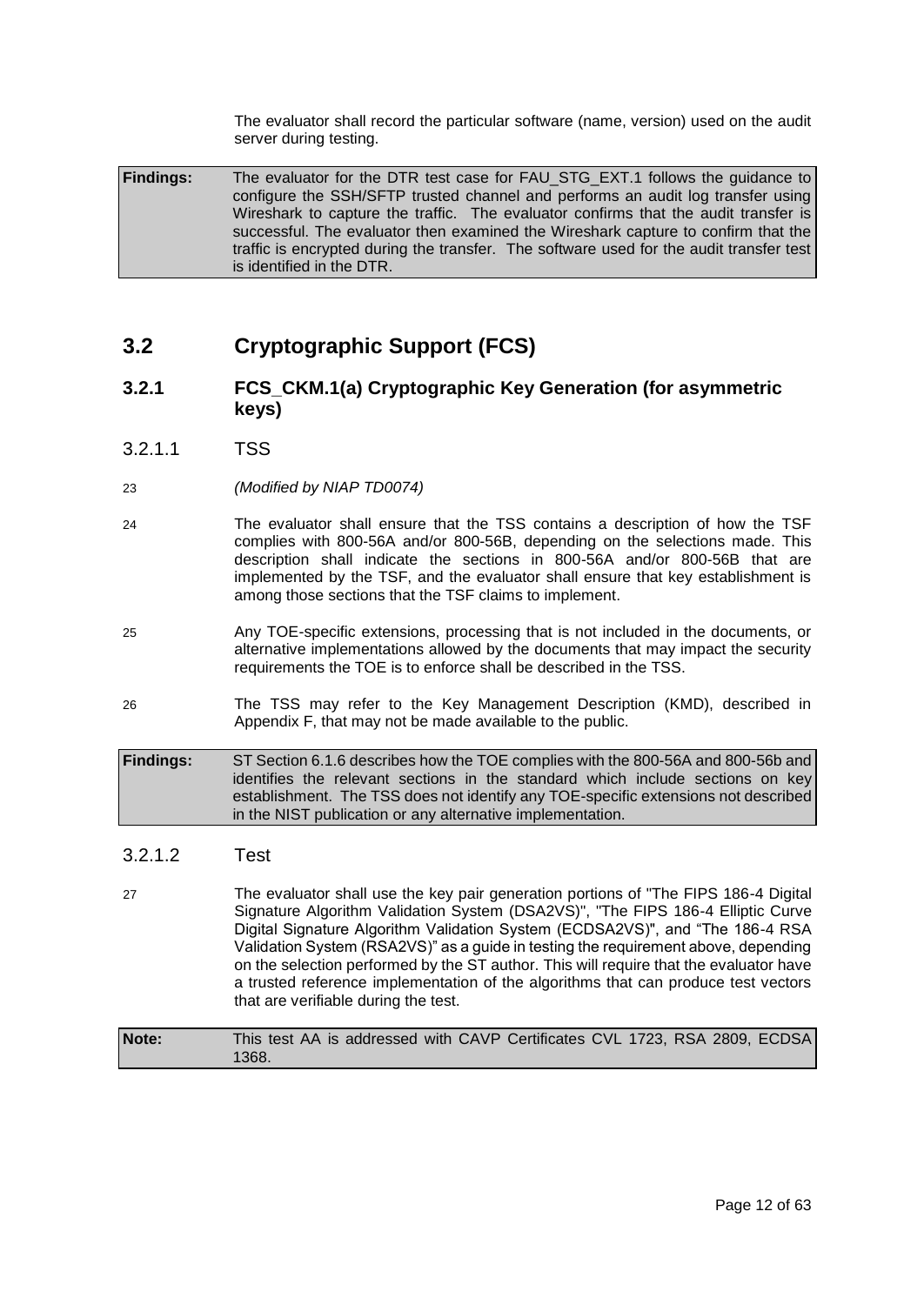The evaluator shall record the particular software (name, version) used on the audit server during testing.

| **Findings:** | The evaluator for the DTR test case for FAU_STG_EXT.1 follows the guidance to configure the SSH/SFTP trusted channel and performs an audit log transfer using Wireshark to capture the traffic. The evaluator confirms that the audit transfer is successful. The evaluator then examined the Wireshark capture to confirm that the traffic is encrypted during the transfer. The software used for the audit transfer test is identified in the DTR. |
|---|---|

## 3.2 Cryptographic Support (FCS)

### 3.2.1 FCS_CKM.1(a) Cryptographic Key Generation (for asymmetric keys)

#### 3.2.1.1 TSS

23 *(Modified by NIAP TD0074)*

24 The evaluator shall ensure that the TSS contains a description of how the TSF complies with 800-56A and/or 800-56B, depending on the selections made. This description shall indicate the sections in 800-56A and/or 800-56B that are implemented by the TSF, and the evaluator shall ensure that key establishment is among those sections that the TSF claims to implement.

25 Any TOE-specific extensions, processing that is not included in the documents, or alternative implementations allowed by the documents that may impact the security requirements the TOE is to enforce shall be described in the TSS.

26 The TSS may refer to the Key Management Description (KMD), described in Appendix F, that may not be made available to the public.

| **Findings:** | ST Section 6.1.6 describes how the TOE complies with the 800-56A and 800-56b and identifies the relevant sections in the standard which include sections on key establishment. The TSS does not identify any TOE-specific extensions not described in the NIST publication or any alternative implementation. |
|---|---|

#### 3.2.1.2 Test

27 The evaluator shall use the key pair generation portions of "The FIPS 186-4 Digital Signature Algorithm Validation System (DSA2VS)", "The FIPS 186-4 Elliptic Curve Digital Signature Algorithm Validation System (ECDSA2VS)", and "The 186-4 RSA Validation System (RSA2VS)" as a guide in testing the requirement above, depending on the selection performed by the ST author. This will require that the evaluator have a trusted reference implementation of the algorithms that can produce test vectors that are verifiable during the test.

| **Note:** | This test AA is addressed with CAVP Certificates CVL 1723, RSA 2809, ECDSA 1368. |
|---|---|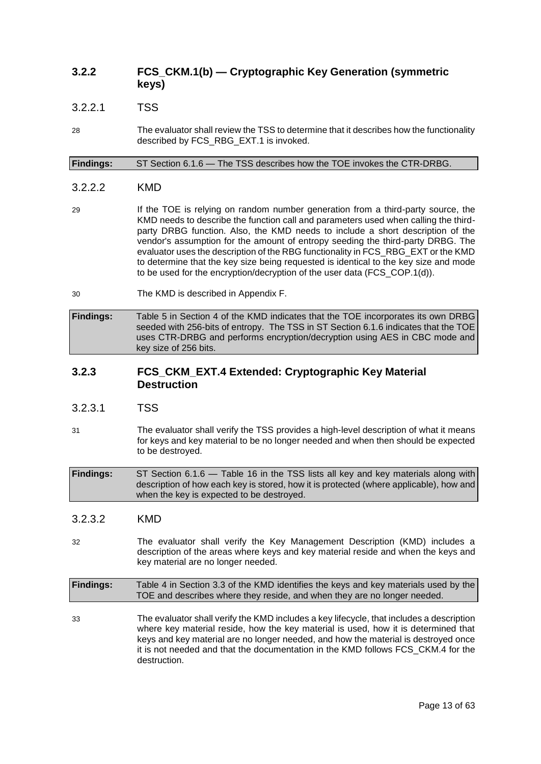### 3.2.2 FCS_CKM.1(b) — Cryptographic Key Generation (symmetric keys)

#### 3.2.2.1 TSS

28 The evaluator shall review the TSS to determine that it describes how the functionality described by FCS_RBG_EXT.1 is invoked.

| **Findings:** | ST Section 6.1.6 — The TSS describes how the TOE invokes the CTR-DRBG. |
|---|---|

#### 3.2.2.2 KMD

29 If the TOE is relying on random number generation from a third-party source, the KMD needs to describe the function call and parameters used when calling the third-party DRBG function. Also, the KMD needs to include a short description of the vendor's assumption for the amount of entropy seeding the third-party DRBG. The evaluator uses the description of the RBG functionality in FCS_RBG_EXT or the KMD to determine that the key size being requested is identical to the key size and mode to be used for the encryption/decryption of the user data (FCS_COP.1(d)).

30 The KMD is described in Appendix F.

| **Findings:** | Table 5 in Section 4 of the KMD indicates that the TOE incorporates its own DRBG seeded with 256-bits of entropy. The TSS in ST Section 6.1.6 indicates that the TOE uses CTR-DRBG and performs encryption/decryption using AES in CBC mode and key size of 256 bits. |
|---|---|

### 3.2.3 FCS_CKM_EXT.4 Extended: Cryptographic Key Material Destruction

#### 3.2.3.1 TSS

31 The evaluator shall verify the TSS provides a high-level description of what it means for keys and key material to be no longer needed and when then should be expected to be destroyed.

| **Findings:** | ST Section 6.1.6 — Table 16 in the TSS lists all key and key materials along with description of how each key is stored, how it is protected (where applicable), how and when the key is expected to be destroyed. |
|---|---|

#### 3.2.3.2 KMD

32 The evaluator shall verify the Key Management Description (KMD) includes a description of the areas where keys and key material reside and when the keys and key material are no longer needed.

| **Findings:** | Table 4 in Section 3.3 of the KMD identifies the keys and key materials used by the TOE and describes where they reside, and when they are no longer needed. |
|---|---|

33 The evaluator shall verify the KMD includes a key lifecycle, that includes a description where key material reside, how the key material is used, how it is determined that keys and key material are no longer needed, and how the material is destroyed once it is not needed and that the documentation in the KMD follows FCS_CKM.4 for the destruction.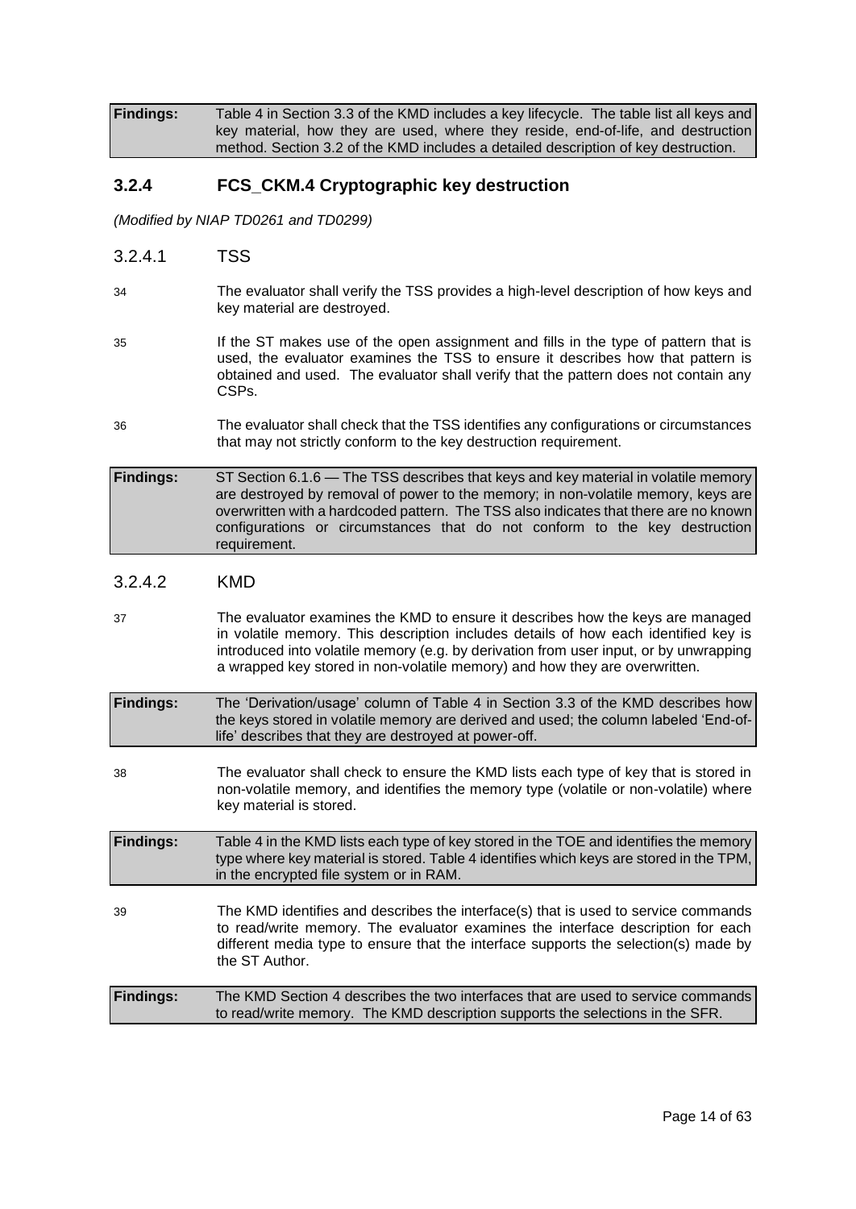| **Findings:** | Table 4 in Section 3.3 of the KMD includes a key lifecycle. The table list all keys and key material, how they are used, where they reside, end-of-life, and destruction method. Section 3.2 of the KMD includes a detailed description of key destruction. |
|---|---|

### 3.2.4 FCS_CKM.4 Cryptographic key destruction

*(Modified by NIAP TD0261 and TD0299)*

#### 3.2.4.1 TSS

34 The evaluator shall verify the TSS provides a high-level description of how keys and key material are destroyed.

35 If the ST makes use of the open assignment and fills in the type of pattern that is used, the evaluator examines the TSS to ensure it describes how that pattern is obtained and used. The evaluator shall verify that the pattern does not contain any CSPs.

36 The evaluator shall check that the TSS identifies any configurations or circumstances that may not strictly conform to the key destruction requirement.

| **Findings:** | ST Section 6.1.6 — The TSS describes that keys and key material in volatile memory are destroyed by removal of power to the memory; in non-volatile memory, keys are overwritten with a hardcoded pattern. The TSS also indicates that there are no known configurations or circumstances that do not conform to the key destruction requirement. |
|---|---|

#### 3.2.4.2 KMD

37 The evaluator examines the KMD to ensure it describes how the keys are managed in volatile memory. This description includes details of how each identified key is introduced into volatile memory (e.g. by derivation from user input, or by unwrapping a wrapped key stored in non-volatile memory) and how they are overwritten.

| **Findings:** | The 'Derivation/usage' column of Table 4 in Section 3.3 of the KMD describes how the keys stored in volatile memory are derived and used; the column labeled 'End-of-life' describes that they are destroyed at power-off. |
|---|---|

38 The evaluator shall check to ensure the KMD lists each type of key that is stored in non-volatile memory, and identifies the memory type (volatile or non-volatile) where key material is stored.

| **Findings:** | Table 4 in the KMD lists each type of key stored in the TOE and identifies the memory type where key material is stored. Table 4 identifies which keys are stored in the TPM, in the encrypted file system or in RAM. |
|---|---|

39 The KMD identifies and describes the interface(s) that is used to service commands to read/write memory. The evaluator examines the interface description for each different media type to ensure that the interface supports the selection(s) made by the ST Author.

| **Findings:** | The KMD Section 4 describes the two interfaces that are used to service commands to read/write memory. The KMD description supports the selections in the SFR. |
|---|---|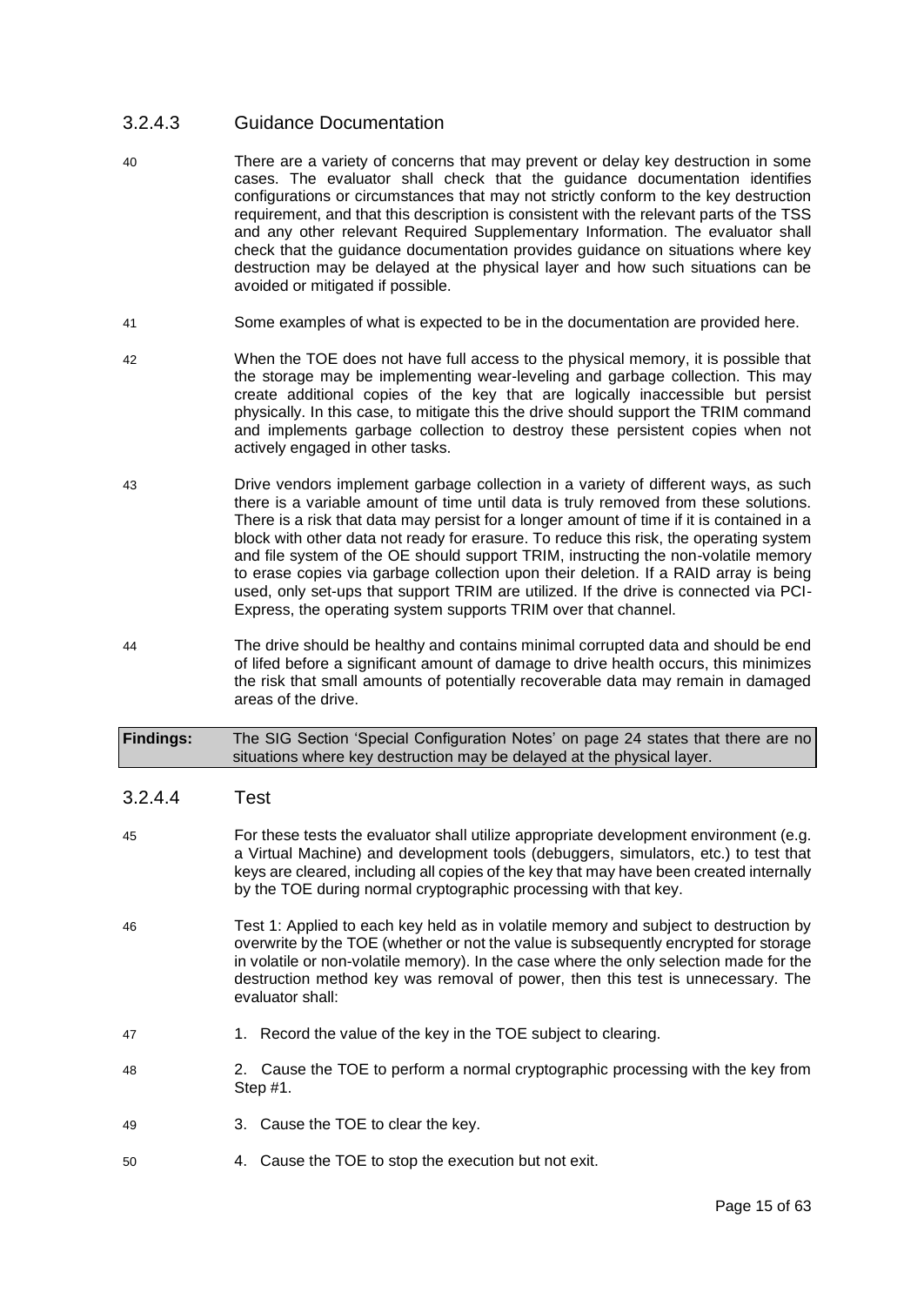### 3.2.4.3 Guidance Documentation

40 There are a variety of concerns that may prevent or delay key destruction in some cases. The evaluator shall check that the guidance documentation identifies configurations or circumstances that may not strictly conform to the key destruction requirement, and that this description is consistent with the relevant parts of the TSS and any other relevant Required Supplementary Information. The evaluator shall check that the guidance documentation provides guidance on situations where key destruction may be delayed at the physical layer and how such situations can be avoided or mitigated if possible.

41 Some examples of what is expected to be in the documentation are provided here.

42 When the TOE does not have full access to the physical memory, it is possible that the storage may be implementing wear-leveling and garbage collection. This may create additional copies of the key that are logically inaccessible but persist physically. In this case, to mitigate this the drive should support the TRIM command and implements garbage collection to destroy these persistent copies when not actively engaged in other tasks.

43 Drive vendors implement garbage collection in a variety of different ways, as such there is a variable amount of time until data is truly removed from these solutions. There is a risk that data may persist for a longer amount of time if it is contained in a block with other data not ready for erasure. To reduce this risk, the operating system and file system of the OE should support TRIM, instructing the non-volatile memory to erase copies via garbage collection upon their deletion. If a RAID array is being used, only set-ups that support TRIM are utilized. If the drive is connected via PCI-Express, the operating system supports TRIM over that channel.

44 The drive should be healthy and contains minimal corrupted data and should be end of lifed before a significant amount of damage to drive health occurs, this minimizes the risk that small amounts of potentially recoverable data may remain in damaged areas of the drive.

| **Findings:** | The SIG Section 'Special Configuration Notes' on page 24 states that there are no situations where key destruction may be delayed at the physical layer. |
|---|---|

### 3.2.4.4 Test

45 For these tests the evaluator shall utilize appropriate development environment (e.g. a Virtual Machine) and development tools (debuggers, simulators, etc.) to test that keys are cleared, including all copies of the key that may have been created internally by the TOE during normal cryptographic processing with that key.

46 Test 1: Applied to each key held as in volatile memory and subject to destruction by overwrite by the TOE (whether or not the value is subsequently encrypted for storage in volatile or non-volatile memory). In the case where the only selection made for the destruction method key was removal of power, then this test is unnecessary. The evaluator shall:

47 1. Record the value of the key in the TOE subject to clearing.

48 2. Cause the TOE to perform a normal cryptographic processing with the key from Step #1.

49 3. Cause the TOE to clear the key.

50 4. Cause the TOE to stop the execution but not exit.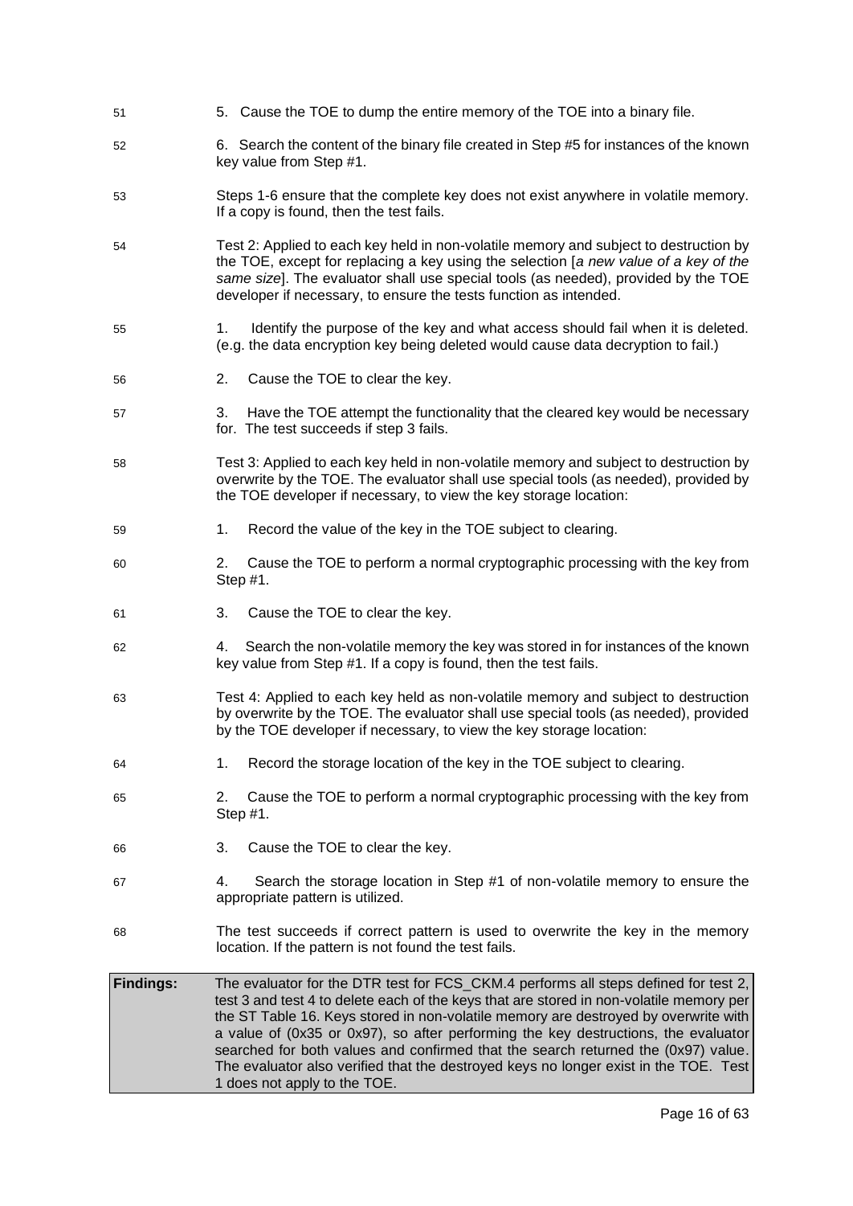51 5. Cause the TOE to dump the entire memory of the TOE into a binary file.

52 6. Search the content of the binary file created in Step #5 for instances of the known key value from Step #1.

53 Steps 1-6 ensure that the complete key does not exist anywhere in volatile memory. If a copy is found, then the test fails.

54 Test 2: Applied to each key held in non-volatile memory and subject to destruction by the TOE, except for replacing a key using the selection [*a new value of a key of the same size*]. The evaluator shall use special tools (as needed), provided by the TOE developer if necessary, to ensure the tests function as intended.

55 1. Identify the purpose of the key and what access should fail when it is deleted. (e.g. the data encryption key being deleted would cause data decryption to fail.)

56 2. Cause the TOE to clear the key.

57 3. Have the TOE attempt the functionality that the cleared key would be necessary for. The test succeeds if step 3 fails.

58 Test 3: Applied to each key held in non-volatile memory and subject to destruction by overwrite by the TOE. The evaluator shall use special tools (as needed), provided by the TOE developer if necessary, to view the key storage location:

59 1. Record the value of the key in the TOE subject to clearing.

60 2. Cause the TOE to perform a normal cryptographic processing with the key from Step #1.

61 3. Cause the TOE to clear the key.

62 4. Search the non-volatile memory the key was stored in for instances of the known key value from Step #1. If a copy is found, then the test fails.

63 Test 4: Applied to each key held as non-volatile memory and subject to destruction by overwrite by the TOE. The evaluator shall use special tools (as needed), provided by the TOE developer if necessary, to view the key storage location:

64 1. Record the storage location of the key in the TOE subject to clearing.

65 2. Cause the TOE to perform a normal cryptographic processing with the key from Step #1.

66 3. Cause the TOE to clear the key.

67 4. Search the storage location in Step #1 of non-volatile memory to ensure the appropriate pattern is utilized.

68 The test succeeds if correct pattern is used to overwrite the key in the memory location. If the pattern is not found the test fails.

| **Findings:** | The evaluator for the DTR test for FCS_CKM.4 performs all steps defined for test 2, test 3 and test 4 to delete each of the keys that are stored in non-volatile memory per the ST Table 16. Keys stored in non-volatile memory are destroyed by overwrite with a value of (0x35 or 0x97), so after performing the key destructions, the evaluator searched for both values and confirmed that the search returned the (0x97) value. The evaluator also verified that the destroyed keys no longer exist in the TOE. Test 1 does not apply to the TOE. |
|---|---|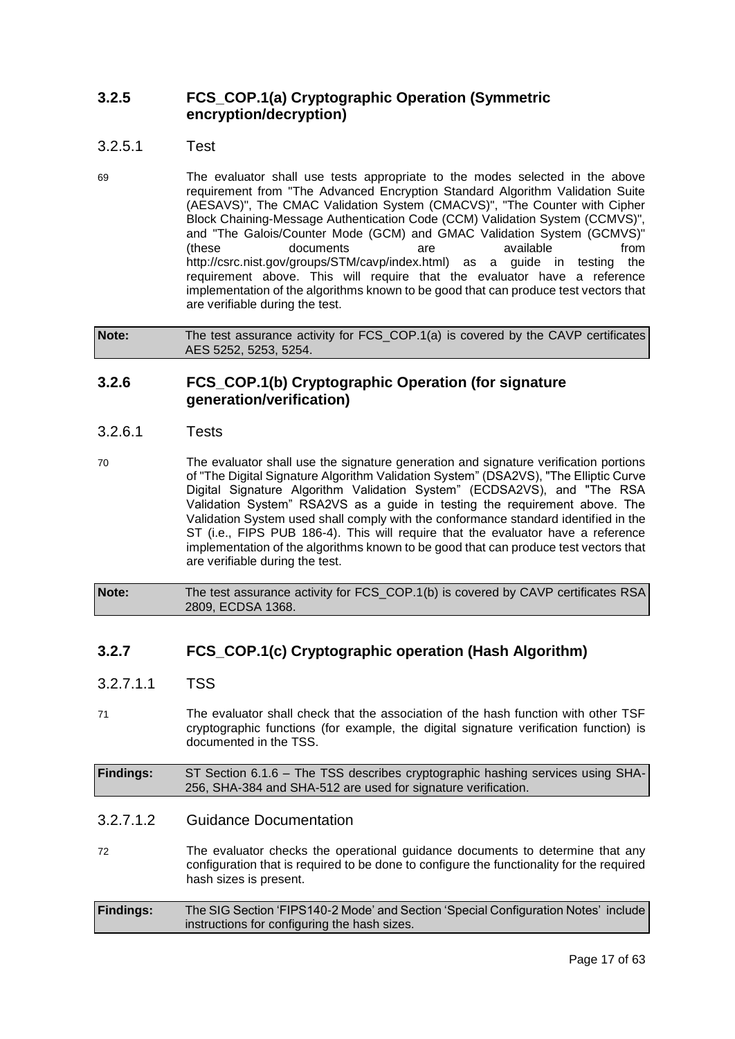### 3.2.5 FCS_COP.1(a) Cryptographic Operation (Symmetric encryption/decryption)

#### 3.2.5.1 Test

69 The evaluator shall use tests appropriate to the modes selected in the above requirement from "The Advanced Encryption Standard Algorithm Validation Suite (AESAVS)", The CMAC Validation System (CMACVS)", "The Counter with Cipher Block Chaining-Message Authentication Code (CCM) Validation System (CCMVS)", and "The Galois/Counter Mode (GCM) and GMAC Validation System (GCMVS)" (these documents are available from http://csrc.nist.gov/groups/STM/cavp/index.html) as a guide in testing the requirement above. This will require that the evaluator have a reference implementation of the algorithms known to be good that can produce test vectors that are verifiable during the test.

| **Note:** | The test assurance activity for FCS_COP.1(a) is covered by the CAVP certificates AES 5252, 5253, 5254. |
|---|---|

### 3.2.6 FCS_COP.1(b) Cryptographic Operation (for signature generation/verification)

#### 3.2.6.1 Tests

70 The evaluator shall use the signature generation and signature verification portions of "The Digital Signature Algorithm Validation System" (DSA2VS), "The Elliptic Curve Digital Signature Algorithm Validation System" (ECDSA2VS), and "The RSA Validation System" RSA2VS as a guide in testing the requirement above. The Validation System used shall comply with the conformance standard identified in the ST (i.e., FIPS PUB 186-4). This will require that the evaluator have a reference implementation of the algorithms known to be good that can produce test vectors that are verifiable during the test.

| **Note:** | The test assurance activity for FCS_COP.1(b) is covered by CAVP certificates RSA 2809, ECDSA 1368. |
|---|---|

### 3.2.7 FCS_COP.1(c) Cryptographic operation (Hash Algorithm)

#### 3.2.7.1.1 TSS

71 The evaluator shall check that the association of the hash function with other TSF cryptographic functions (for example, the digital signature verification function) is documented in the TSS.

| **Findings:** | ST Section 6.1.6 – The TSS describes cryptographic hashing services using SHA-256, SHA-384 and SHA-512 are used for signature verification. |
|---|---|

#### 3.2.7.1.2 Guidance Documentation

72 The evaluator checks the operational guidance documents to determine that any configuration that is required to be done to configure the functionality for the required hash sizes is present.

| **Findings:** | The SIG Section 'FIPS140-2 Mode' and Section 'Special Configuration Notes' include instructions for configuring the hash sizes. |
|---|---|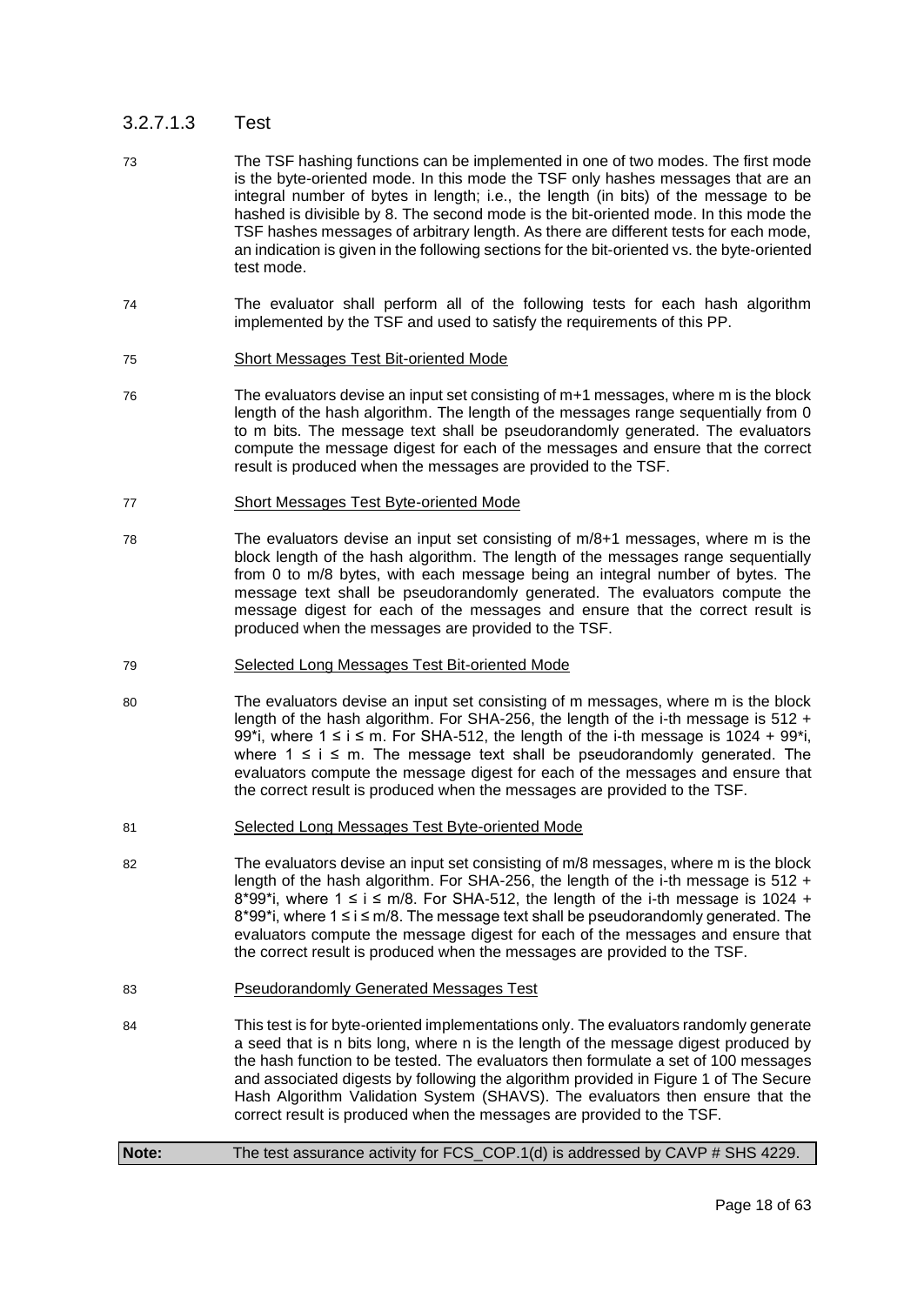### 3.2.7.1.3 Test

73 The TSF hashing functions can be implemented in one of two modes. The first mode is the byte-oriented mode. In this mode the TSF only hashes messages that are an integral number of bytes in length; i.e., the length (in bits) of the message to be hashed is divisible by 8. The second mode is the bit-oriented mode. In this mode the TSF hashes messages of arbitrary length. As there are different tests for each mode, an indication is given in the following sections for the bit-oriented vs. the byte-oriented test mode.

74 The evaluator shall perform all of the following tests for each hash algorithm implemented by the TSF and used to satisfy the requirements of this PP.

75 Short Messages Test Bit-oriented Mode

76 The evaluators devise an input set consisting of m+1 messages, where m is the block length of the hash algorithm. The length of the messages range sequentially from 0 to m bits. The message text shall be pseudorandomly generated. The evaluators compute the message digest for each of the messages and ensure that the correct result is produced when the messages are provided to the TSF.

77 Short Messages Test Byte-oriented Mode

78 The evaluators devise an input set consisting of m/8+1 messages, where m is the block length of the hash algorithm. The length of the messages range sequentially from 0 to m/8 bytes, with each message being an integral number of bytes. The message text shall be pseudorandomly generated. The evaluators compute the message digest for each of the messages and ensure that the correct result is produced when the messages are provided to the TSF.

79 Selected Long Messages Test Bit-oriented Mode

80 The evaluators devise an input set consisting of m messages, where m is the block length of the hash algorithm. For SHA-256, the length of the i-th message is $512 + 99*i$, where $1 \leq i \leq m$. For SHA-512, the length of the i-th message is $1024 + 99*i$, where $1 \leq i \leq m$. The message text shall be pseudorandomly generated. The evaluators compute the message digest for each of the messages and ensure that the correct result is produced when the messages are provided to the TSF.

81 Selected Long Messages Test Byte-oriented Mode

82 The evaluators devise an input set consisting of m/8 messages, where m is the block length of the hash algorithm. For SHA-256, the length of the i-th message is $512 + 8*99*i$, where $1 \leq i \leq m/8$. For SHA-512, the length of the i-th message is $1024 + 8*99*i$, where $1 \leq i \leq m/8$. The message text shall be pseudorandomly generated. The evaluators compute the message digest for each of the messages and ensure that the correct result is produced when the messages are provided to the TSF.

83 Pseudorandomly Generated Messages Test

84 This test is for byte-oriented implementations only. The evaluators randomly generate a seed that is n bits long, where n is the length of the message digest produced by the hash function to be tested. The evaluators then formulate a set of 100 messages and associated digests by following the algorithm provided in Figure 1 of The Secure Hash Algorithm Validation System (SHAVS). The evaluators then ensure that the correct result is produced when the messages are provided to the TSF.

| **Note:** | The test assurance activity for FCS_COP.1(d) is addressed by CAVP # SHS 4229. |
|---|---|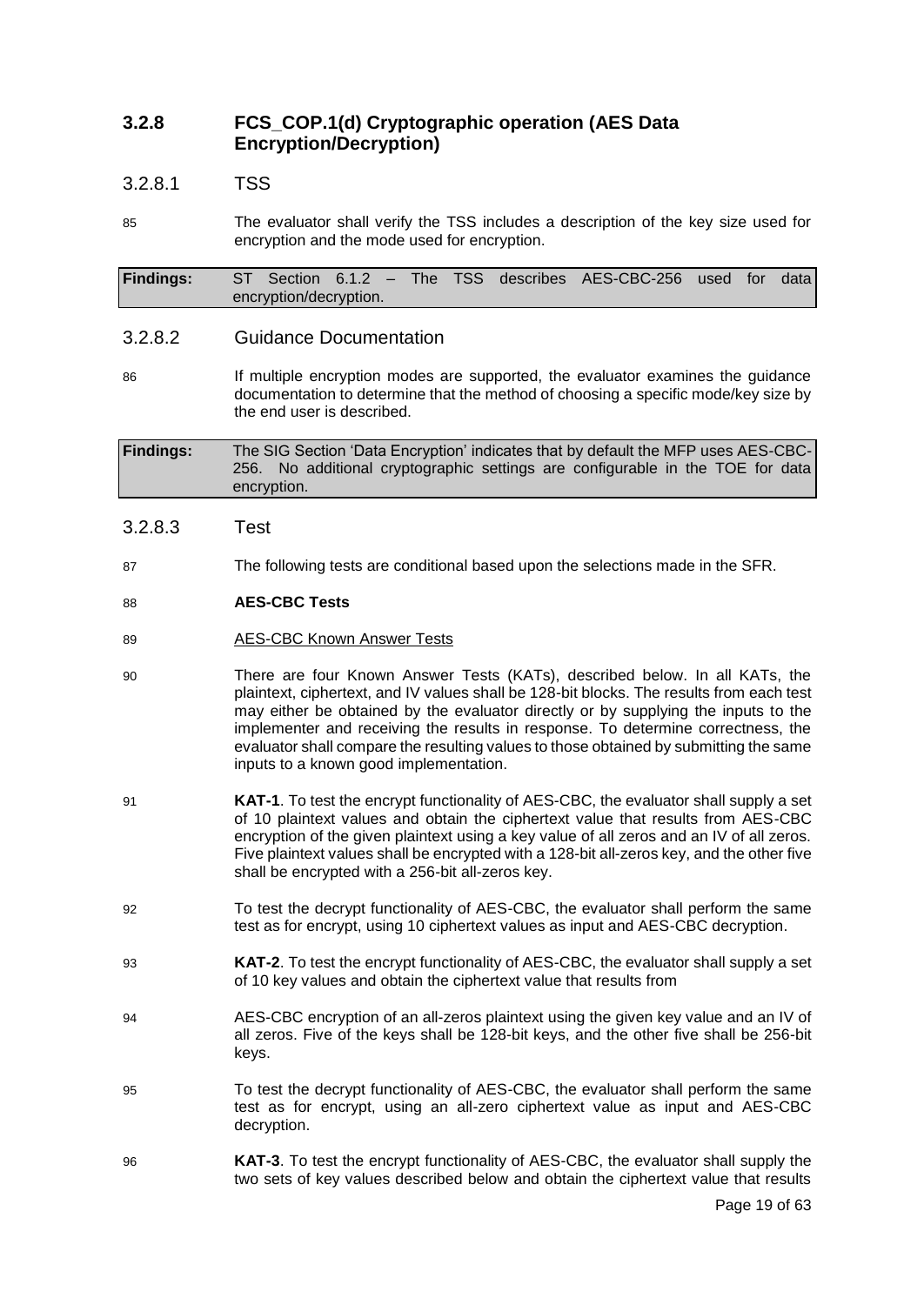### 3.2.8 FCS_COP.1(d) Cryptographic operation (AES Data Encryption/Decryption)

#### 3.2.8.1 TSS

85 The evaluator shall verify the TSS includes a description of the key size used for encryption and the mode used for encryption.

| **Findings:** | ST Section 6.1.2 – The TSS describes AES-CBC-256 used for data encryption/decryption. |
|---|---|

#### 3.2.8.2 Guidance Documentation

86 If multiple encryption modes are supported, the evaluator examines the guidance documentation to determine that the method of choosing a specific mode/key size by the end user is described.

| **Findings:** | The SIG Section 'Data Encryption' indicates that by default the MFP uses AES-CBC-256. No additional cryptographic settings are configurable in the TOE for data encryption. |
|---|---|

#### 3.2.8.3 Test

87 The following tests are conditional based upon the selections made in the SFR.

88 **AES-CBC Tests**

89 AES-CBC Known Answer Tests

90 There are four Known Answer Tests (KATs), described below. In all KATs, the plaintext, ciphertext, and IV values shall be 128-bit blocks. The results from each test may either be obtained by the evaluator directly or by supplying the inputs to the implementer and receiving the results in response. To determine correctness, the evaluator shall compare the resulting values to those obtained by submitting the same inputs to a known good implementation.

91 **KAT-1**. To test the encrypt functionality of AES-CBC, the evaluator shall supply a set of 10 plaintext values and obtain the ciphertext value that results from AES-CBC encryption of the given plaintext using a key value of all zeros and an IV of all zeros. Five plaintext values shall be encrypted with a 128-bit all-zeros key, and the other five shall be encrypted with a 256-bit all-zeros key.

92 To test the decrypt functionality of AES-CBC, the evaluator shall perform the same test as for encrypt, using 10 ciphertext values as input and AES-CBC decryption.

93 **KAT-2**. To test the encrypt functionality of AES-CBC, the evaluator shall supply a set of 10 key values and obtain the ciphertext value that results from

94 AES-CBC encryption of an all-zeros plaintext using the given key value and an IV of all zeros. Five of the keys shall be 128-bit keys, and the other five shall be 256-bit keys.

95 To test the decrypt functionality of AES-CBC, the evaluator shall perform the same test as for encrypt, using an all-zero ciphertext value as input and AES-CBC decryption.

96 **KAT-3**. To test the encrypt functionality of AES-CBC, the evaluator shall supply the two sets of key values described below and obtain the ciphertext value that results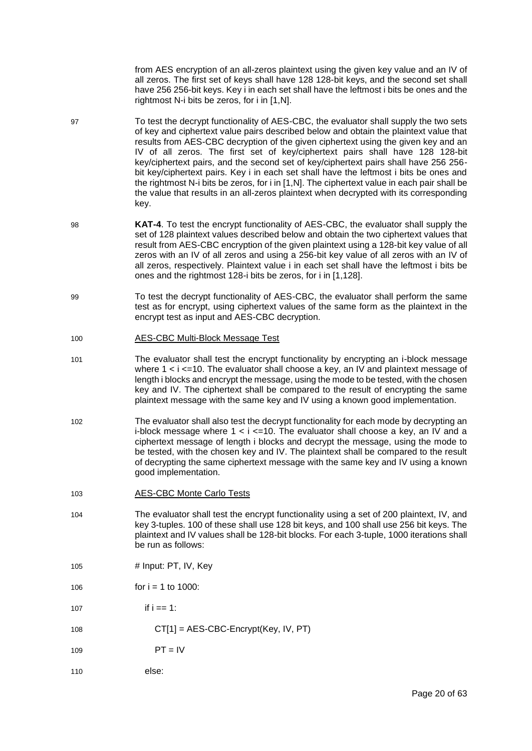from AES encryption of an all-zeros plaintext using the given key value and an IV of all zeros. The first set of keys shall have 128 128-bit keys, and the second set shall have 256 256-bit keys. Key i in each set shall have the leftmost i bits be ones and the rightmost N-i bits be zeros, for i in [1,N].

97 To test the decrypt functionality of AES-CBC, the evaluator shall supply the two sets of key and ciphertext value pairs described below and obtain the plaintext value that results from AES-CBC decryption of the given ciphertext using the given key and an IV of all zeros. The first set of key/ciphertext pairs shall have 128 128-bit key/ciphertext pairs, and the second set of key/ciphertext pairs shall have 256 256-bit key/ciphertext pairs. Key i in each set shall have the leftmost i bits be ones and the rightmost N-i bits be zeros, for i in [1,N]. The ciphertext value in each pair shall be the value that results in an all-zeros plaintext when decrypted with its corresponding key.

98 **KAT-4**. To test the encrypt functionality of AES-CBC, the evaluator shall supply the set of 128 plaintext values described below and obtain the two ciphertext values that result from AES-CBC encryption of the given plaintext using a 128-bit key value of all zeros with an IV of all zeros and using a 256-bit key value of all zeros with an IV of all zeros, respectively. Plaintext value i in each set shall have the leftmost i bits be ones and the rightmost 128-i bits be zeros, for i in [1,128].

99 To test the decrypt functionality of AES-CBC, the evaluator shall perform the same test as for encrypt, using ciphertext values of the same form as the plaintext in the encrypt test as input and AES-CBC decryption.

100 AES-CBC Multi-Block Message Test

101 The evaluator shall test the encrypt functionality by encrypting an i-block message where 1 < i <=10. The evaluator shall choose a key, an IV and plaintext message of length i blocks and encrypt the message, using the mode to be tested, with the chosen key and IV. The ciphertext shall be compared to the result of encrypting the same plaintext message with the same key and IV using a known good implementation.

102 The evaluator shall also test the decrypt functionality for each mode by decrypting an i-block message where 1 < i <=10. The evaluator shall choose a key, an IV and a ciphertext message of length i blocks and decrypt the message, using the mode to be tested, with the chosen key and IV. The plaintext shall be compared to the result of decrypting the same ciphertext message with the same key and IV using a known good implementation.

103 AES-CBC Monte Carlo Tests

104 The evaluator shall test the encrypt functionality using a set of 200 plaintext, IV, and key 3-tuples. 100 of these shall use 128 bit keys, and 100 shall use 256 bit keys. The plaintext and IV values shall be 128-bit blocks. For each 3-tuple, 1000 iterations shall be run as follows:

```
105  # Input: PT, IV, Key
106  for i = 1 to 1000:
107      if i == 1:
108          CT[1] = AES-CBC-Encrypt(Key, IV, PT)
109          PT = IV
110      else:
```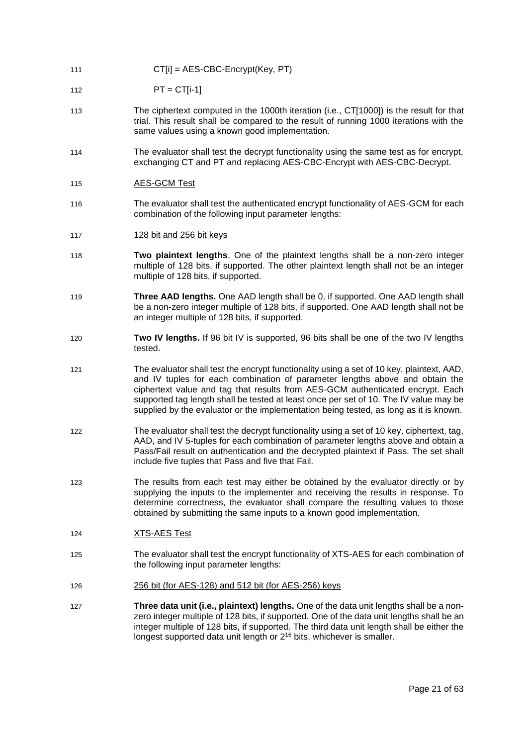111 CT[i] = AES-CBC-Encrypt(Key, PT)

112 PT = CT[i-1]

113 The ciphertext computed in the 1000th iteration (i.e., CT[1000]) is the result for that trial. This result shall be compared to the result of running 1000 iterations with the same values using a known good implementation.

114 The evaluator shall test the decrypt functionality using the same test as for encrypt, exchanging CT and PT and replacing AES-CBC-Encrypt with AES-CBC-Decrypt.

115 <u>AES-GCM Test</u>

116 The evaluator shall test the authenticated encrypt functionality of AES-GCM for each combination of the following input parameter lengths:

117 <u>128 bit and 256 bit keys</u>

118 **Two plaintext lengths**. One of the plaintext lengths shall be a non-zero integer multiple of 128 bits, if supported. The other plaintext length shall not be an integer multiple of 128 bits, if supported.

119 **Three AAD lengths.** One AAD length shall be 0, if supported. One AAD length shall be a non-zero integer multiple of 128 bits, if supported. One AAD length shall not be an integer multiple of 128 bits, if supported.

120 **Two IV lengths.** If 96 bit IV is supported, 96 bits shall be one of the two IV lengths tested.

121 The evaluator shall test the encrypt functionality using a set of 10 key, plaintext, AAD, and IV tuples for each combination of parameter lengths above and obtain the ciphertext value and tag that results from AES-GCM authenticated encrypt. Each supported tag length shall be tested at least once per set of 10. The IV value may be supplied by the evaluator or the implementation being tested, as long as it is known.

122 The evaluator shall test the decrypt functionality using a set of 10 key, ciphertext, tag, AAD, and IV 5-tuples for each combination of parameter lengths above and obtain a Pass/Fail result on authentication and the decrypted plaintext if Pass. The set shall include five tuples that Pass and five that Fail.

123 The results from each test may either be obtained by the evaluator directly or by supplying the inputs to the implementer and receiving the results in response. To determine correctness, the evaluator shall compare the resulting values to those obtained by submitting the same inputs to a known good implementation.

124 <u>XTS-AES Test</u>

125 The evaluator shall test the encrypt functionality of XTS-AES for each combination of the following input parameter lengths:

126 <u>256 bit (for AES-128) and 512 bit (for AES-256) keys</u>

127 **Three data unit (i.e., plaintext) lengths.** One of the data unit lengths shall be a non-zero integer multiple of 128 bits, if supported. One of the data unit lengths shall be an integer multiple of 128 bits, if supported. The third data unit length shall be either the longest supported data unit length or $2^{16}$ bits, whichever is smaller.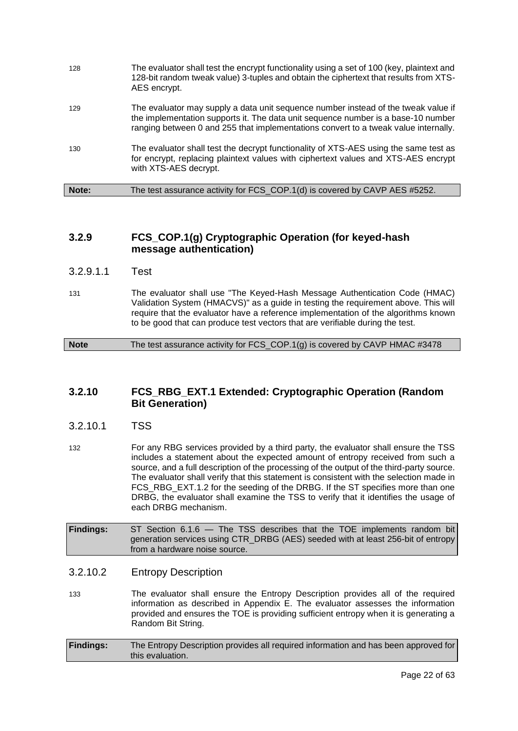128 The evaluator shall test the encrypt functionality using a set of 100 (key, plaintext and 128-bit random tweak value) 3-tuples and obtain the ciphertext that results from XTS-AES encrypt.

129 The evaluator may supply a data unit sequence number instead of the tweak value if the implementation supports it. The data unit sequence number is a base-10 number ranging between 0 and 255 that implementations convert to a tweak value internally.

130 The evaluator shall test the decrypt functionality of XTS-AES using the same test as for encrypt, replacing plaintext values with ciphertext values and XTS-AES encrypt with XTS-AES decrypt.

| **Note:** | The test assurance activity for FCS_COP.1(d) is covered by CAVP AES #5252. |
|---|---|

### 3.2.9 FCS_COP.1(g) Cryptographic Operation (for keyed-hash message authentication)

#### 3.2.9.1.1 Test

131 The evaluator shall use "The Keyed-Hash Message Authentication Code (HMAC) Validation System (HMACVS)" as a guide in testing the requirement above. This will require that the evaluator have a reference implementation of the algorithms known to be good that can produce test vectors that are verifiable during the test.

| **Note** | The test assurance activity for FCS_COP.1(g) is covered by CAVP HMAC #3478 |
|---|---|

### 3.2.10 FCS_RBG_EXT.1 Extended: Cryptographic Operation (Random Bit Generation)

#### 3.2.10.1 TSS

132 For any RBG services provided by a third party, the evaluator shall ensure the TSS includes a statement about the expected amount of entropy received from such a source, and a full description of the processing of the output of the third-party source. The evaluator shall verify that this statement is consistent with the selection made in FCS_RBG_EXT.1.2 for the seeding of the DRBG. If the ST specifies more than one DRBG, the evaluator shall examine the TSS to verify that it identifies the usage of each DRBG mechanism.

| **Findings:** | ST Section 6.1.6 — The TSS describes that the TOE implements random bit generation services using CTR_DRBG (AES) seeded with at least 256-bit of entropy from a hardware noise source. |
|---|---|

#### 3.2.10.2 Entropy Description

133 The evaluator shall ensure the Entropy Description provides all of the required information as described in Appendix E. The evaluator assesses the information provided and ensures the TOE is providing sufficient entropy when it is generating a Random Bit String.

| **Findings:** | The Entropy Description provides all required information and has been approved for this evaluation. |
|---|---|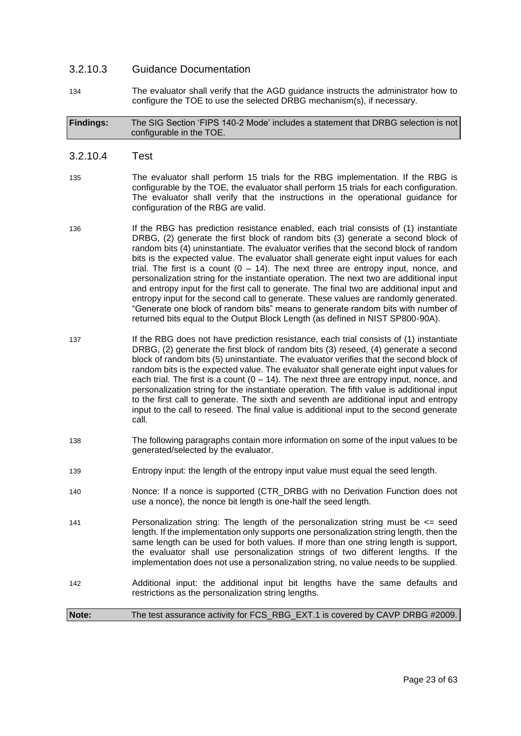#### 3.2.10.3 Guidance Documentation

134 The evaluator shall verify that the AGD guidance instructs the administrator how to configure the TOE to use the selected DRBG mechanism(s), if necessary.

| **Findings:** | The SIG Section 'FIPS 140-2 Mode' includes a statement that DRBG selection is not configurable in the TOE. |
|---|---|

#### 3.2.10.4 Test

135 The evaluator shall perform 15 trials for the RBG implementation. If the RBG is configurable by the TOE, the evaluator shall perform 15 trials for each configuration. The evaluator shall verify that the instructions in the operational guidance for configuration of the RBG are valid.

136 If the RBG has prediction resistance enabled, each trial consists of (1) instantiate DRBG, (2) generate the first block of random bits (3) generate a second block of random bits (4) uninstantiate. The evaluator verifies that the second block of random bits is the expected value. The evaluator shall generate eight input values for each trial. The first is a count (0 – 14). The next three are entropy input, nonce, and personalization string for the instantiate operation. The next two are additional input and entropy input for the first call to generate. The final two are additional input and entropy input for the second call to generate. These values are randomly generated. "Generate one block of random bits" means to generate random bits with number of returned bits equal to the Output Block Length (as defined in NIST SP800-90A).

137 If the RBG does not have prediction resistance, each trial consists of (1) instantiate DRBG, (2) generate the first block of random bits (3) reseed, (4) generate a second block of random bits (5) uninstantiate. The evaluator verifies that the second block of random bits is the expected value. The evaluator shall generate eight input values for each trial. The first is a count (0 – 14). The next three are entropy input, nonce, and personalization string for the instantiate operation. The fifth value is additional input to the first call to generate. The sixth and seventh are additional input and entropy input to the call to reseed. The final value is additional input to the second generate call.

138 The following paragraphs contain more information on some of the input values to be generated/selected by the evaluator.

139 Entropy input: the length of the entropy input value must equal the seed length.

140 Nonce: If a nonce is supported (CTR_DRBG with no Derivation Function does not use a nonce), the nonce bit length is one-half the seed length.

141 Personalization string: The length of the personalization string must be <= seed length. If the implementation only supports one personalization string length, then the same length can be used for both values. If more than one string length is support, the evaluator shall use personalization strings of two different lengths. If the implementation does not use a personalization string, no value needs to be supplied.

142 Additional input: the additional input bit lengths have the same defaults and restrictions as the personalization string lengths.

| **Note:** | The test assurance activity for FCS_RBG_EXT.1 is covered by CAVP DRBG #2009. |
|---|---|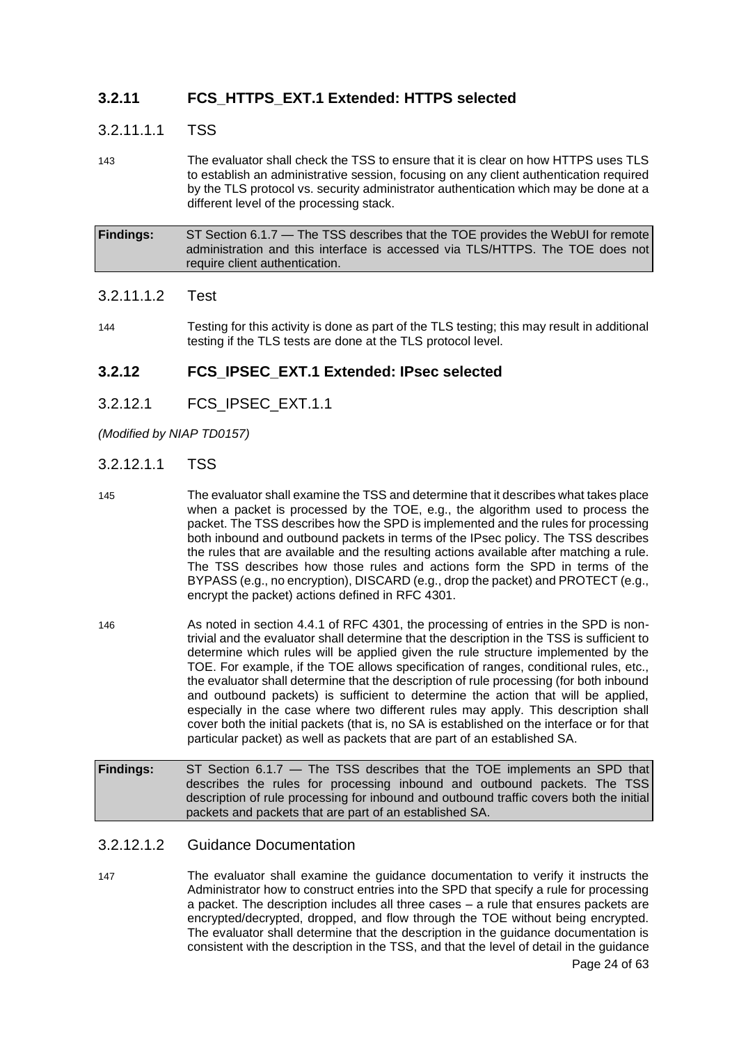### 3.2.11 FCS_HTTPS_EXT.1 Extended: HTTPS selected

#### 3.2.11.1.1 TSS

143 The evaluator shall check the TSS to ensure that it is clear on how HTTPS uses TLS to establish an administrative session, focusing on any client authentication required by the TLS protocol vs. security administrator authentication which may be done at a different level of the processing stack.

| **Findings:** | ST Section 6.1.7 — The TSS describes that the TOE provides the WebUI for remote administration and this interface is accessed via TLS/HTTPS. The TOE does not require client authentication. |
|---|---|

#### 3.2.11.1.2 Test

144 Testing for this activity is done as part of the TLS testing; this may result in additional testing if the TLS tests are done at the TLS protocol level.

### 3.2.12 FCS_IPSEC_EXT.1 Extended: IPsec selected

#### 3.2.12.1 FCS_IPSEC_EXT.1.1

*(Modified by NIAP TD0157)*

#### 3.2.12.1.1 TSS

145 The evaluator shall examine the TSS and determine that it describes what takes place when a packet is processed by the TOE, e.g., the algorithm used to process the packet. The TSS describes how the SPD is implemented and the rules for processing both inbound and outbound packets in terms of the IPsec policy. The TSS describes the rules that are available and the resulting actions available after matching a rule. The TSS describes how those rules and actions form the SPD in terms of the BYPASS (e.g., no encryption), DISCARD (e.g., drop the packet) and PROTECT (e.g., encrypt the packet) actions defined in RFC 4301.

146 As noted in section 4.4.1 of RFC 4301, the processing of entries in the SPD is non-trivial and the evaluator shall determine that the description in the TSS is sufficient to determine which rules will be applied given the rule structure implemented by the TOE. For example, if the TOE allows specification of ranges, conditional rules, etc., the evaluator shall determine that the description of rule processing (for both inbound and outbound packets) is sufficient to determine the action that will be applied, especially in the case where two different rules may apply. This description shall cover both the initial packets (that is, no SA is established on the interface or for that particular packet) as well as packets that are part of an established SA.

| **Findings:** | ST Section 6.1.7 — The TSS describes that the TOE implements an SPD that describes the rules for processing inbound and outbound packets. The TSS description of rule processing for inbound and outbound traffic covers both the initial packets and packets that are part of an established SA. |
|---|---|

#### 3.2.12.1.2 Guidance Documentation

147 The evaluator shall examine the guidance documentation to verify it instructs the Administrator how to construct entries into the SPD that specify a rule for processing a packet. The description includes all three cases – a rule that ensures packets are encrypted/decrypted, dropped, and flow through the TOE without being encrypted. The evaluator shall determine that the description in the guidance documentation is consistent with the description in the TSS, and that the level of detail in the guidance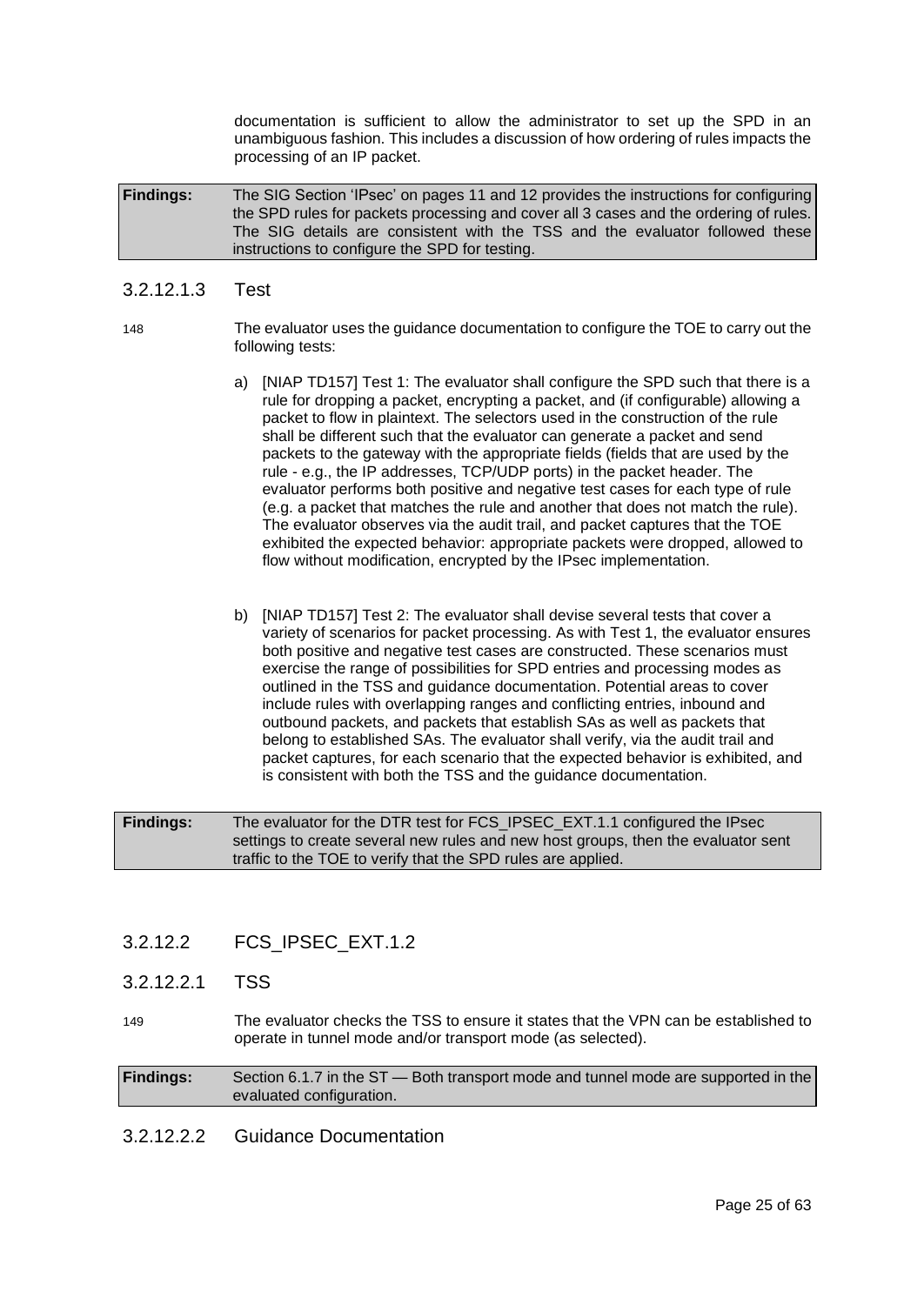documentation is sufficient to allow the administrator to set up the SPD in an unambiguous fashion. This includes a discussion of how ordering of rules impacts the processing of an IP packet.

| **Findings:** | The SIG Section 'IPsec' on pages 11 and 12 provides the instructions for configuring the SPD rules for packets processing and cover all 3 cases and the ordering of rules. The SIG details are consistent with the TSS and the evaluator followed these instructions to configure the SPD for testing. |
|---|---|

#### 3.2.12.1.3 Test

148 The evaluator uses the guidance documentation to configure the TOE to carry out the following tests:

a) [NIAP TD157] Test 1: The evaluator shall configure the SPD such that there is a rule for dropping a packet, encrypting a packet, and (if configurable) allowing a packet to flow in plaintext. The selectors used in the construction of the rule shall be different such that the evaluator can generate a packet and send packets to the gateway with the appropriate fields (fields that are used by the rule - e.g., the IP addresses, TCP/UDP ports) in the packet header. The evaluator performs both positive and negative test cases for each type of rule (e.g. a packet that matches the rule and another that does not match the rule). The evaluator observes via the audit trail, and packet captures that the TOE exhibited the expected behavior: appropriate packets were dropped, allowed to flow without modification, encrypted by the IPsec implementation.

b) [NIAP TD157] Test 2: The evaluator shall devise several tests that cover a variety of scenarios for packet processing. As with Test 1, the evaluator ensures both positive and negative test cases are constructed. These scenarios must exercise the range of possibilities for SPD entries and processing modes as outlined in the TSS and guidance documentation. Potential areas to cover include rules with overlapping ranges and conflicting entries, inbound and outbound packets, and packets that establish SAs as well as packets that belong to established SAs. The evaluator shall verify, via the audit trail and packet captures, for each scenario that the expected behavior is exhibited, and is consistent with both the TSS and the guidance documentation.

| **Findings:** | The evaluator for the DTR test for FCS_IPSEC_EXT.1.1 configured the IPsec settings to create several new rules and new host groups, then the evaluator sent traffic to the TOE to verify that the SPD rules are applied. |
|---|---|

### 3.2.12.2 FCS_IPSEC_EXT.1.2

#### 3.2.12.2.1 TSS

149 The evaluator checks the TSS to ensure it states that the VPN can be established to operate in tunnel mode and/or transport mode (as selected).

| **Findings:** | Section 6.1.7 in the ST — Both transport mode and tunnel mode are supported in the evaluated configuration. |
|---|---|

#### 3.2.12.2.2 Guidance Documentation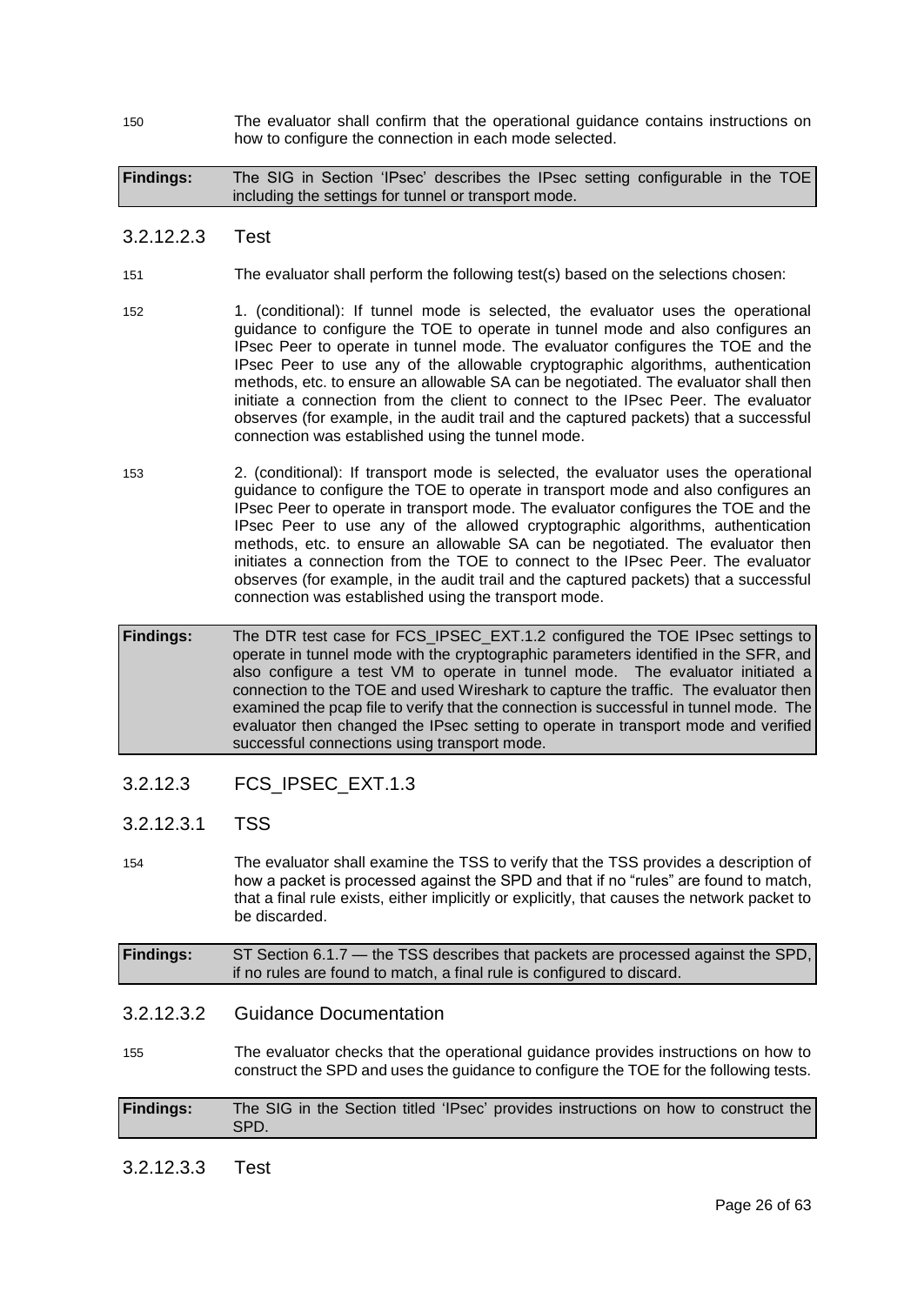150 The evaluator shall confirm that the operational guidance contains instructions on how to configure the connection in each mode selected.

| **Findings:** | The SIG in Section 'IPsec' describes the IPsec setting configurable in the TOE including the settings for tunnel or transport mode. |
|---|---|

#### 3.2.12.2.3 Test

151 The evaluator shall perform the following test(s) based on the selections chosen:

152 1. (conditional): If tunnel mode is selected, the evaluator uses the operational guidance to configure the TOE to operate in tunnel mode and also configures an IPsec Peer to operate in tunnel mode. The evaluator configures the TOE and the IPsec Peer to use any of the allowable cryptographic algorithms, authentication methods, etc. to ensure an allowable SA can be negotiated. The evaluator shall then initiate a connection from the client to connect to the IPsec Peer. The evaluator observes (for example, in the audit trail and the captured packets) that a successful connection was established using the tunnel mode.

153 2. (conditional): If transport mode is selected, the evaluator uses the operational guidance to configure the TOE to operate in transport mode and also configures an IPsec Peer to operate in transport mode. The evaluator configures the TOE and the IPsec Peer to use any of the allowed cryptographic algorithms, authentication methods, etc. to ensure an allowable SA can be negotiated. The evaluator then initiates a connection from the TOE to connect to the IPsec Peer. The evaluator observes (for example, in the audit trail and the captured packets) that a successful connection was established using the transport mode.

| **Findings:** | The DTR test case for FCS_IPSEC_EXT.1.2 configured the TOE IPsec settings to operate in tunnel mode with the cryptographic parameters identified in the SFR, and also configure a test VM to operate in tunnel mode. The evaluator initiated a connection to the TOE and used Wireshark to capture the traffic. The evaluator then examined the pcap file to verify that the connection is successful in tunnel mode. The evaluator then changed the IPsec setting to operate in transport mode and verified successful connections using transport mode. |
|---|---|

### 3.2.12.3 FCS_IPSEC_EXT.1.3

#### 3.2.12.3.1 TSS

154 The evaluator shall examine the TSS to verify that the TSS provides a description of how a packet is processed against the SPD and that if no "rules" are found to match, that a final rule exists, either implicitly or explicitly, that causes the network packet to be discarded.

| **Findings:** | ST Section 6.1.7 — the TSS describes that packets are processed against the SPD, if no rules are found to match, a final rule is configured to discard. |
|---|---|

#### 3.2.12.3.2 Guidance Documentation

155 The evaluator checks that the operational guidance provides instructions on how to construct the SPD and uses the guidance to configure the TOE for the following tests.

| **Findings:** | The SIG in the Section titled 'IPsec' provides instructions on how to construct the SPD. |
|---|---|

#### 3.2.12.3.3 Test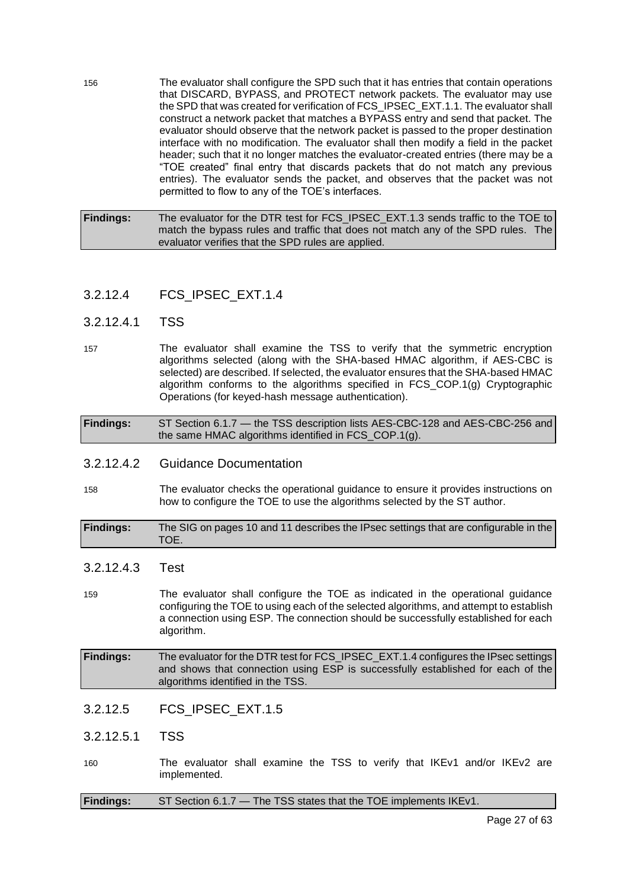156 The evaluator shall configure the SPD such that it has entries that contain operations that DISCARD, BYPASS, and PROTECT network packets. The evaluator may use the SPD that was created for verification of FCS_IPSEC_EXT.1.1. The evaluator shall construct a network packet that matches a BYPASS entry and send that packet. The evaluator should observe that the network packet is passed to the proper destination interface with no modification. The evaluator shall then modify a field in the packet header; such that it no longer matches the evaluator-created entries (there may be a "TOE created" final entry that discards packets that do not match any previous entries). The evaluator sends the packet, and observes that the packet was not permitted to flow to any of the TOE's interfaces.

| **Findings:** | The evaluator for the DTR test for FCS_IPSEC_EXT.1.3 sends traffic to the TOE to match the bypass rules and traffic that does not match any of the SPD rules. The evaluator verifies that the SPD rules are applied. |
|---|---|

### 3.2.12.4 FCS_IPSEC_EXT.1.4

#### 3.2.12.4.1 TSS

157 The evaluator shall examine the TSS to verify that the symmetric encryption algorithms selected (along with the SHA-based HMAC algorithm, if AES-CBC is selected) are described. If selected, the evaluator ensures that the SHA-based HMAC algorithm conforms to the algorithms specified in FCS_COP.1(g) Cryptographic Operations (for keyed-hash message authentication).

| **Findings:** | ST Section 6.1.7 — the TSS description lists AES-CBC-128 and AES-CBC-256 and the same HMAC algorithms identified in FCS_COP.1(g). |
|---|---|

#### 3.2.12.4.2 Guidance Documentation

158 The evaluator checks the operational guidance to ensure it provides instructions on how to configure the TOE to use the algorithms selected by the ST author.

| **Findings:** | The SIG on pages 10 and 11 describes the IPsec settings that are configurable in the TOE. |
|---|---|

#### 3.2.12.4.3 Test

159 The evaluator shall configure the TOE as indicated in the operational guidance configuring the TOE to using each of the selected algorithms, and attempt to establish a connection using ESP. The connection should be successfully established for each algorithm.

| **Findings:** | The evaluator for the DTR test for FCS_IPSEC_EXT.1.4 configures the IPsec settings and shows that connection using ESP is successfully established for each of the algorithms identified in the TSS. |
|---|---|

### 3.2.12.5 FCS_IPSEC_EXT.1.5

#### 3.2.12.5.1 TSS

160 The evaluator shall examine the TSS to verify that IKEv1 and/or IKEv2 are implemented.

| **Findings:** | ST Section 6.1.7 — The TSS states that the TOE implements IKEv1. |
|---|---|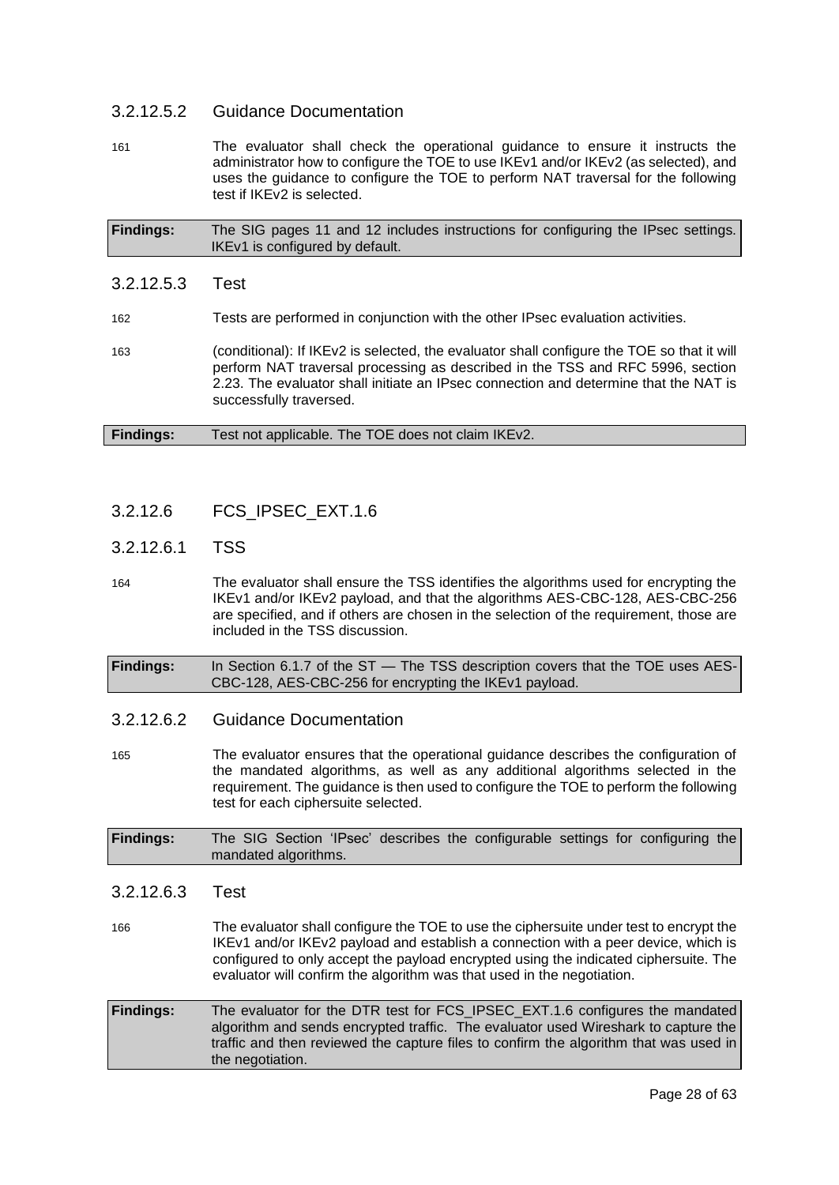#### 3.2.12.5.2 Guidance Documentation

161 The evaluator shall check the operational guidance to ensure it instructs the administrator how to configure the TOE to use IKEv1 and/or IKEv2 (as selected), and uses the guidance to configure the TOE to perform NAT traversal for the following test if IKEv2 is selected.

| **Findings:** | The SIG pages 11 and 12 includes instructions for configuring the IPsec settings. IKEv1 is configured by default. |
|---|---|

#### 3.2.12.5.3 Test

162 Tests are performed in conjunction with the other IPsec evaluation activities.

163 (conditional): If IKEv2 is selected, the evaluator shall configure the TOE so that it will perform NAT traversal processing as described in the TSS and RFC 5996, section 2.23. The evaluator shall initiate an IPsec connection and determine that the NAT is successfully traversed.

| **Findings:** | Test not applicable. The TOE does not claim IKEv2. |
|---|---|

### 3.2.12.6 FCS_IPSEC_EXT.1.6

#### 3.2.12.6.1 TSS

164 The evaluator shall ensure the TSS identifies the algorithms used for encrypting the IKEv1 and/or IKEv2 payload, and that the algorithms AES-CBC-128, AES-CBC-256 are specified, and if others are chosen in the selection of the requirement, those are included in the TSS discussion.

| **Findings:** | In Section 6.1.7 of the ST — The TSS description covers that the TOE uses AES-CBC-128, AES-CBC-256 for encrypting the IKEv1 payload. |
|---|---|

#### 3.2.12.6.2 Guidance Documentation

165 The evaluator ensures that the operational guidance describes the configuration of the mandated algorithms, as well as any additional algorithms selected in the requirement. The guidance is then used to configure the TOE to perform the following test for each ciphersuite selected.

| **Findings:** | The SIG Section 'IPsec' describes the configurable settings for configuring the mandated algorithms. |
|---|---|

#### 3.2.12.6.3 Test

166 The evaluator shall configure the TOE to use the ciphersuite under test to encrypt the IKEv1 and/or IKEv2 payload and establish a connection with a peer device, which is configured to only accept the payload encrypted using the indicated ciphersuite. The evaluator will confirm the algorithm was that used in the negotiation.

| **Findings:** | The evaluator for the DTR test for FCS_IPSEC_EXT.1.6 configures the mandated algorithm and sends encrypted traffic. The evaluator used Wireshark to capture the traffic and then reviewed the capture files to confirm the algorithm that was used in the negotiation. |
|---|---|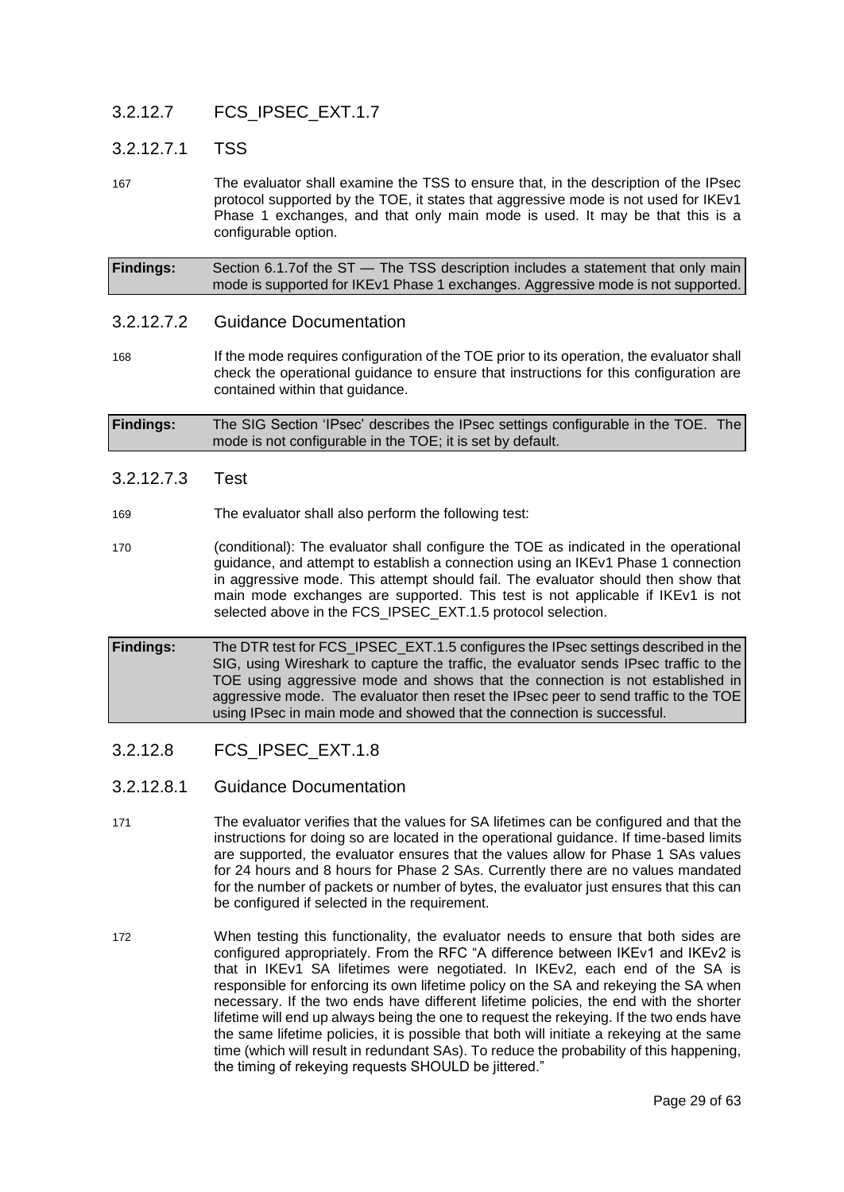### 3.2.12.7 FCS_IPSEC_EXT.1.7

#### 3.2.12.7.1 TSS

167 The evaluator shall examine the TSS to ensure that, in the description of the IPsec protocol supported by the TOE, it states that aggressive mode is not used for IKEv1 Phase 1 exchanges, and that only main mode is used. It may be that this is a configurable option.

| **Findings:** | Section 6.1.7of the ST — The TSS description includes a statement that only main mode is supported for IKEv1 Phase 1 exchanges. Aggressive mode is not supported. |
|---|---|

#### 3.2.12.7.2 Guidance Documentation

168 If the mode requires configuration of the TOE prior to its operation, the evaluator shall check the operational guidance to ensure that instructions for this configuration are contained within that guidance.

| **Findings:** | The SIG Section 'IPsec' describes the IPsec settings configurable in the TOE. The mode is not configurable in the TOE; it is set by default. |
|---|---|

#### 3.2.12.7.3 Test

169 The evaluator shall also perform the following test:

170 (conditional): The evaluator shall configure the TOE as indicated in the operational guidance, and attempt to establish a connection using an IKEv1 Phase 1 connection in aggressive mode. This attempt should fail. The evaluator should then show that main mode exchanges are supported. This test is not applicable if IKEv1 is not selected above in the FCS_IPSEC_EXT.1.5 protocol selection.

| **Findings:** | The DTR test for FCS_IPSEC_EXT.1.5 configures the IPsec settings described in the SIG, using Wireshark to capture the traffic, the evaluator sends IPsec traffic to the TOE using aggressive mode and shows that the connection is not established in aggressive mode. The evaluator then reset the IPsec peer to send traffic to the TOE using IPsec in main mode and showed that the connection is successful. |
|---|---|

### 3.2.12.8 FCS_IPSEC_EXT.1.8

#### 3.2.12.8.1 Guidance Documentation

171 The evaluator verifies that the values for SA lifetimes can be configured and that the instructions for doing so are located in the operational guidance. If time-based limits are supported, the evaluator ensures that the values allow for Phase 1 SAs values for 24 hours and 8 hours for Phase 2 SAs. Currently there are no values mandated for the number of packets or number of bytes, the evaluator just ensures that this can be configured if selected in the requirement.

172 When testing this functionality, the evaluator needs to ensure that both sides are configured appropriately. From the RFC "A difference between IKEv1 and IKEv2 is that in IKEv1 SA lifetimes were negotiated. In IKEv2, each end of the SA is responsible for enforcing its own lifetime policy on the SA and rekeying the SA when necessary. If the two ends have different lifetime policies, the end with the shorter lifetime will end up always being the one to request the rekeying. If the two ends have the same lifetime policies, it is possible that both will initiate a rekeying at the same time (which will result in redundant SAs). To reduce the probability of this happening, the timing of rekeying requests SHOULD be jittered."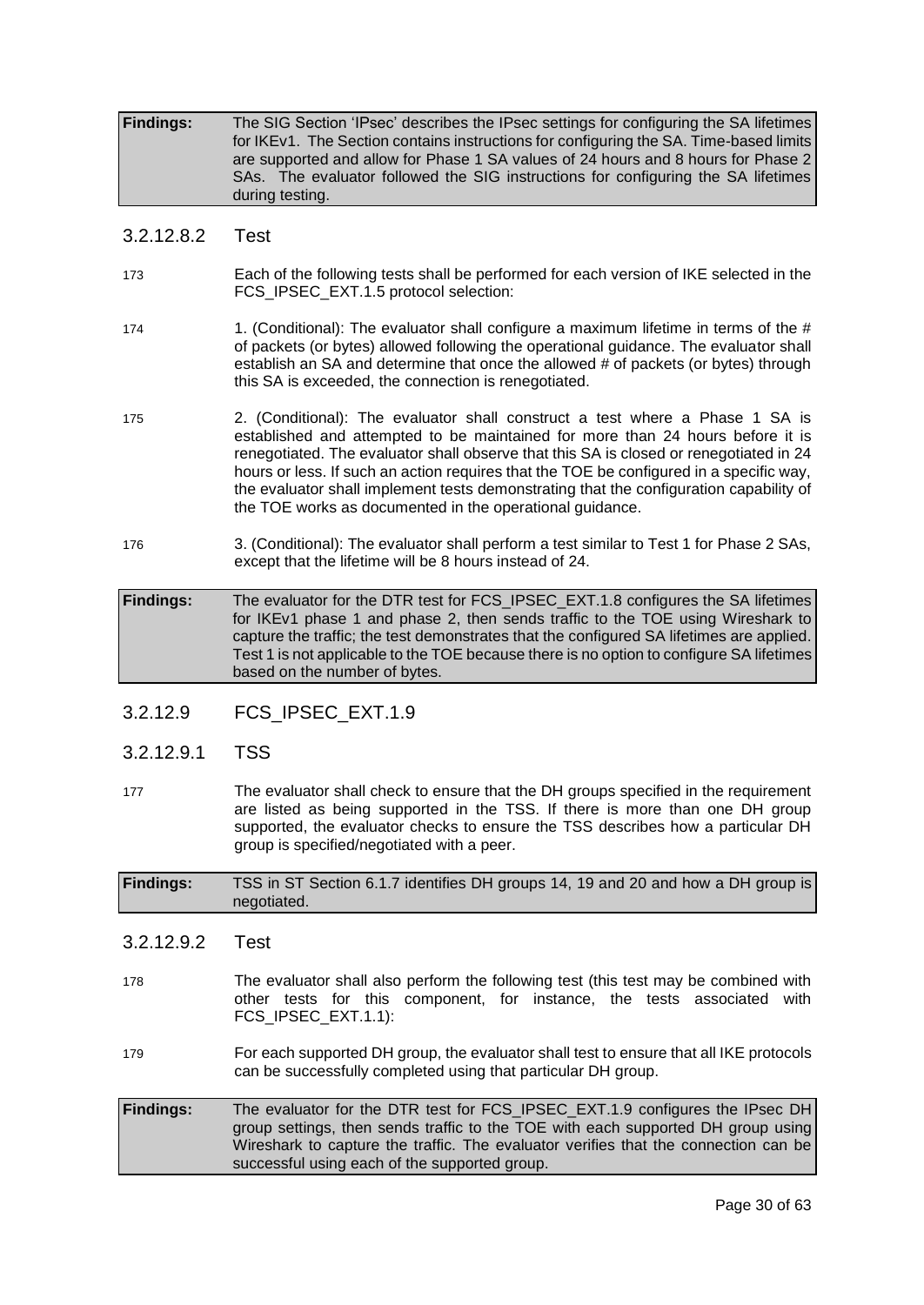| **Findings:** | The SIG Section 'IPsec' describes the IPsec settings for configuring the SA lifetimes for IKEv1. The Section contains instructions for configuring the SA. Time-based limits are supported and allow for Phase 1 SA values of 24 hours and 8 hours for Phase 2 SAs. The evaluator followed the SIG instructions for configuring the SA lifetimes during testing. |
|---|---|

#### 3.2.12.8.2 Test

173 Each of the following tests shall be performed for each version of IKE selected in the FCS_IPSEC_EXT.1.5 protocol selection:

174 1. (Conditional): The evaluator shall configure a maximum lifetime in terms of the # of packets (or bytes) allowed following the operational guidance. The evaluator shall establish an SA and determine that once the allowed # of packets (or bytes) through this SA is exceeded, the connection is renegotiated.

175 2. (Conditional): The evaluator shall construct a test where a Phase 1 SA is established and attempted to be maintained for more than 24 hours before it is renegotiated. The evaluator shall observe that this SA is closed or renegotiated in 24 hours or less. If such an action requires that the TOE be configured in a specific way, the evaluator shall implement tests demonstrating that the configuration capability of the TOE works as documented in the operational guidance.

176 3. (Conditional): The evaluator shall perform a test similar to Test 1 for Phase 2 SAs, except that the lifetime will be 8 hours instead of 24.

| **Findings:** | The evaluator for the DTR test for FCS_IPSEC_EXT.1.8 configures the SA lifetimes for IKEv1 phase 1 and phase 2, then sends traffic to the TOE using Wireshark to capture the traffic; the test demonstrates that the configured SA lifetimes are applied. Test 1 is not applicable to the TOE because there is no option to configure SA lifetimes based on the number of bytes. |
|---|---|

### 3.2.12.9 FCS_IPSEC_EXT.1.9

#### 3.2.12.9.1 TSS

177 The evaluator shall check to ensure that the DH groups specified in the requirement are listed as being supported in the TSS. If there is more than one DH group supported, the evaluator checks to ensure the TSS describes how a particular DH group is specified/negotiated with a peer.

| **Findings:** | TSS in ST Section 6.1.7 identifies DH groups 14, 19 and 20 and how a DH group is negotiated. |
|---|---|

#### 3.2.12.9.2 Test

178 The evaluator shall also perform the following test (this test may be combined with other tests for this component, for instance, the tests associated with FCS_IPSEC_EXT.1.1):

179 For each supported DH group, the evaluator shall test to ensure that all IKE protocols can be successfully completed using that particular DH group.

| **Findings:** | The evaluator for the DTR test for FCS_IPSEC_EXT.1.9 configures the IPsec DH group settings, then sends traffic to the TOE with each supported DH group using Wireshark to capture the traffic. The evaluator verifies that the connection can be successful using each of the supported group. |
|---|---|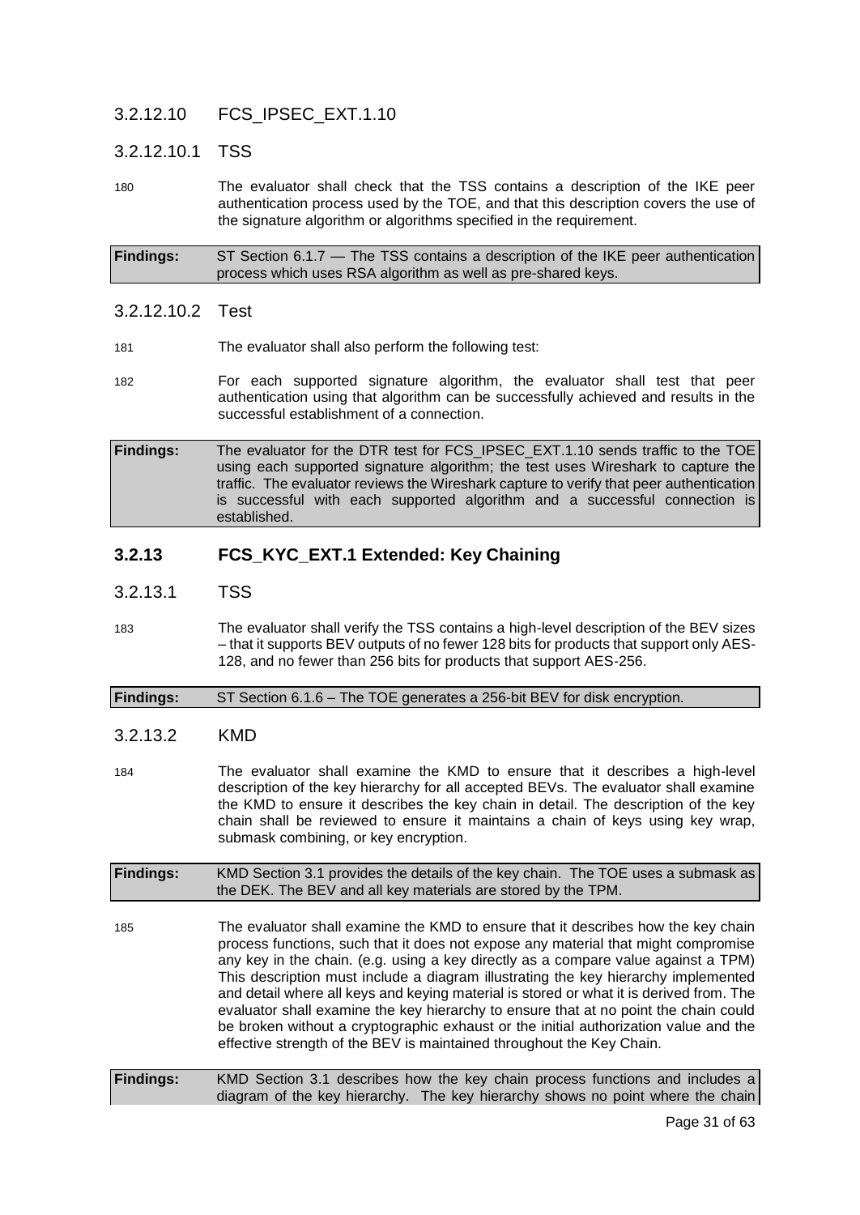#### 3.2.12.10 FCS_IPSEC_EXT.1.10

##### 3.2.12.10.1 TSS

180 The evaluator shall check that the TSS contains a description of the IKE peer authentication process used by the TOE, and that this description covers the use of the signature algorithm or algorithms specified in the requirement.

**Findings:** ST Section 6.1.7 — The TSS contains a description of the IKE peer authentication process which uses RSA algorithm as well as pre-shared keys.

##### 3.2.12.10.2 Test

181 The evaluator shall also perform the following test:

182 For each supported signature algorithm, the evaluator shall test that peer authentication using that algorithm can be successfully achieved and results in the successful establishment of a connection.

**Findings:** The evaluator for the DTR test for FCS_IPSEC_EXT.1.10 sends traffic to the TOE using each supported signature algorithm; the test uses Wireshark to capture the traffic. The evaluator reviews the Wireshark capture to verify that peer authentication is successful with each supported algorithm and a successful connection is established.

### 3.2.13 FCS_KYC_EXT.1 Extended: Key Chaining

#### 3.2.13.1 TSS

183 The evaluator shall verify the TSS contains a high-level description of the BEV sizes – that it supports BEV outputs of no fewer 128 bits for products that support only AES-128, and no fewer than 256 bits for products that support AES-256.

**Findings:** ST Section 6.1.6 – The TOE generates a 256-bit BEV for disk encryption.

#### 3.2.13.2 KMD

184 The evaluator shall examine the KMD to ensure that it describes a high-level description of the key hierarchy for all accepted BEVs. The evaluator shall examine the KMD to ensure it describes the key chain in detail. The description of the key chain shall be reviewed to ensure it maintains a chain of keys using key wrap, submask combining, or key encryption.

**Findings:** KMD Section 3.1 provides the details of the key chain. The TOE uses a submask as the DEK. The BEV and all key materials are stored by the TPM.

185 The evaluator shall examine the KMD to ensure that it describes how the key chain process functions, such that it does not expose any material that might compromise any key in the chain. (e.g. using a key directly as a compare value against a TPM) This description must include a diagram illustrating the key hierarchy implemented and detail where all keys and keying material is stored or what it is derived from. The evaluator shall examine the key hierarchy to ensure that at no point the chain could be broken without a cryptographic exhaust or the initial authorization value and the effective strength of the BEV is maintained throughout the Key Chain.

**Findings:** KMD Section 3.1 describes how the key chain process functions and includes a diagram of the key hierarchy. The key hierarchy shows no point where the chain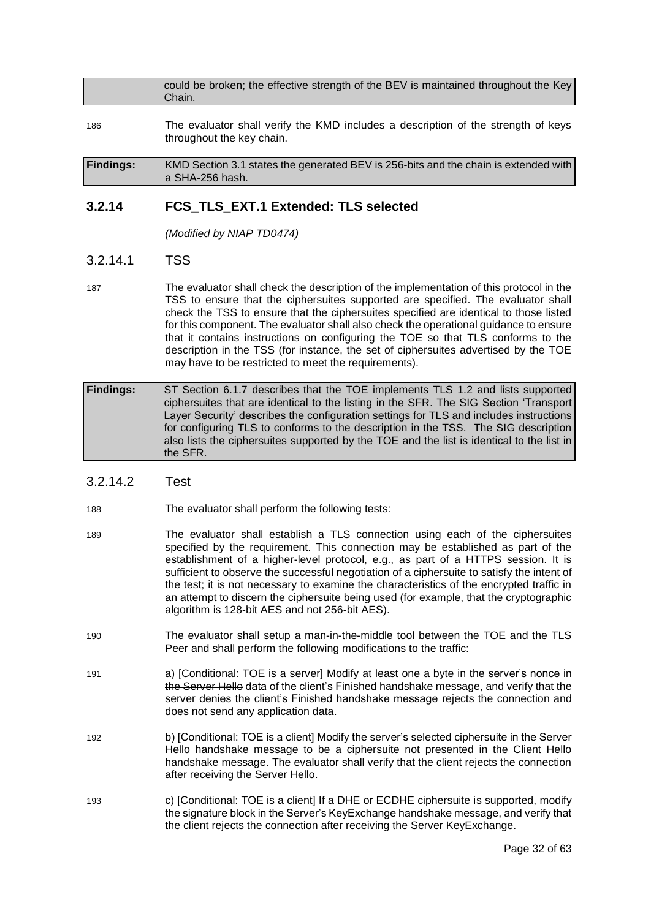could be broken; the effective strength of the BEV is maintained throughout the Key Chain.

186 The evaluator shall verify the KMD includes a description of the strength of keys throughout the key chain.

**Findings:** KMD Section 3.1 states the generated BEV is 256-bits and the chain is extended with a SHA-256 hash.

### 3.2.14 FCS_TLS_EXT.1 Extended: TLS selected

*(Modified by NIAP TD0474)*

#### 3.2.14.1 TSS

187 The evaluator shall check the description of the implementation of this protocol in the TSS to ensure that the ciphersuites supported are specified. The evaluator shall check the TSS to ensure that the ciphersuites specified are identical to those listed for this component. The evaluator shall also check the operational guidance to ensure that it contains instructions on configuring the TOE so that TLS conforms to the description in the TSS (for instance, the set of ciphersuites advertised by the TOE may have to be restricted to meet the requirements).

**Findings:** ST Section 6.1.7 describes that the TOE implements TLS 1.2 and lists supported ciphersuites that are identical to the listing in the SFR. The SIG Section 'Transport Layer Security' describes the configuration settings for TLS and includes instructions for configuring TLS to conforms to the description in the TSS. The SIG description also lists the ciphersuites supported by the TOE and the list is identical to the list in the SFR.

#### 3.2.14.2 Test

188 The evaluator shall perform the following tests:

189 The evaluator shall establish a TLS connection using each of the ciphersuites specified by the requirement. This connection may be established as part of the establishment of a higher-level protocol, e.g., as part of a HTTPS session. It is sufficient to observe the successful negotiation of a ciphersuite to satisfy the intent of the test; it is not necessary to examine the characteristics of the encrypted traffic in an attempt to discern the ciphersuite being used (for example, that the cryptographic algorithm is 128-bit AES and not 256-bit AES).

190 The evaluator shall setup a man-in-the-middle tool between the TOE and the TLS Peer and shall perform the following modifications to the traffic:

191 a) [Conditional: TOE is a server] Modify ~~at least one~~ a byte in the ~~server's nonce in the Server Hello~~ data of the client's Finished handshake message, and verify that the server ~~denies the client's Finished handshake message~~ rejects the connection and does not send any application data.

192 b) [Conditional: TOE is a client] Modify the server's selected ciphersuite in the Server Hello handshake message to be a ciphersuite not presented in the Client Hello handshake message. The evaluator shall verify that the client rejects the connection after receiving the Server Hello.

193 c) [Conditional: TOE is a client] If a DHE or ECDHE ciphersuite is supported, modify the signature block in the Server's KeyExchange handshake message, and verify that the client rejects the connection after receiving the Server KeyExchange.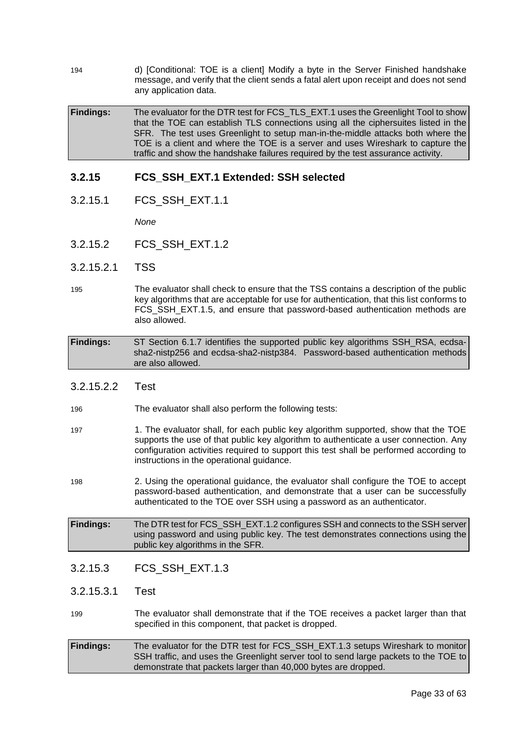194 d) [Conditional: TOE is a client] Modify a byte in the Server Finished handshake message, and verify that the client sends a fatal alert upon receipt and does not send any application data.

| **Findings:** | The evaluator for the DTR test for FCS_TLS_EXT.1 uses the Greenlight Tool to show that the TOE can establish TLS connections using all the ciphersuites listed in the SFR. The test uses Greenlight to setup man-in-the-middle attacks both where the TOE is a client and where the TOE is a server and uses Wireshark to capture the traffic and show the handshake failures required by the test assurance activity. |
|---|---|

### 3.2.15 FCS_SSH_EXT.1 Extended: SSH selected

#### 3.2.15.1 FCS_SSH_EXT.1.1

*None*

#### 3.2.15.2 FCS_SSH_EXT.1.2

##### 3.2.15.2.1 TSS

195 The evaluator shall check to ensure that the TSS contains a description of the public key algorithms that are acceptable for use for authentication, that this list conforms to FCS_SSH_EXT.1.5, and ensure that password-based authentication methods are also allowed.

| **Findings:** | ST Section 6.1.7 identifies the supported public key algorithms SSH_RSA, ecdsa-sha2-nistp256 and ecdsa-sha2-nistp384. Password-based authentication methods are also allowed. |
|---|---|

##### 3.2.15.2.2 Test

196 The evaluator shall also perform the following tests:

197 1. The evaluator shall, for each public key algorithm supported, show that the TOE supports the use of that public key algorithm to authenticate a user connection. Any configuration activities required to support this test shall be performed according to instructions in the operational guidance.

198 2. Using the operational guidance, the evaluator shall configure the TOE to accept password-based authentication, and demonstrate that a user can be successfully authenticated to the TOE over SSH using a password as an authenticator.

| **Findings:** | The DTR test for FCS_SSH_EXT.1.2 configures SSH and connects to the SSH server using password and using public key. The test demonstrates connections using the public key algorithms in the SFR. |
|---|---|

#### 3.2.15.3 FCS_SSH_EXT.1.3

##### 3.2.15.3.1 Test

199 The evaluator shall demonstrate that if the TOE receives a packet larger than that specified in this component, that packet is dropped.

| **Findings:** | The evaluator for the DTR test for FCS_SSH_EXT.1.3 setups Wireshark to monitor SSH traffic, and uses the Greenlight server tool to send large packets to the TOE to demonstrate that packets larger than 40,000 bytes are dropped. |
|---|---|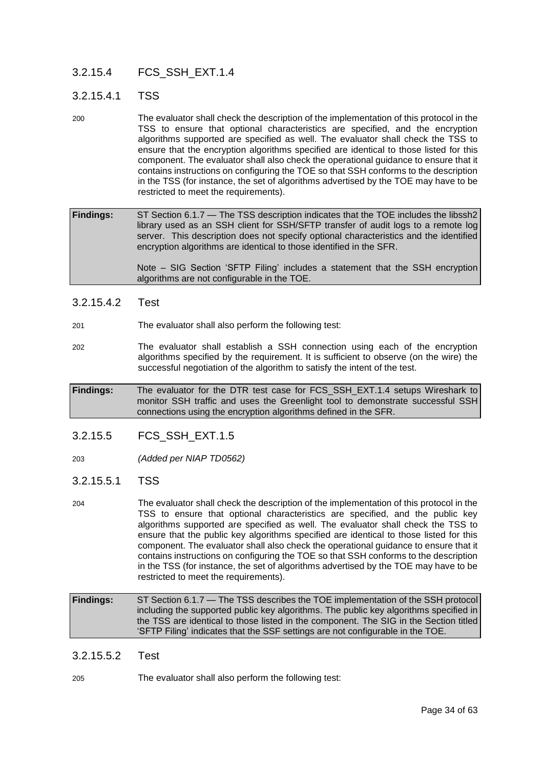### 3.2.15.4 FCS_SSH_EXT.1.4

#### 3.2.15.4.1 TSS

200 The evaluator shall check the description of the implementation of this protocol in the TSS to ensure that optional characteristics are specified, and the encryption algorithms supported are specified as well. The evaluator shall check the TSS to ensure that the encryption algorithms specified are identical to those listed for this component. The evaluator shall also check the operational guidance to ensure that it contains instructions on configuring the TOE so that SSH conforms to the description in the TSS (for instance, the set of algorithms advertised by the TOE may have to be restricted to meet the requirements).

| **Findings:** | ST Section 6.1.7 — The TSS description indicates that the TOE includes the libssh2 library used as an SSH client for SSH/SFTP transfer of audit logs to a remote log server. This description does not specify optional characteristics and the identified encryption algorithms are identical to those identified in the SFR.<br><br>Note – SIG Section 'SFTP Filing' includes a statement that the SSH encryption algorithms are not configurable in the TOE. |
|---|---|

#### 3.2.15.4.2 Test

201 The evaluator shall also perform the following test:

202 The evaluator shall establish a SSH connection using each of the encryption algorithms specified by the requirement. It is sufficient to observe (on the wire) the successful negotiation of the algorithm to satisfy the intent of the test.

| **Findings:** | The evaluator for the DTR test case for FCS_SSH_EXT.1.4 setups Wireshark to monitor SSH traffic and uses the Greenlight tool to demonstrate successful SSH connections using the encryption algorithms defined in the SFR. |
|---|---|

### 3.2.15.5 FCS_SSH_EXT.1.5

203 *(Added per NIAP TD0562)*

#### 3.2.15.5.1 TSS

204 The evaluator shall check the description of the implementation of this protocol in the TSS to ensure that optional characteristics are specified, and the public key algorithms supported are specified as well. The evaluator shall check the TSS to ensure that the public key algorithms specified are identical to those listed for this component. The evaluator shall also check the operational guidance to ensure that it contains instructions on configuring the TOE so that SSH conforms to the description in the TSS (for instance, the set of algorithms advertised by the TOE may have to be restricted to meet the requirements).

| **Findings:** | ST Section 6.1.7 — The TSS describes the TOE implementation of the SSH protocol including the supported public key algorithms. The public key algorithms specified in the TSS are identical to those listed in the component. The SIG in the Section titled 'SFTP Filing' indicates that the SSF settings are not configurable in the TOE. |
|---|---|

#### 3.2.15.5.2 Test

205 The evaluator shall also perform the following test: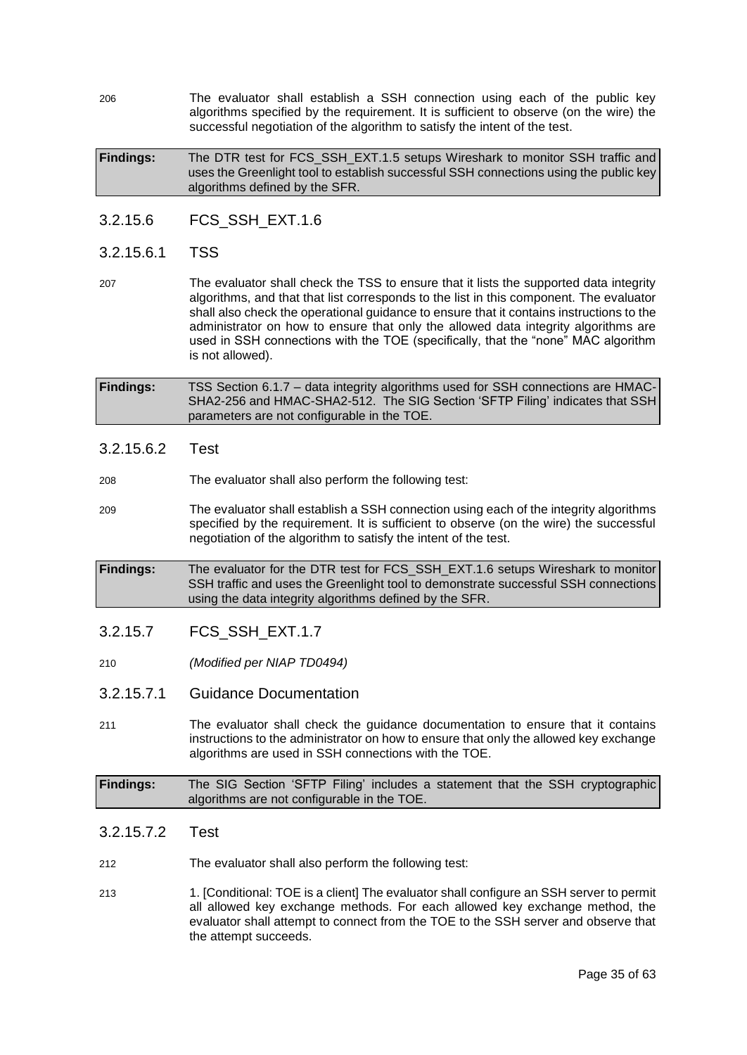206 The evaluator shall establish a SSH connection using each of the public key algorithms specified by the requirement. It is sufficient to observe (on the wire) the successful negotiation of the algorithm to satisfy the intent of the test.

| **Findings:** | The DTR test for FCS_SSH_EXT.1.5 setups Wireshark to monitor SSH traffic and uses the Greenlight tool to establish successful SSH connections using the public key algorithms defined by the SFR. |
|---|---|

### 3.2.15.6 FCS_SSH_EXT.1.6

#### 3.2.15.6.1 TSS

207 The evaluator shall check the TSS to ensure that it lists the supported data integrity algorithms, and that that list corresponds to the list in this component. The evaluator shall also check the operational guidance to ensure that it contains instructions to the administrator on how to ensure that only the allowed data integrity algorithms are used in SSH connections with the TOE (specifically, that the "none" MAC algorithm is not allowed).

| **Findings:** | TSS Section 6.1.7 – data integrity algorithms used for SSH connections are HMAC-SHA2-256 and HMAC-SHA2-512. The SIG Section 'SFTP Filing' indicates that SSH parameters are not configurable in the TOE. |
|---|---|

#### 3.2.15.6.2 Test

208 The evaluator shall also perform the following test:

209 The evaluator shall establish a SSH connection using each of the integrity algorithms specified by the requirement. It is sufficient to observe (on the wire) the successful negotiation of the algorithm to satisfy the intent of the test.

| **Findings:** | The evaluator for the DTR test for FCS_SSH_EXT.1.6 setups Wireshark to monitor SSH traffic and uses the Greenlight tool to demonstrate successful SSH connections using the data integrity algorithms defined by the SFR. |
|---|---|

### 3.2.15.7 FCS_SSH_EXT.1.7

210 *(Modified per NIAP TD0494)*

#### 3.2.15.7.1 Guidance Documentation

211 The evaluator shall check the guidance documentation to ensure that it contains instructions to the administrator on how to ensure that only the allowed key exchange algorithms are used in SSH connections with the TOE.

| **Findings:** | The SIG Section 'SFTP Filing' includes a statement that the SSH cryptographic algorithms are not configurable in the TOE. |
|---|---|

#### 3.2.15.7.2 Test

212 The evaluator shall also perform the following test:

213 1. [Conditional: TOE is a client] The evaluator shall configure an SSH server to permit all allowed key exchange methods. For each allowed key exchange method, the evaluator shall attempt to connect from the TOE to the SSH server and observe that the attempt succeeds.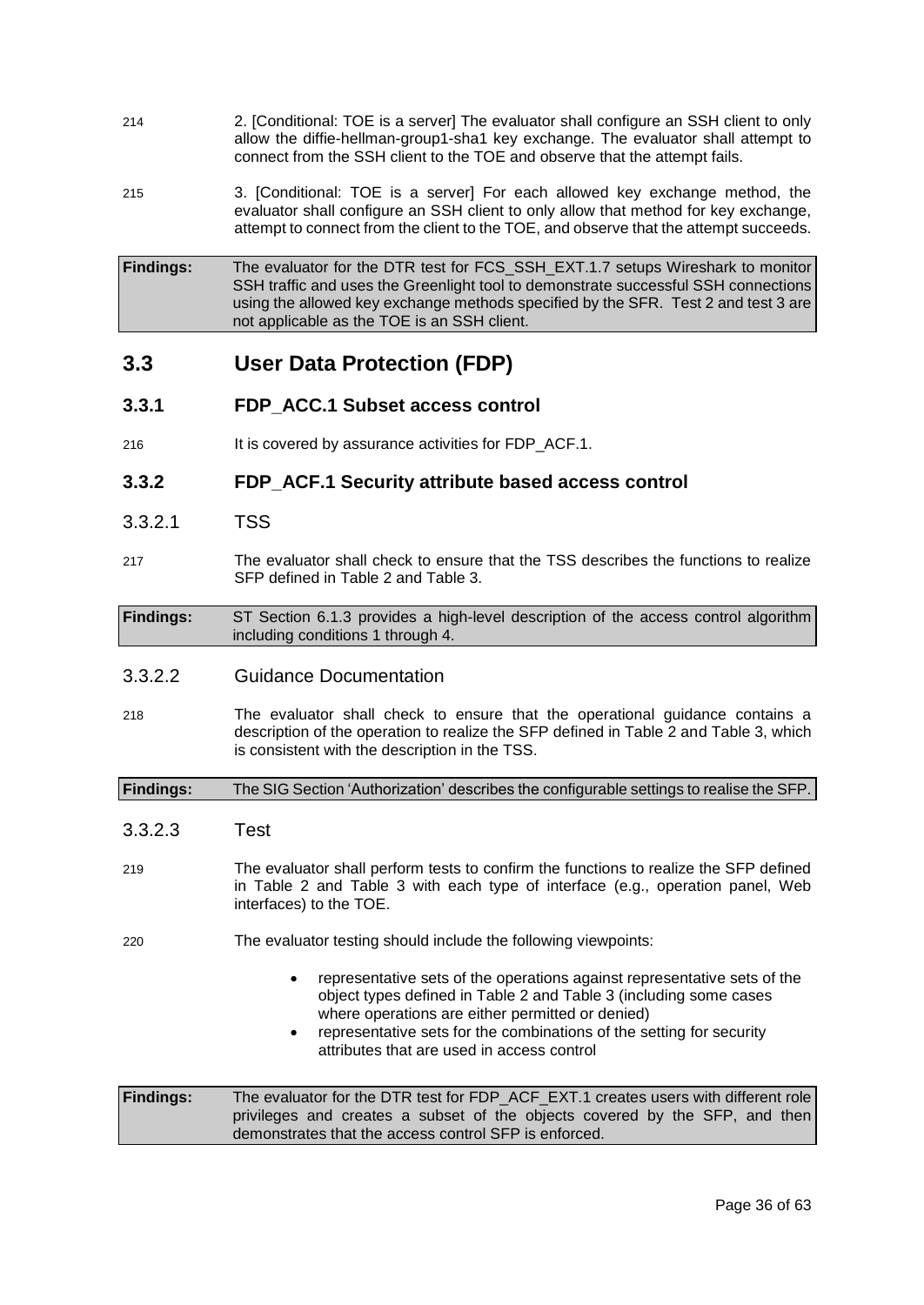214 2. [Conditional: TOE is a server] The evaluator shall configure an SSH client to only allow the diffie-hellman-group1-sha1 key exchange. The evaluator shall attempt to connect from the SSH client to the TOE and observe that the attempt fails.

215 3. [Conditional: TOE is a server] For each allowed key exchange method, the evaluator shall configure an SSH client to only allow that method for key exchange, attempt to connect from the client to the TOE, and observe that the attempt succeeds.

| **Findings:** | The evaluator for the DTR test for FCS_SSH_EXT.1.7 setups Wireshark to monitor SSH traffic and uses the Greenlight tool to demonstrate successful SSH connections using the allowed key exchange methods specified by the SFR. Test 2 and test 3 are not applicable as the TOE is an SSH client. |
|---|---|

## 3.3 User Data Protection (FDP)

### 3.3.1 FDP_ACC.1 Subset access control

216 It is covered by assurance activities for FDP_ACF.1.

### 3.3.2 FDP_ACF.1 Security attribute based access control

#### 3.3.2.1 TSS

217 The evaluator shall check to ensure that the TSS describes the functions to realize SFP defined in Table 2 and Table 3.

| **Findings:** | ST Section 6.1.3 provides a high-level description of the access control algorithm including conditions 1 through 4. |
|---|---|

#### 3.3.2.2 Guidance Documentation

218 The evaluator shall check to ensure that the operational guidance contains a description of the operation to realize the SFP defined in Table 2 and Table 3, which is consistent with the description in the TSS.

| **Findings:** | The SIG Section 'Authorization' describes the configurable settings to realise the SFP. |
|---|---|

#### 3.3.2.3 Test

219 The evaluator shall perform tests to confirm the functions to realize the SFP defined in Table 2 and Table 3 with each type of interface (e.g., operation panel, Web interfaces) to the TOE.

220 The evaluator testing should include the following viewpoints:

- representative sets of the operations against representative sets of the object types defined in Table 2 and Table 3 (including some cases where operations are either permitted or denied)
- representative sets for the combinations of the setting for security attributes that are used in access control

| **Findings:** | The evaluator for the DTR test for FDP_ACF_EXT.1 creates users with different role privileges and creates a subset of the objects covered by the SFP, and then demonstrates that the access control SFP is enforced. |
|---|---|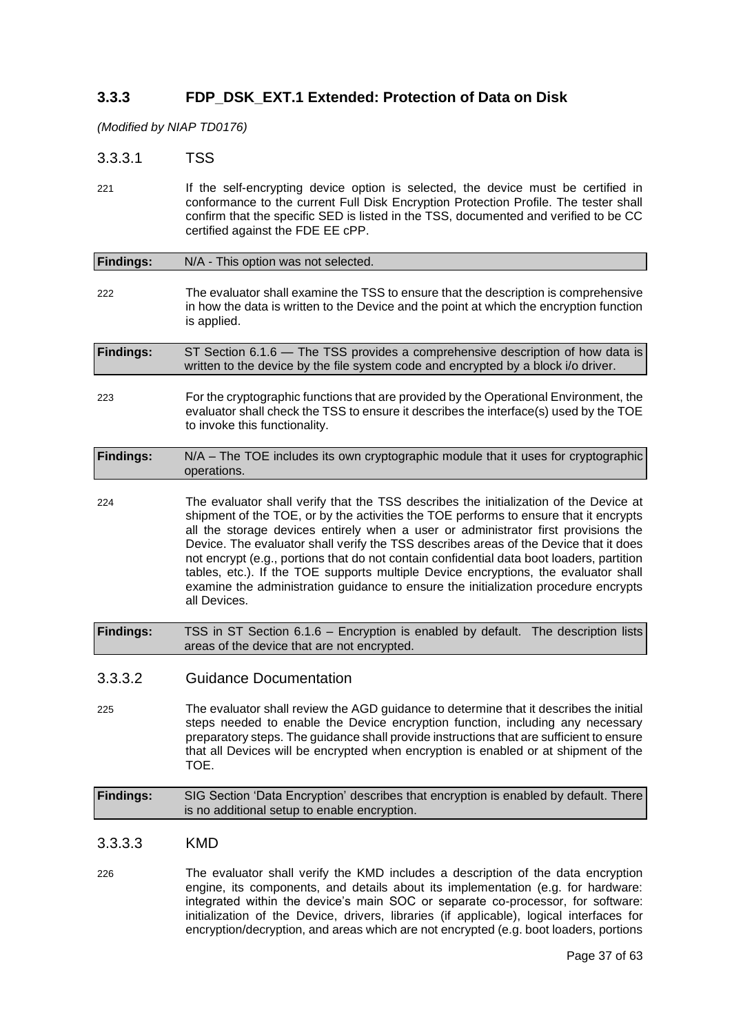### 3.3.3 FDP_DSK_EXT.1 Extended: Protection of Data on Disk

*(Modified by NIAP TD0176)*

#### 3.3.3.1 TSS

221 If the self-encrypting device option is selected, the device must be certified in conformance to the current Full Disk Encryption Protection Profile. The tester shall confirm that the specific SED is listed in the TSS, documented and verified to be CC certified against the FDE EE cPP.

| **Findings:** | N/A - This option was not selected. |
|---|---|

222 The evaluator shall examine the TSS to ensure that the description is comprehensive in how the data is written to the Device and the point at which the encryption function is applied.

| **Findings:** | ST Section 6.1.6 — The TSS provides a comprehensive description of how data is written to the device by the file system code and encrypted by a block i/o driver. |
|---|---|

223 For the cryptographic functions that are provided by the Operational Environment, the evaluator shall check the TSS to ensure it describes the interface(s) used by the TOE to invoke this functionality.

| **Findings:** | N/A – The TOE includes its own cryptographic module that it uses for cryptographic operations. |
|---|---|

224 The evaluator shall verify that the TSS describes the initialization of the Device at shipment of the TOE, or by the activities the TOE performs to ensure that it encrypts all the storage devices entirely when a user or administrator first provisions the Device. The evaluator shall verify the TSS describes areas of the Device that it does not encrypt (e.g., portions that do not contain confidential data boot loaders, partition tables, etc.). If the TOE supports multiple Device encryptions, the evaluator shall examine the administration guidance to ensure the initialization procedure encrypts all Devices.

| **Findings:** | TSS in ST Section 6.1.6 – Encryption is enabled by default. The description lists areas of the device that are not encrypted. |
|---|---|

#### 3.3.3.2 Guidance Documentation

225 The evaluator shall review the AGD guidance to determine that it describes the initial steps needed to enable the Device encryption function, including any necessary preparatory steps. The guidance shall provide instructions that are sufficient to ensure that all Devices will be encrypted when encryption is enabled or at shipment of the TOE.

| **Findings:** | SIG Section 'Data Encryption' describes that encryption is enabled by default. There is no additional setup to enable encryption. |
|---|---|

#### 3.3.3.3 KMD

226 The evaluator shall verify the KMD includes a description of the data encryption engine, its components, and details about its implementation (e.g. for hardware: integrated within the device's main SOC or separate co-processor, for software: initialization of the Device, drivers, libraries (if applicable), logical interfaces for encryption/decryption, and areas which are not encrypted (e.g. boot loaders, portions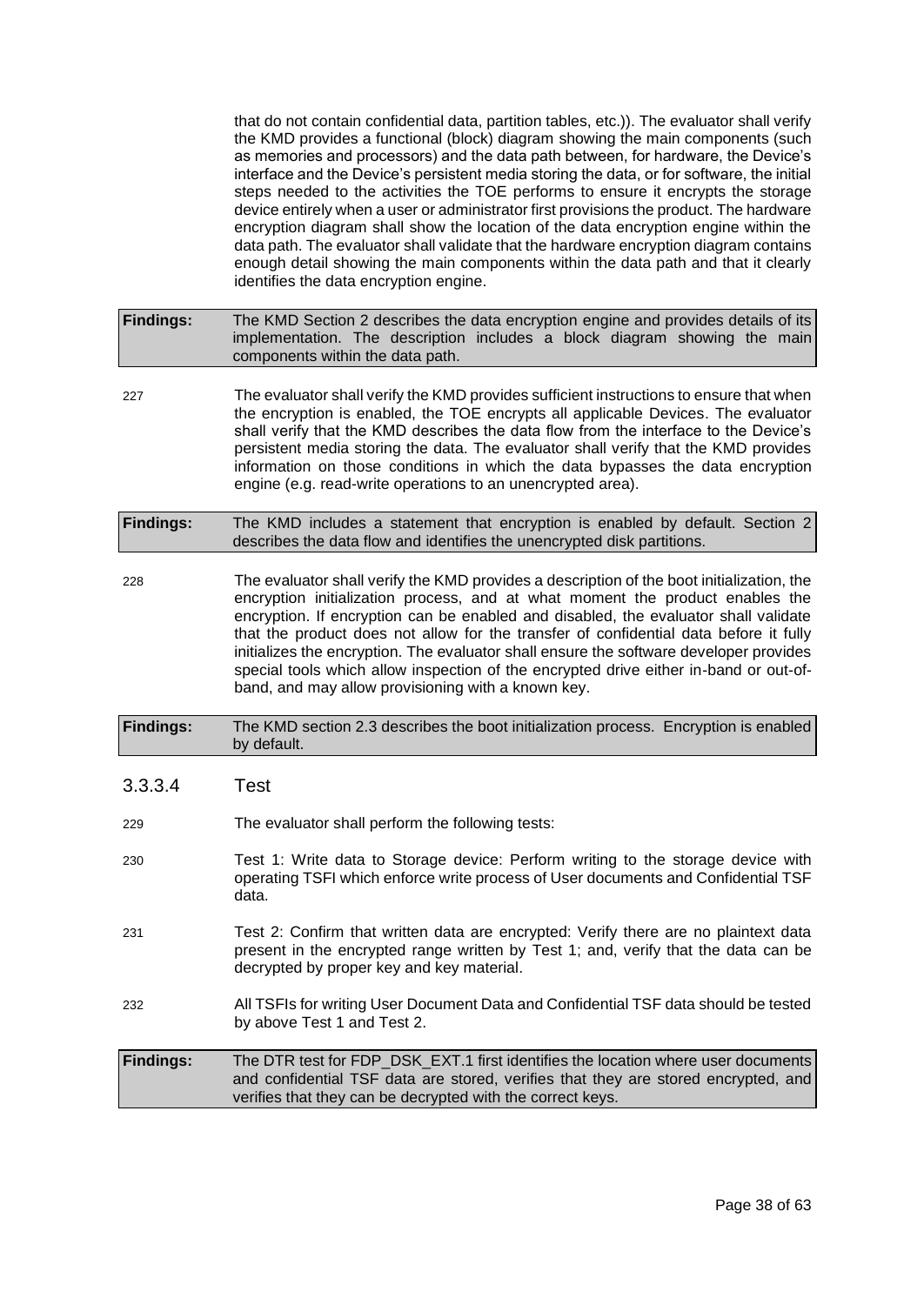that do not contain confidential data, partition tables, etc.)). The evaluator shall verify the KMD provides a functional (block) diagram showing the main components (such as memories and processors) and the data path between, for hardware, the Device's interface and the Device's persistent media storing the data, or for software, the initial steps needed to the activities the TOE performs to ensure it encrypts the storage device entirely when a user or administrator first provisions the product. The hardware encryption diagram shall show the location of the data encryption engine within the data path. The evaluator shall validate that the hardware encryption diagram contains enough detail showing the main components within the data path and that it clearly identifies the data encryption engine.

| | |
|---|---|
| **Findings:** | The KMD Section 2 describes the data encryption engine and provides details of its implementation. The description includes a block diagram showing the main components within the data path. |

227 The evaluator shall verify the KMD provides sufficient instructions to ensure that when the encryption is enabled, the TOE encrypts all applicable Devices. The evaluator shall verify that the KMD describes the data flow from the interface to the Device's persistent media storing the data. The evaluator shall verify that the KMD provides information on those conditions in which the data bypasses the data encryption engine (e.g. read-write operations to an unencrypted area).

| | |
|---|---|
| **Findings:** | The KMD includes a statement that encryption is enabled by default. Section 2 describes the data flow and identifies the unencrypted disk partitions. |

228 The evaluator shall verify the KMD provides a description of the boot initialization, the encryption initialization process, and at what moment the product enables the encryption. If encryption can be enabled and disabled, the evaluator shall validate that the product does not allow for the transfer of confidential data before it fully initializes the encryption. The evaluator shall ensure the software developer provides special tools which allow inspection of the encrypted drive either in-band or out-of-band, and may allow provisioning with a known key.

| | |
|---|---|
| **Findings:** | The KMD section 2.3 describes the boot initialization process. Encryption is enabled by default. |

### 3.3.3.4 Test

229 The evaluator shall perform the following tests:

230 Test 1: Write data to Storage device: Perform writing to the storage device with operating TSFI which enforce write process of User documents and Confidential TSF data.

231 Test 2: Confirm that written data are encrypted: Verify there are no plaintext data present in the encrypted range written by Test 1; and, verify that the data can be decrypted by proper key and key material.

232 All TSFIs for writing User Document Data and Confidential TSF data should be tested by above Test 1 and Test 2.

| | |
|---|---|
| **Findings:** | The DTR test for FDP_DSK_EXT.1 first identifies the location where user documents and confidential TSF data are stored, verifies that they are stored encrypted, and verifies that they can be decrypted with the correct keys. |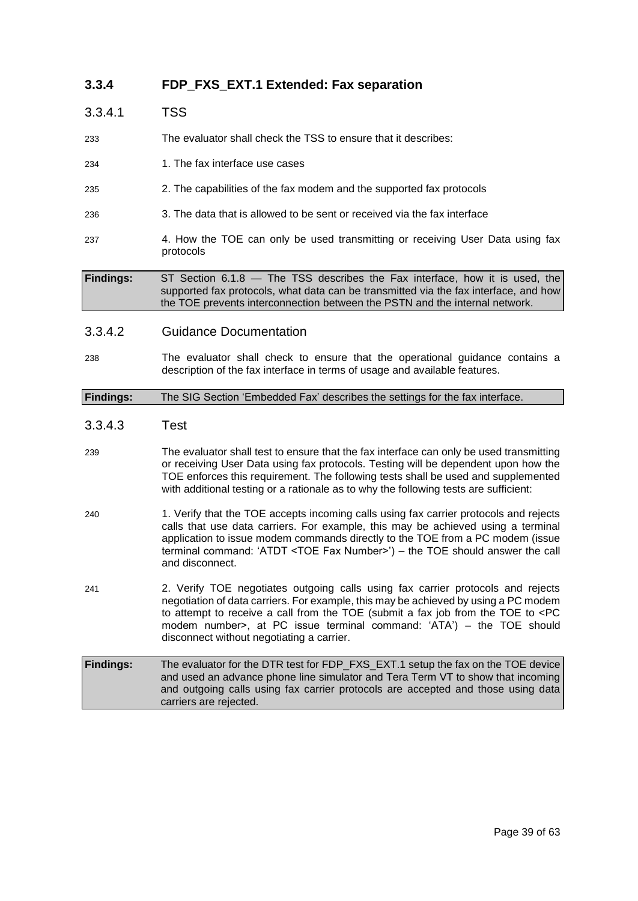### 3.3.4 FDP_FXS_EXT.1 Extended: Fax separation

#### 3.3.4.1 TSS

233 The evaluator shall check the TSS to ensure that it describes:

234 1. The fax interface use cases

235 2. The capabilities of the fax modem and the supported fax protocols

236 3. The data that is allowed to be sent or received via the fax interface

237 4. How the TOE can only be used transmitting or receiving User Data using fax protocols

| **Findings:** | ST Section 6.1.8 — The TSS describes the Fax interface, how it is used, the supported fax protocols, what data can be transmitted via the fax interface, and how the TOE prevents interconnection between the PSTN and the internal network. |
|---|---|

#### 3.3.4.2 Guidance Documentation

238 The evaluator shall check to ensure that the operational guidance contains a description of the fax interface in terms of usage and available features.

| **Findings:** | The SIG Section 'Embedded Fax' describes the settings for the fax interface. |
|---|---|

#### 3.3.4.3 Test

239 The evaluator shall test to ensure that the fax interface can only be used transmitting or receiving User Data using fax protocols. Testing will be dependent upon how the TOE enforces this requirement. The following tests shall be used and supplemented with additional testing or a rationale as to why the following tests are sufficient:

240 1. Verify that the TOE accepts incoming calls using fax carrier protocols and rejects calls that use data carriers. For example, this may be achieved using a terminal application to issue modem commands directly to the TOE from a PC modem (issue terminal command: 'ATDT <TOE Fax Number>') – the TOE should answer the call and disconnect.

241 2. Verify TOE negotiates outgoing calls using fax carrier protocols and rejects negotiation of data carriers. For example, this may be achieved by using a PC modem to attempt to receive a call from the TOE (submit a fax job from the TOE to <PC modem number>, at PC issue terminal command: 'ATA') – the TOE should disconnect without negotiating a carrier.

| **Findings:** | The evaluator for the DTR test for FDP_FXS_EXT.1 setup the fax on the TOE device and used an advance phone line simulator and Tera Term VT to show that incoming and outgoing calls using fax carrier protocols are accepted and those using data carriers are rejected. |
|---|---|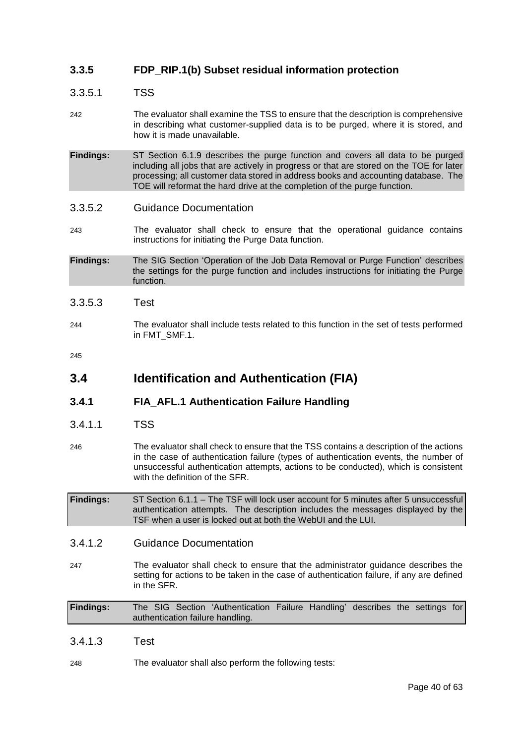### 3.3.5 FDP_RIP.1(b) Subset residual information protection

#### 3.3.5.1 TSS

242 The evaluator shall examine the TSS to ensure that the description is comprehensive in describing what customer-supplied data is to be purged, where it is stored, and how it is made unavailable.

**Findings:** ST Section 6.1.9 describes the purge function and covers all data to be purged including all jobs that are actively in progress or that are stored on the TOE for later processing; all customer data stored in address books and accounting database. The TOE will reformat the hard drive at the completion of the purge function.

#### 3.3.5.2 Guidance Documentation

243 The evaluator shall check to ensure that the operational guidance contains instructions for initiating the Purge Data function.

**Findings:** The SIG Section 'Operation of the Job Data Removal or Purge Function' describes the settings for the purge function and includes instructions for initiating the Purge function.

#### 3.3.5.3 Test

244 The evaluator shall include tests related to this function in the set of tests performed in FMT_SMF.1.

245

## 3.4 Identification and Authentication (FIA)

### 3.4.1 FIA_AFL.1 Authentication Failure Handling

#### 3.4.1.1 TSS

246 The evaluator shall check to ensure that the TSS contains a description of the actions in the case of authentication failure (types of authentication events, the number of unsuccessful authentication attempts, actions to be conducted), which is consistent with the definition of the SFR.

**Findings:** ST Section 6.1.1 – The TSF will lock user account for 5 minutes after 5 unsuccessful authentication attempts. The description includes the messages displayed by the TSF when a user is locked out at both the WebUI and the LUI.

#### 3.4.1.2 Guidance Documentation

247 The evaluator shall check to ensure that the administrator guidance describes the setting for actions to be taken in the case of authentication failure, if any are defined in the SFR.

**Findings:** The SIG Section 'Authentication Failure Handling' describes the settings for authentication failure handling.

#### 3.4.1.3 Test

248 The evaluator shall also perform the following tests: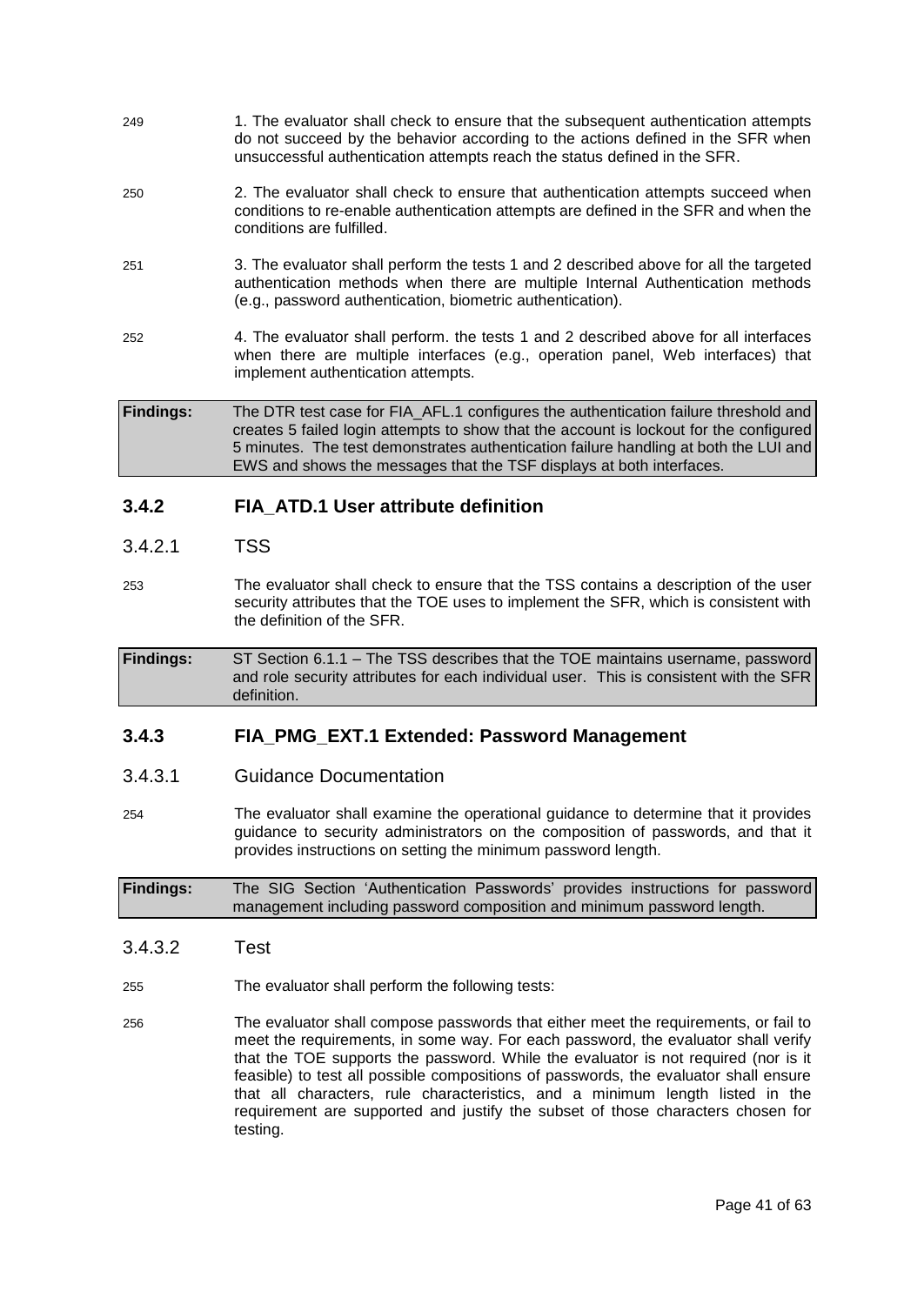249 1. The evaluator shall check to ensure that the subsequent authentication attempts do not succeed by the behavior according to the actions defined in the SFR when unsuccessful authentication attempts reach the status defined in the SFR.

250 2. The evaluator shall check to ensure that authentication attempts succeed when conditions to re-enable authentication attempts are defined in the SFR and when the conditions are fulfilled.

251 3. The evaluator shall perform the tests 1 and 2 described above for all the targeted authentication methods when there are multiple Internal Authentication methods (e.g., password authentication, biometric authentication).

252 4. The evaluator shall perform. the tests 1 and 2 described above for all interfaces when there are multiple interfaces (e.g., operation panel, Web interfaces) that implement authentication attempts.

| **Findings:** | The DTR test case for FIA_AFL.1 configures the authentication failure threshold and creates 5 failed login attempts to show that the account is lockout for the configured 5 minutes. The test demonstrates authentication failure handling at both the LUI and EWS and shows the messages that the TSF displays at both interfaces. |
|---|---|

### 3.4.2 FIA_ATD.1 User attribute definition

#### 3.4.2.1 TSS

253 The evaluator shall check to ensure that the TSS contains a description of the user security attributes that the TOE uses to implement the SFR, which is consistent with the definition of the SFR.

| **Findings:** | ST Section 6.1.1 – The TSS describes that the TOE maintains username, password and role security attributes for each individual user. This is consistent with the SFR definition. |
|---|---|

### 3.4.3 FIA_PMG_EXT.1 Extended: Password Management

#### 3.4.3.1 Guidance Documentation

254 The evaluator shall examine the operational guidance to determine that it provides guidance to security administrators on the composition of passwords, and that it provides instructions on setting the minimum password length.

| **Findings:** | The SIG Section 'Authentication Passwords' provides instructions for password management including password composition and minimum password length. |
|---|---|

#### 3.4.3.2 Test

255 The evaluator shall perform the following tests:

256 The evaluator shall compose passwords that either meet the requirements, or fail to meet the requirements, in some way. For each password, the evaluator shall verify that the TOE supports the password. While the evaluator is not required (nor is it feasible) to test all possible compositions of passwords, the evaluator shall ensure that all characters, rule characteristics, and a minimum length listed in the requirement are supported and justify the subset of those characters chosen for testing.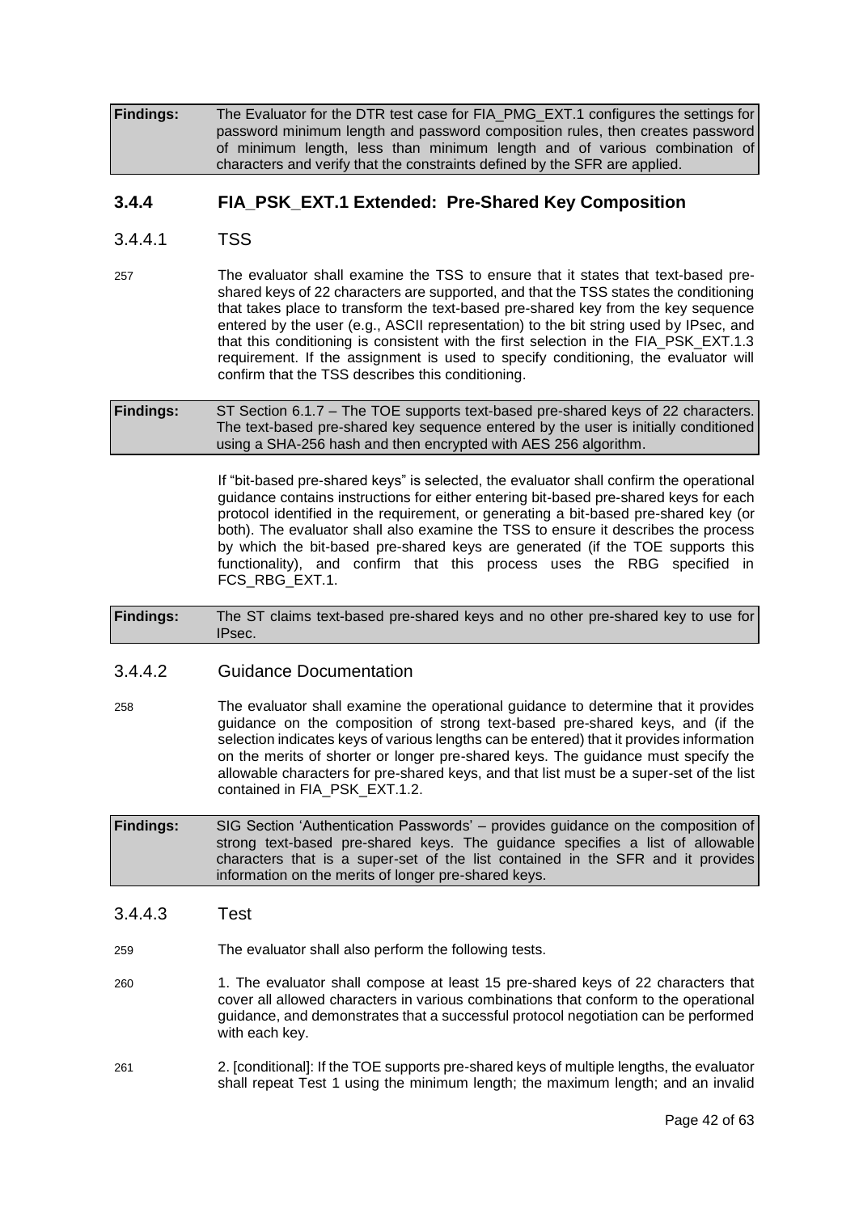| **Findings:** | The Evaluator for the DTR test case for FIA_PMG_EXT.1 configures the settings for password minimum length and password composition rules, then creates password of minimum length, less than minimum length and of various combination of characters and verify that the constraints defined by the SFR are applied. |
|---|---|

### 3.4.4 FIA_PSK_EXT.1 Extended: Pre-Shared Key Composition

#### 3.4.4.1 TSS

257 The evaluator shall examine the TSS to ensure that it states that text-based pre-shared keys of 22 characters are supported, and that the TSS states the conditioning that takes place to transform the text-based pre-shared key from the key sequence entered by the user (e.g., ASCII representation) to the bit string used by IPsec, and that this conditioning is consistent with the first selection in the FIA_PSK_EXT.1.3 requirement. If the assignment is used to specify conditioning, the evaluator will confirm that the TSS describes this conditioning.

| **Findings:** | ST Section 6.1.7 – The TOE supports text-based pre-shared keys of 22 characters. The text-based pre-shared key sequence entered by the user is initially conditioned using a SHA-256 hash and then encrypted with AES 256 algorithm. |
|---|---|

If "bit-based pre-shared keys" is selected, the evaluator shall confirm the operational guidance contains instructions for either entering bit-based pre-shared keys for each protocol identified in the requirement, or generating a bit-based pre-shared key (or both). The evaluator shall also examine the TSS to ensure it describes the process by which the bit-based pre-shared keys are generated (if the TOE supports this functionality), and confirm that this process uses the RBG specified in FCS_RBG_EXT.1.

| **Findings:** | The ST claims text-based pre-shared keys and no other pre-shared key to use for IPsec. |
|---|---|

#### 3.4.4.2 Guidance Documentation

258 The evaluator shall examine the operational guidance to determine that it provides guidance on the composition of strong text-based pre-shared keys, and (if the selection indicates keys of various lengths can be entered) that it provides information on the merits of shorter or longer pre-shared keys. The guidance must specify the allowable characters for pre-shared keys, and that list must be a super-set of the list contained in FIA_PSK_EXT.1.2.

| **Findings:** | SIG Section 'Authentication Passwords' – provides guidance on the composition of strong text-based pre-shared keys. The guidance specifies a list of allowable characters that is a super-set of the list contained in the SFR and it provides information on the merits of longer pre-shared keys. |
|---|---|

#### 3.4.4.3 Test

259 The evaluator shall also perform the following tests.

260 1. The evaluator shall compose at least 15 pre-shared keys of 22 characters that cover all allowed characters in various combinations that conform to the operational guidance, and demonstrates that a successful protocol negotiation can be performed with each key.

261 2. [conditional]: If the TOE supports pre-shared keys of multiple lengths, the evaluator shall repeat Test 1 using the minimum length; the maximum length; and an invalid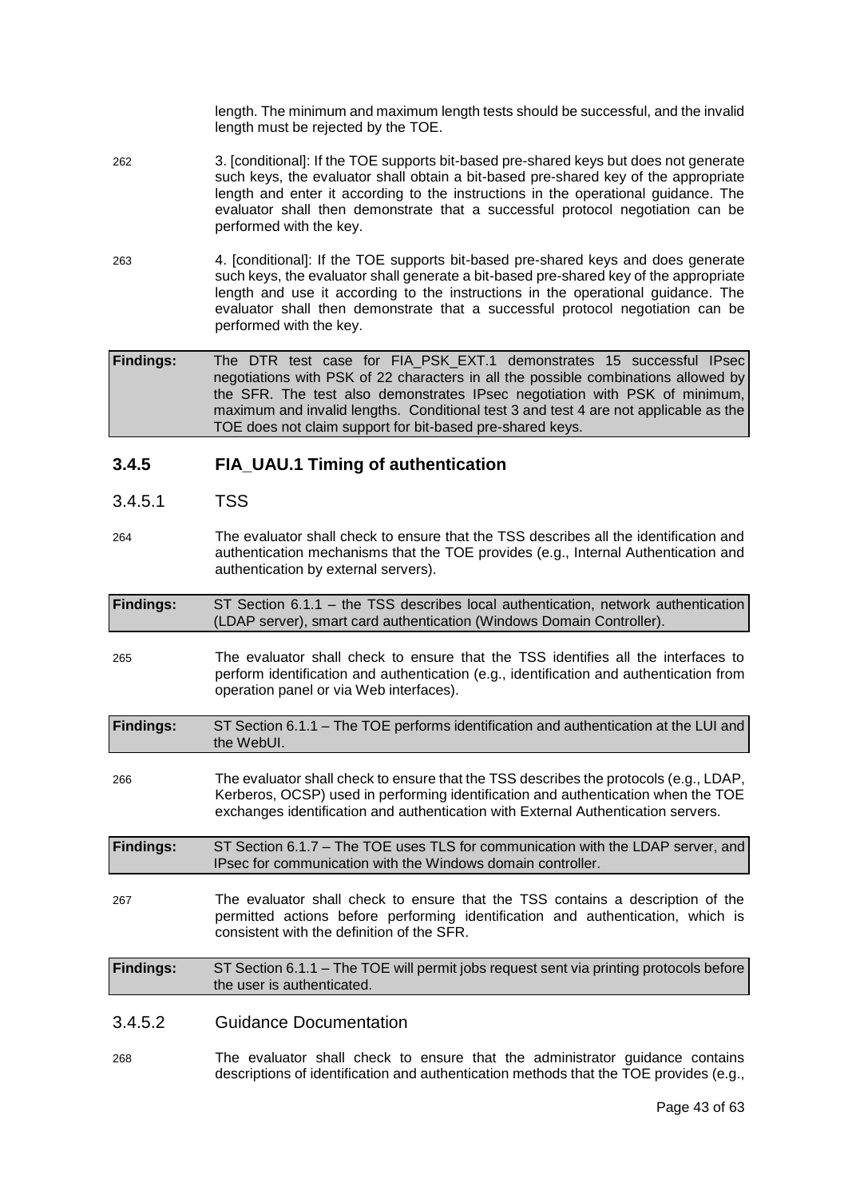length. The minimum and maximum length tests should be successful, and the invalid length must be rejected by the TOE.

262 3. [conditional]: If the TOE supports bit-based pre-shared keys but does not generate such keys, the evaluator shall obtain a bit-based pre-shared key of the appropriate length and enter it according to the instructions in the operational guidance. The evaluator shall then demonstrate that a successful protocol negotiation can be performed with the key.

263 4. [conditional]: If the TOE supports bit-based pre-shared keys and does generate such keys, the evaluator shall generate a bit-based pre-shared key of the appropriate length and use it according to the instructions in the operational guidance. The evaluator shall then demonstrate that a successful protocol negotiation can be performed with the key.

| **Findings:** | The DTR test case for FIA_PSK_EXT.1 demonstrates 15 successful IPsec negotiations with PSK of 22 characters in all the possible combinations allowed by the SFR. The test also demonstrates IPsec negotiation with PSK of minimum, maximum and invalid lengths. Conditional test 3 and test 4 are not applicable as the TOE does not claim support for bit-based pre-shared keys. |
|---|---|

### 3.4.5 FIA_UAU.1 Timing of authentication

#### 3.4.5.1 TSS

264 The evaluator shall check to ensure that the TSS describes all the identification and authentication mechanisms that the TOE provides (e.g., Internal Authentication and authentication by external servers).

| **Findings:** | ST Section 6.1.1 – the TSS describes local authentication, network authentication (LDAP server), smart card authentication (Windows Domain Controller). |
|---|---|

265 The evaluator shall check to ensure that the TSS identifies all the interfaces to perform identification and authentication (e.g., identification and authentication from operation panel or via Web interfaces).

| **Findings:** | ST Section 6.1.1 – The TOE performs identification and authentication at the LUI and the WebUI. |
|---|---|

266 The evaluator shall check to ensure that the TSS describes the protocols (e.g., LDAP, Kerberos, OCSP) used in performing identification and authentication when the TOE exchanges identification and authentication with External Authentication servers.

| **Findings:** | ST Section 6.1.7 – The TOE uses TLS for communication with the LDAP server, and IPsec for communication with the Windows domain controller. |
|---|---|

267 The evaluator shall check to ensure that the TSS contains a description of the permitted actions before performing identification and authentication, which is consistent with the definition of the SFR.

| **Findings:** | ST Section 6.1.1 – The TOE will permit jobs request sent via printing protocols before the user is authenticated. |
|---|---|

#### 3.4.5.2 Guidance Documentation

268 The evaluator shall check to ensure that the administrator guidance contains descriptions of identification and authentication methods that the TOE provides (e.g.,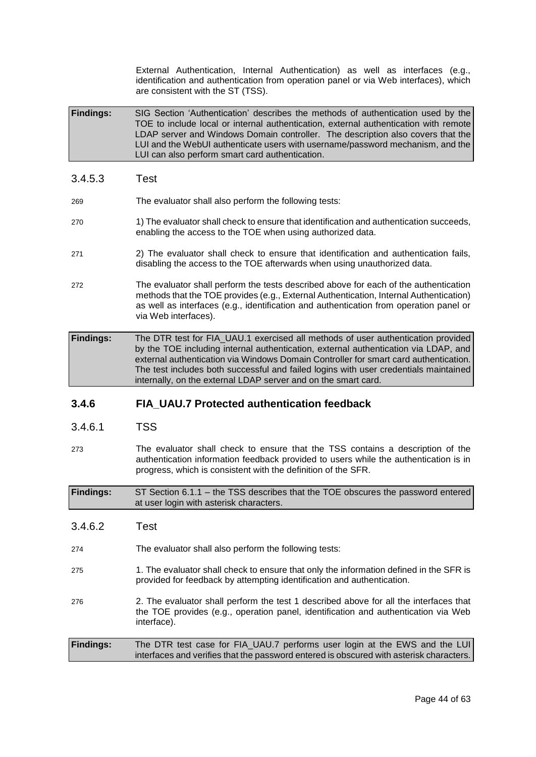External Authentication, Internal Authentication) as well as interfaces (e.g., identification and authentication from operation panel or via Web interfaces), which are consistent with the ST (TSS).

| **Findings:** | SIG Section 'Authentication' describes the methods of authentication used by the TOE to include local or internal authentication, external authentication with remote LDAP server and Windows Domain controller. The description also covers that the LUI and the WebUI authenticate users with username/password mechanism, and the LUI can also perform smart card authentication. |
|---|---|

#### 3.4.5.3 Test

269 The evaluator shall also perform the following tests:

270 1) The evaluator shall check to ensure that identification and authentication succeeds, enabling the access to the TOE when using authorized data.

271 2) The evaluator shall check to ensure that identification and authentication fails, disabling the access to the TOE afterwards when using unauthorized data.

272 The evaluator shall perform the tests described above for each of the authentication methods that the TOE provides (e.g., External Authentication, Internal Authentication) as well as interfaces (e.g., identification and authentication from operation panel or via Web interfaces).

| **Findings:** | The DTR test for FIA_UAU.1 exercised all methods of user authentication provided by the TOE including internal authentication, external authentication via LDAP, and external authentication via Windows Domain Controller for smart card authentication. The test includes both successful and failed logins with user credentials maintained internally, on the external LDAP server and on the smart card. |
|---|---|

### 3.4.6 FIA_UAU.7 Protected authentication feedback

#### 3.4.6.1 TSS

273 The evaluator shall check to ensure that the TSS contains a description of the authentication information feedback provided to users while the authentication is in progress, which is consistent with the definition of the SFR.

| **Findings:** | ST Section 6.1.1 – the TSS describes that the TOE obscures the password entered at user login with asterisk characters. |
|---|---|

#### 3.4.6.2 Test

274 The evaluator shall also perform the following tests:

275 1. The evaluator shall check to ensure that only the information defined in the SFR is provided for feedback by attempting identification and authentication.

276 2. The evaluator shall perform the test 1 described above for all the interfaces that the TOE provides (e.g., operation panel, identification and authentication via Web interface).

| **Findings:** | The DTR test case for FIA_UAU.7 performs user login at the EWS and the LUI interfaces and verifies that the password entered is obscured with asterisk characters. |
|---|---|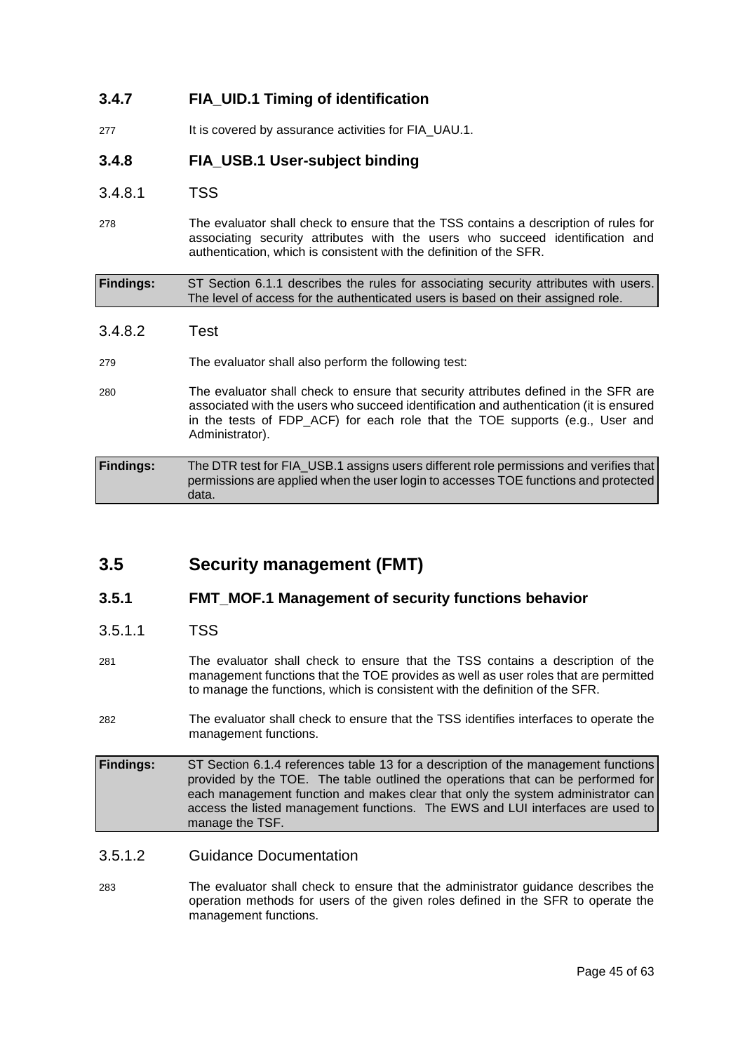### 3.4.7 FIA_UID.1 Timing of identification

277 It is covered by assurance activities for FIA_UAU.1.

### 3.4.8 FIA_USB.1 User-subject binding

#### 3.4.8.1 TSS

278 The evaluator shall check to ensure that the TSS contains a description of rules for associating security attributes with the users who succeed identification and authentication, which is consistent with the definition of the SFR.

| **Findings:** | ST Section 6.1.1 describes the rules for associating security attributes with users. The level of access for the authenticated users is based on their assigned role. |
|---|---|

#### 3.4.8.2 Test

279 The evaluator shall also perform the following test:

280 The evaluator shall check to ensure that security attributes defined in the SFR are associated with the users who succeed identification and authentication (it is ensured in the tests of FDP_ACF) for each role that the TOE supports (e.g., User and Administrator).

| **Findings:** | The DTR test for FIA_USB.1 assigns users different role permissions and verifies that permissions are applied when the user login to accesses TOE functions and protected data. |
|---|---|

## 3.5 Security management (FMT)

### 3.5.1 FMT_MOF.1 Management of security functions behavior

#### 3.5.1.1 TSS

281 The evaluator shall check to ensure that the TSS contains a description of the management functions that the TOE provides as well as user roles that are permitted to manage the functions, which is consistent with the definition of the SFR.

282 The evaluator shall check to ensure that the TSS identifies interfaces to operate the management functions.

| **Findings:** | ST Section 6.1.4 references table 13 for a description of the management functions provided by the TOE. The table outlined the operations that can be performed for each management function and makes clear that only the system administrator can access the listed management functions. The EWS and LUI interfaces are used to manage the TSF. |
|---|---|

#### 3.5.1.2 Guidance Documentation

283 The evaluator shall check to ensure that the administrator guidance describes the operation methods for users of the given roles defined in the SFR to operate the management functions.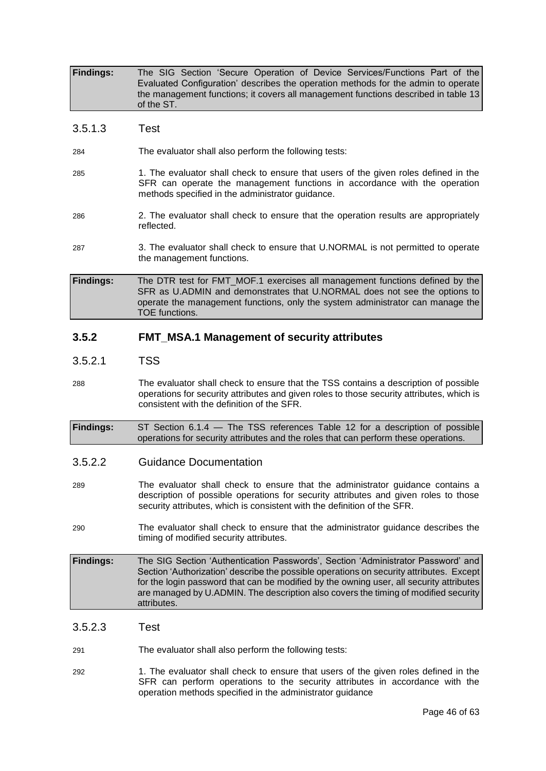| **Findings:** | The SIG Section 'Secure Operation of Device Services/Functions Part of the Evaluated Configuration' describes the operation methods for the admin to operate the management functions; it covers all management functions described in table 13 of the ST. |
|---|---|

#### 3.5.1.3 Test

284 The evaluator shall also perform the following tests:

285 1. The evaluator shall check to ensure that users of the given roles defined in the SFR can operate the management functions in accordance with the operation methods specified in the administrator guidance.

286 2. The evaluator shall check to ensure that the operation results are appropriately reflected.

287 3. The evaluator shall check to ensure that U.NORMAL is not permitted to operate the management functions.

| **Findings:** | The DTR test for FMT_MOF.1 exercises all management functions defined by the SFR as U.ADMIN and demonstrates that U.NORMAL does not see the options to operate the management functions, only the system administrator can manage the TOE functions. |
|---|---|

### 3.5.2 FMT_MSA.1 Management of security attributes

#### 3.5.2.1 TSS

288 The evaluator shall check to ensure that the TSS contains a description of possible operations for security attributes and given roles to those security attributes, which is consistent with the definition of the SFR.

| **Findings:** | ST Section 6.1.4 — The TSS references Table 12 for a description of possible operations for security attributes and the roles that can perform these operations. |
|---|---|

#### 3.5.2.2 Guidance Documentation

289 The evaluator shall check to ensure that the administrator guidance contains a description of possible operations for security attributes and given roles to those security attributes, which is consistent with the definition of the SFR.

290 The evaluator shall check to ensure that the administrator guidance describes the timing of modified security attributes.

| **Findings:** | The SIG Section 'Authentication Passwords', Section 'Administrator Password' and Section 'Authorization' describe the possible operations on security attributes. Except for the login password that can be modified by the owning user, all security attributes are managed by U.ADMIN. The description also covers the timing of modified security attributes. |
|---|---|

#### 3.5.2.3 Test

291 The evaluator shall also perform the following tests:

292 1. The evaluator shall check to ensure that users of the given roles defined in the SFR can perform operations to the security attributes in accordance with the operation methods specified in the administrator guidance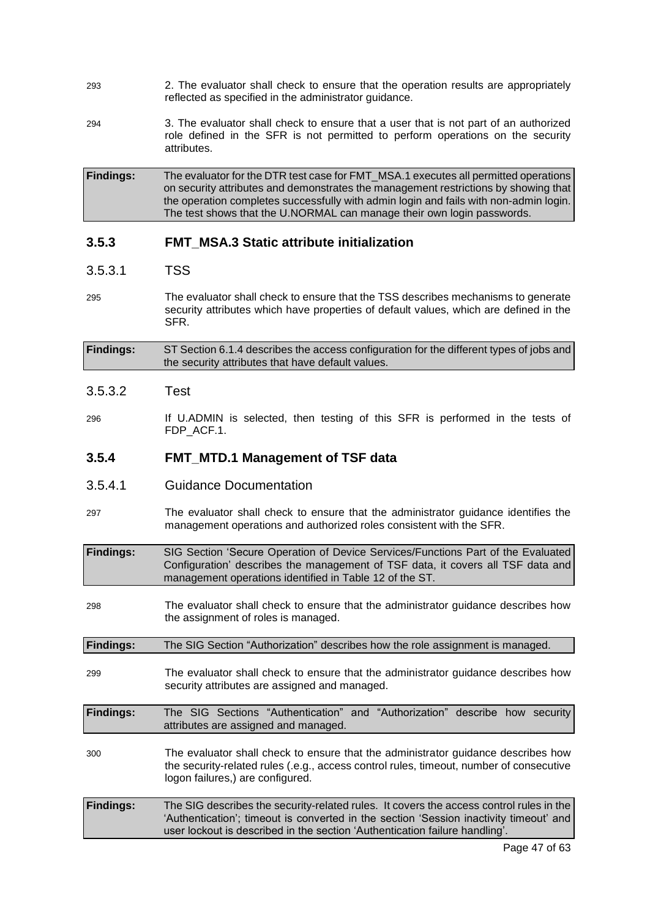293 2. The evaluator shall check to ensure that the operation results are appropriately reflected as specified in the administrator guidance.

294 3. The evaluator shall check to ensure that a user that is not part of an authorized role defined in the SFR is not permitted to perform operations on the security attributes.

| **Findings:** | The evaluator for the DTR test case for FMT_MSA.1 executes all permitted operations on security attributes and demonstrates the management restrictions by showing that the operation completes successfully with admin login and fails with non-admin login. The test shows that the U.NORMAL can manage their own login passwords. |
|---|---|

### 3.5.3 FMT_MSA.3 Static attribute initialization

#### 3.5.3.1 TSS

295 The evaluator shall check to ensure that the TSS describes mechanisms to generate security attributes which have properties of default values, which are defined in the SFR.

| **Findings:** | ST Section 6.1.4 describes the access configuration for the different types of jobs and the security attributes that have default values. |
|---|---|

#### 3.5.3.2 Test

296 If U.ADMIN is selected, then testing of this SFR is performed in the tests of FDP_ACF.1.

### 3.5.4 FMT_MTD.1 Management of TSF data

#### 3.5.4.1 Guidance Documentation

297 The evaluator shall check to ensure that the administrator guidance identifies the management operations and authorized roles consistent with the SFR.

| **Findings:** | SIG Section 'Secure Operation of Device Services/Functions Part of the Evaluated Configuration' describes the management of TSF data, it covers all TSF data and management operations identified in Table 12 of the ST. |
|---|---|

298 The evaluator shall check to ensure that the administrator guidance describes how the assignment of roles is managed.

| **Findings:** | The SIG Section "Authorization" describes how the role assignment is managed. |
|---|---|

299 The evaluator shall check to ensure that the administrator guidance describes how security attributes are assigned and managed.

| **Findings:** | The SIG Sections "Authentication" and "Authorization" describe how security attributes are assigned and managed. |
|---|---|

300 The evaluator shall check to ensure that the administrator guidance describes how the security-related rules (.e.g., access control rules, timeout, number of consecutive logon failures,) are configured.

| **Findings:** | The SIG describes the security-related rules. It covers the access control rules in the 'Authentication'; timeout is converted in the section 'Session inactivity timeout' and user lockout is described in the section 'Authentication failure handling'. |
|---|---|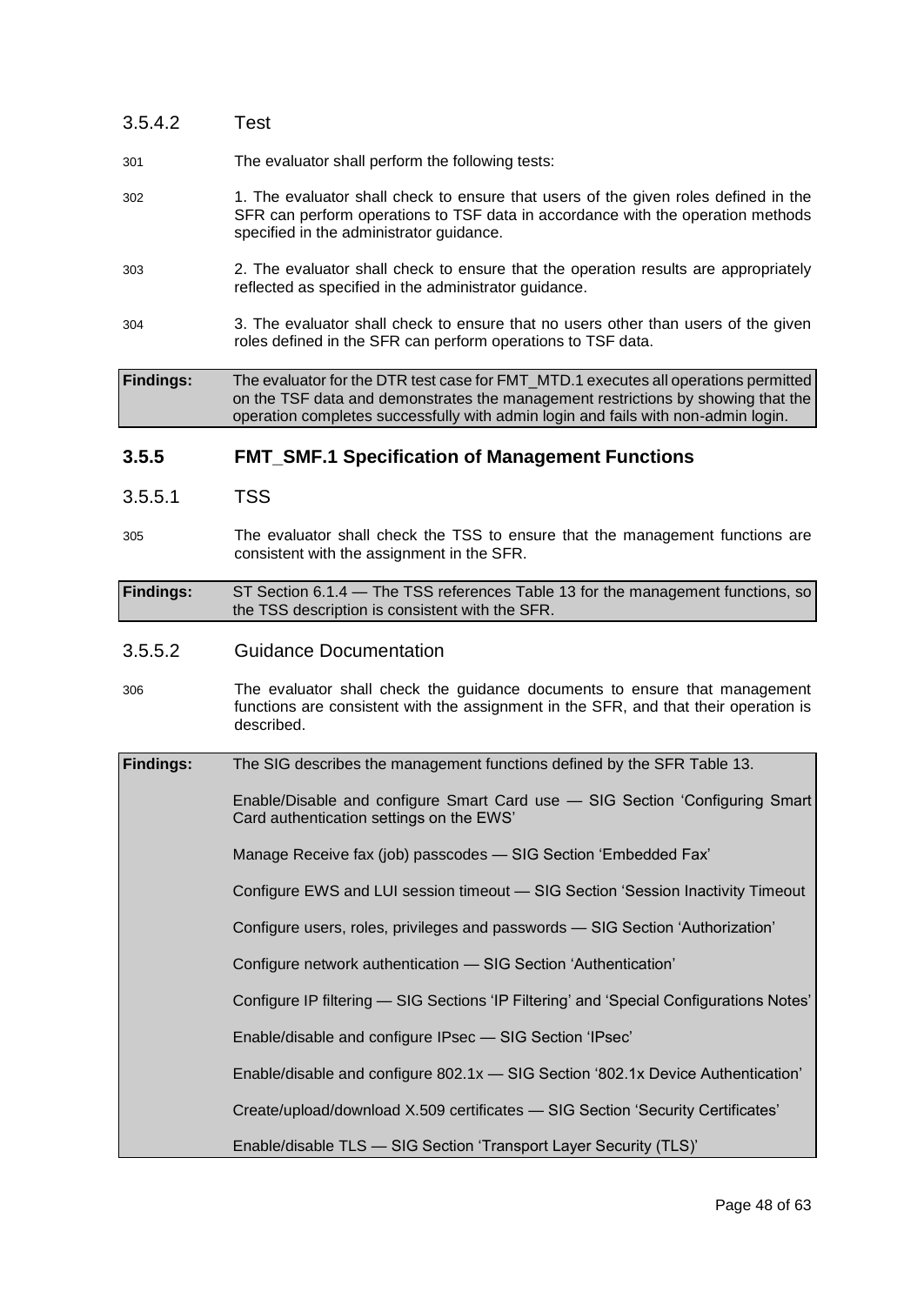#### 3.5.4.2 Test

301 The evaluator shall perform the following tests:

302 1. The evaluator shall check to ensure that users of the given roles defined in the SFR can perform operations to TSF data in accordance with the operation methods specified in the administrator guidance.

303 2. The evaluator shall check to ensure that the operation results are appropriately reflected as specified in the administrator guidance.

304 3. The evaluator shall check to ensure that no users other than users of the given roles defined in the SFR can perform operations to TSF data.

| **Findings:** | The evaluator for the DTR test case for FMT_MTD.1 executes all operations permitted on the TSF data and demonstrates the management restrictions by showing that the operation completes successfully with admin login and fails with non-admin login. |
|---|---|

### 3.5.5 FMT_SMF.1 Specification of Management Functions

#### 3.5.5.1 TSS

305 The evaluator shall check the TSS to ensure that the management functions are consistent with the assignment in the SFR.

| **Findings:** | ST Section 6.1.4 — The TSS references Table 13 for the management functions, so the TSS description is consistent with the SFR. |
|---|---|

#### 3.5.5.2 Guidance Documentation

306 The evaluator shall check the guidance documents to ensure that management functions are consistent with the assignment in the SFR, and that their operation is described.

| **Findings:** | The SIG describes the management functions defined by the SFR Table 13. |
|---|---|
| | Enable/Disable and configure Smart Card use — SIG Section 'Configuring Smart Card authentication settings on the EWS' |
| | Manage Receive fax (job) passcodes — SIG Section 'Embedded Fax' |
| | Configure EWS and LUI session timeout — SIG Section 'Session Inactivity Timeout |
| | Configure users, roles, privileges and passwords — SIG Section 'Authorization' |
| | Configure network authentication — SIG Section 'Authentication' |
| | Configure IP filtering — SIG Sections 'IP Filtering' and 'Special Configurations Notes' |
| | Enable/disable and configure IPsec — SIG Section 'IPsec' |
| | Enable/disable and configure 802.1x — SIG Section '802.1x Device Authentication' |
| | Create/upload/download X.509 certificates — SIG Section 'Security Certificates' |
| | Enable/disable TLS — SIG Section 'Transport Layer Security (TLS)' |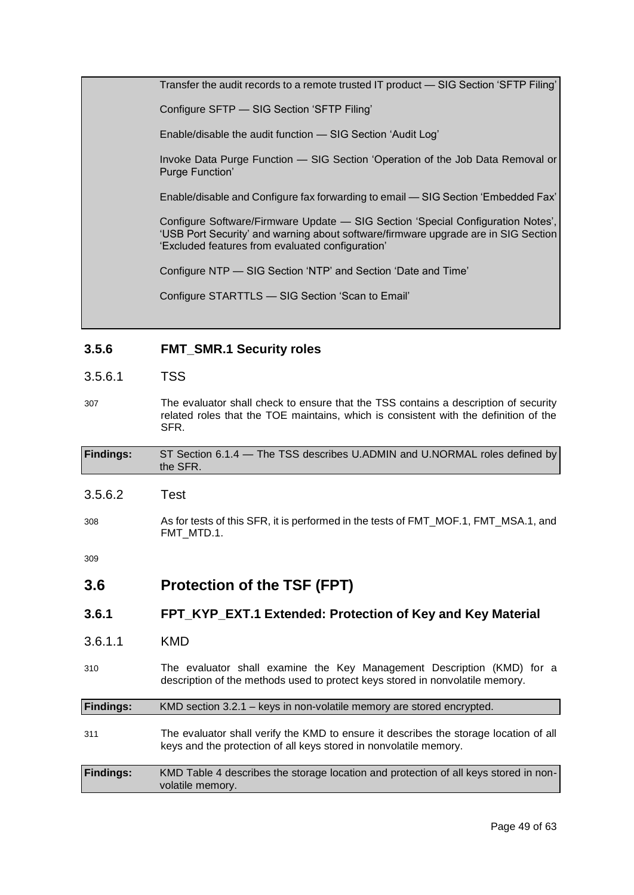| | Transfer the audit records to a remote trusted IT product — SIG Section 'SFTP Filing'<br><br>Configure SFTP — SIG Section 'SFTP Filing'<br><br>Enable/disable the audit function — SIG Section 'Audit Log'<br><br>Invoke Data Purge Function — SIG Section 'Operation of the Job Data Removal or Purge Function'<br><br>Enable/disable and Configure fax forwarding to email — SIG Section 'Embedded Fax'<br><br>Configure Software/Firmware Update — SIG Section 'Special Configuration Notes', 'USB Port Security' and warning about software/firmware upgrade are in SIG Section 'Excluded features from evaluated configuration'<br><br>Configure NTP — SIG Section 'NTP' and Section 'Date and Time'<br><br>Configure STARTTLS — SIG Section 'Scan to Email' |
|---|---|

### 3.5.6 FMT_SMR.1 Security roles

#### 3.5.6.1 TSS

307 The evaluator shall check to ensure that the TSS contains a description of security related roles that the TOE maintains, which is consistent with the definition of the SFR.

| **Findings:** | ST Section 6.1.4 — The TSS describes U.ADMIN and U.NORMAL roles defined by the SFR. |
|---|---|

#### 3.5.6.2 Test

308 As for tests of this SFR, it is performed in the tests of FMT_MOF.1, FMT_MSA.1, and FMT_MTD.1.

309

## 3.6 Protection of the TSF (FPT)

### 3.6.1 FPT_KYP_EXT.1 Extended: Protection of Key and Key Material

#### 3.6.1.1 KMD

310 The evaluator shall examine the Key Management Description (KMD) for a description of the methods used to protect keys stored in nonvolatile memory.

| **Findings:** | KMD section 3.2.1 – keys in non-volatile memory are stored encrypted. |
|---|---|

311 The evaluator shall verify the KMD to ensure it describes the storage location of all keys and the protection of all keys stored in nonvolatile memory.

| **Findings:** | KMD Table 4 describes the storage location and protection of all keys stored in non-volatile memory. |
|---|---|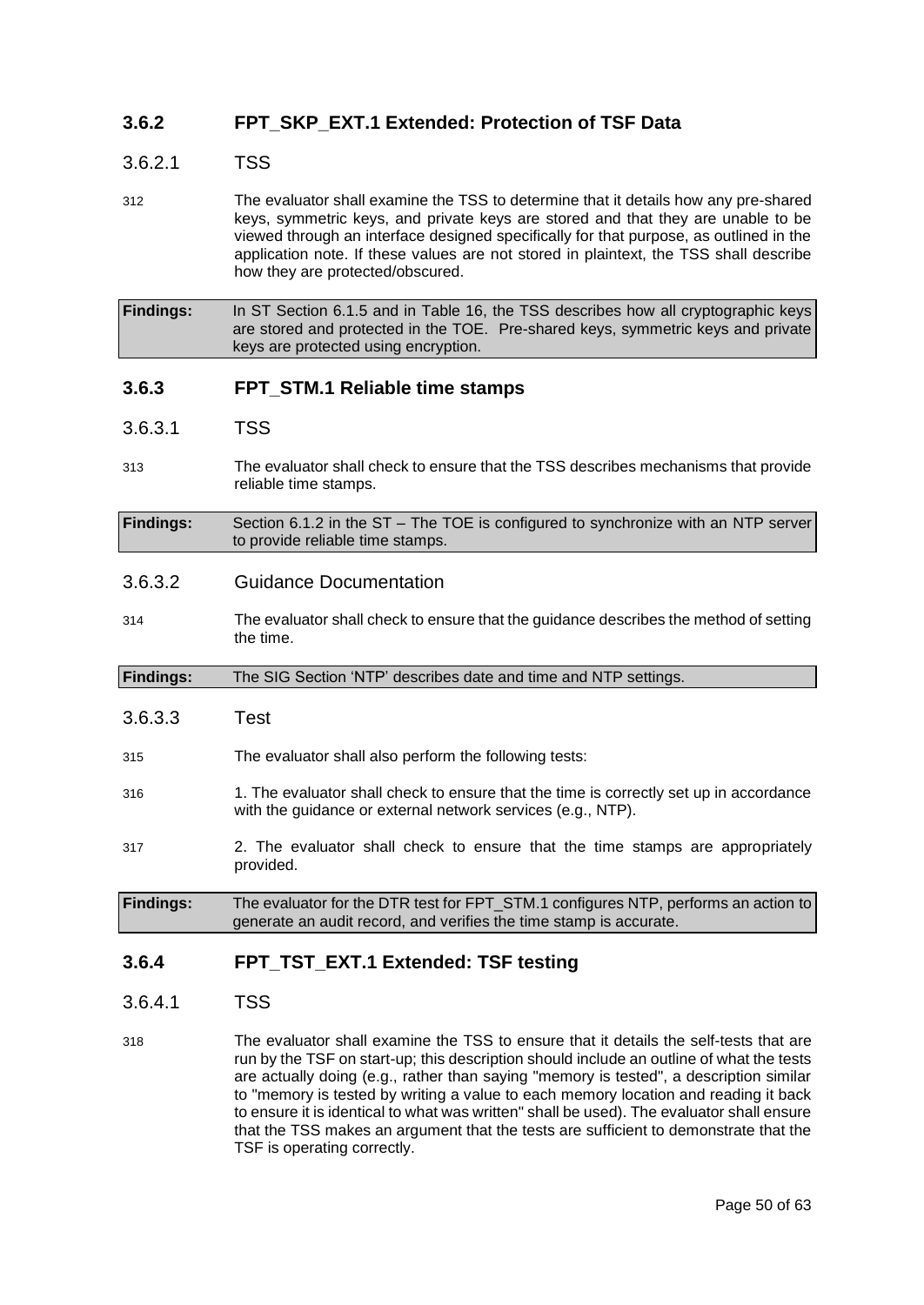### 3.6.2 FPT_SKP_EXT.1 Extended: Protection of TSF Data

#### 3.6.2.1 TSS

312 The evaluator shall examine the TSS to determine that it details how any pre-shared keys, symmetric keys, and private keys are stored and that they are unable to be viewed through an interface designed specifically for that purpose, as outlined in the application note. If these values are not stored in plaintext, the TSS shall describe how they are protected/obscured.

| **Findings:** | In ST Section 6.1.5 and in Table 16, the TSS describes how all cryptographic keys are stored and protected in the TOE. Pre-shared keys, symmetric keys and private keys are protected using encryption. |
|---|---|

### 3.6.3 FPT_STM.1 Reliable time stamps

#### 3.6.3.1 TSS

313 The evaluator shall check to ensure that the TSS describes mechanisms that provide reliable time stamps.

| **Findings:** | Section 6.1.2 in the ST – The TOE is configured to synchronize with an NTP server to provide reliable time stamps. |
|---|---|

#### 3.6.3.2 Guidance Documentation

314 The evaluator shall check to ensure that the guidance describes the method of setting the time.

| **Findings:** | The SIG Section 'NTP' describes date and time and NTP settings. |
|---|---|

#### 3.6.3.3 Test

315 The evaluator shall also perform the following tests:

316 1. The evaluator shall check to ensure that the time is correctly set up in accordance with the guidance or external network services (e.g., NTP).

317 2. The evaluator shall check to ensure that the time stamps are appropriately provided.

| **Findings:** | The evaluator for the DTR test for FPT_STM.1 configures NTP, performs an action to generate an audit record, and verifies the time stamp is accurate. |
|---|---|

### 3.6.4 FPT_TST_EXT.1 Extended: TSF testing

#### 3.6.4.1 TSS

318 The evaluator shall examine the TSS to ensure that it details the self-tests that are run by the TSF on start-up; this description should include an outline of what the tests are actually doing (e.g., rather than saying "memory is tested", a description similar to "memory is tested by writing a value to each memory location and reading it back to ensure it is identical to what was written" shall be used). The evaluator shall ensure that the TSS makes an argument that the tests are sufficient to demonstrate that the TSF is operating correctly.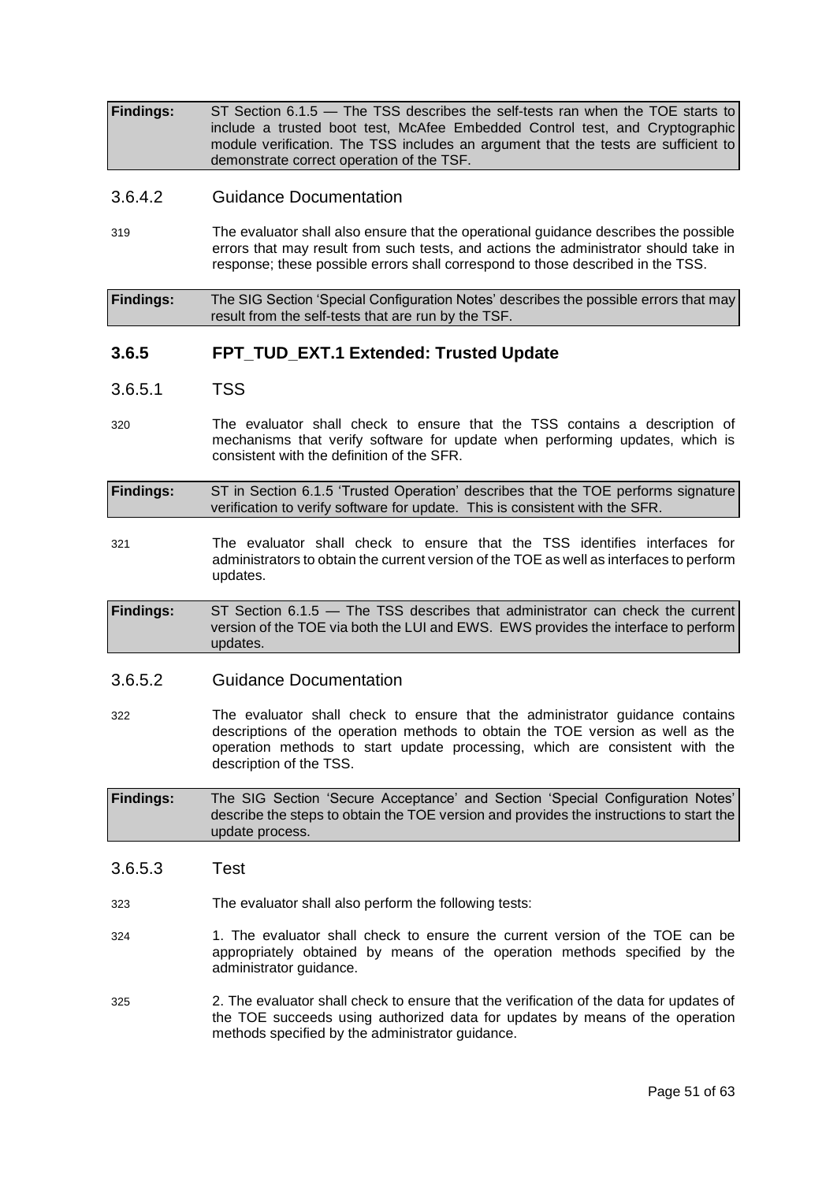| **Findings:** | ST Section 6.1.5 — The TSS describes the self-tests ran when the TOE starts to include a trusted boot test, McAfee Embedded Control test, and Cryptographic module verification. The TSS includes an argument that the tests are sufficient to demonstrate correct operation of the TSF. |
|---|---|

#### 3.6.4.2 Guidance Documentation

319 The evaluator shall also ensure that the operational guidance describes the possible errors that may result from such tests, and actions the administrator should take in response; these possible errors shall correspond to those described in the TSS.

| **Findings:** | The SIG Section 'Special Configuration Notes' describes the possible errors that may result from the self-tests that are run by the TSF. |
|---|---|

### 3.6.5 FPT_TUD_EXT.1 Extended: Trusted Update

#### 3.6.5.1 TSS

320 The evaluator shall check to ensure that the TSS contains a description of mechanisms that verify software for update when performing updates, which is consistent with the definition of the SFR.

| **Findings:** | ST in Section 6.1.5 'Trusted Operation' describes that the TOE performs signature verification to verify software for update. This is consistent with the SFR. |
|---|---|

321 The evaluator shall check to ensure that the TSS identifies interfaces for administrators to obtain the current version of the TOE as well as interfaces to perform updates.

| **Findings:** | ST Section 6.1.5 — The TSS describes that administrator can check the current version of the TOE via both the LUI and EWS. EWS provides the interface to perform updates. |
|---|---|

#### 3.6.5.2 Guidance Documentation

322 The evaluator shall check to ensure that the administrator guidance contains descriptions of the operation methods to obtain the TOE version as well as the operation methods to start update processing, which are consistent with the description of the TSS.

| **Findings:** | The SIG Section 'Secure Acceptance' and Section 'Special Configuration Notes' describe the steps to obtain the TOE version and provides the instructions to start the update process. |
|---|---|

#### 3.6.5.3 Test

323 The evaluator shall also perform the following tests:

324 1. The evaluator shall check to ensure the current version of the TOE can be appropriately obtained by means of the operation methods specified by the administrator guidance.

325 2. The evaluator shall check to ensure that the verification of the data for updates of the TOE succeeds using authorized data for updates by means of the operation methods specified by the administrator guidance.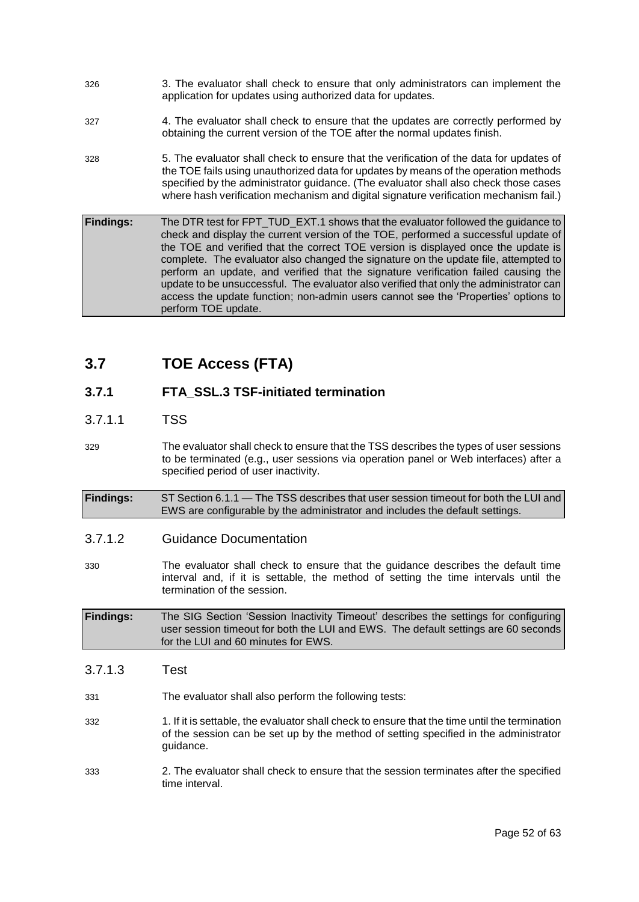326 3. The evaluator shall check to ensure that only administrators can implement the application for updates using authorized data for updates.

327 4. The evaluator shall check to ensure that the updates are correctly performed by obtaining the current version of the TOE after the normal updates finish.

328 5. The evaluator shall check to ensure that the verification of the data for updates of the TOE fails using unauthorized data for updates by means of the operation methods specified by the administrator guidance. (The evaluator shall also check those cases where hash verification mechanism and digital signature verification mechanism fail.)

| **Findings:** | The DTR test for FPT_TUD_EXT.1 shows that the evaluator followed the guidance to check and display the current version of the TOE, performed a successful update of the TOE and verified that the correct TOE version is displayed once the update is complete. The evaluator also changed the signature on the update file, attempted to perform an update, and verified that the signature verification failed causing the update to be unsuccessful. The evaluator also verified that only the administrator can access the update function; non-admin users cannot see the 'Properties' options to perform TOE update. |
|---|---|

## 3.7 TOE Access (FTA)

### 3.7.1 FTA_SSL.3 TSF-initiated termination

#### 3.7.1.1 TSS

329 The evaluator shall check to ensure that the TSS describes the types of user sessions to be terminated (e.g., user sessions via operation panel or Web interfaces) after a specified period of user inactivity.

| **Findings:** | ST Section 6.1.1 — The TSS describes that user session timeout for both the LUI and EWS are configurable by the administrator and includes the default settings. |
|---|---|

#### 3.7.1.2 Guidance Documentation

330 The evaluator shall check to ensure that the guidance describes the default time interval and, if it is settable, the method of setting the time intervals until the termination of the session.

| **Findings:** | The SIG Section 'Session Inactivity Timeout' describes the settings for configuring user session timeout for both the LUI and EWS. The default settings are 60 seconds for the LUI and 60 minutes for EWS. |
|---|---|

#### 3.7.1.3 Test

331 The evaluator shall also perform the following tests:

332 1. If it is settable, the evaluator shall check to ensure that the time until the termination of the session can be set up by the method of setting specified in the administrator guidance.

333 2. The evaluator shall check to ensure that the session terminates after the specified time interval.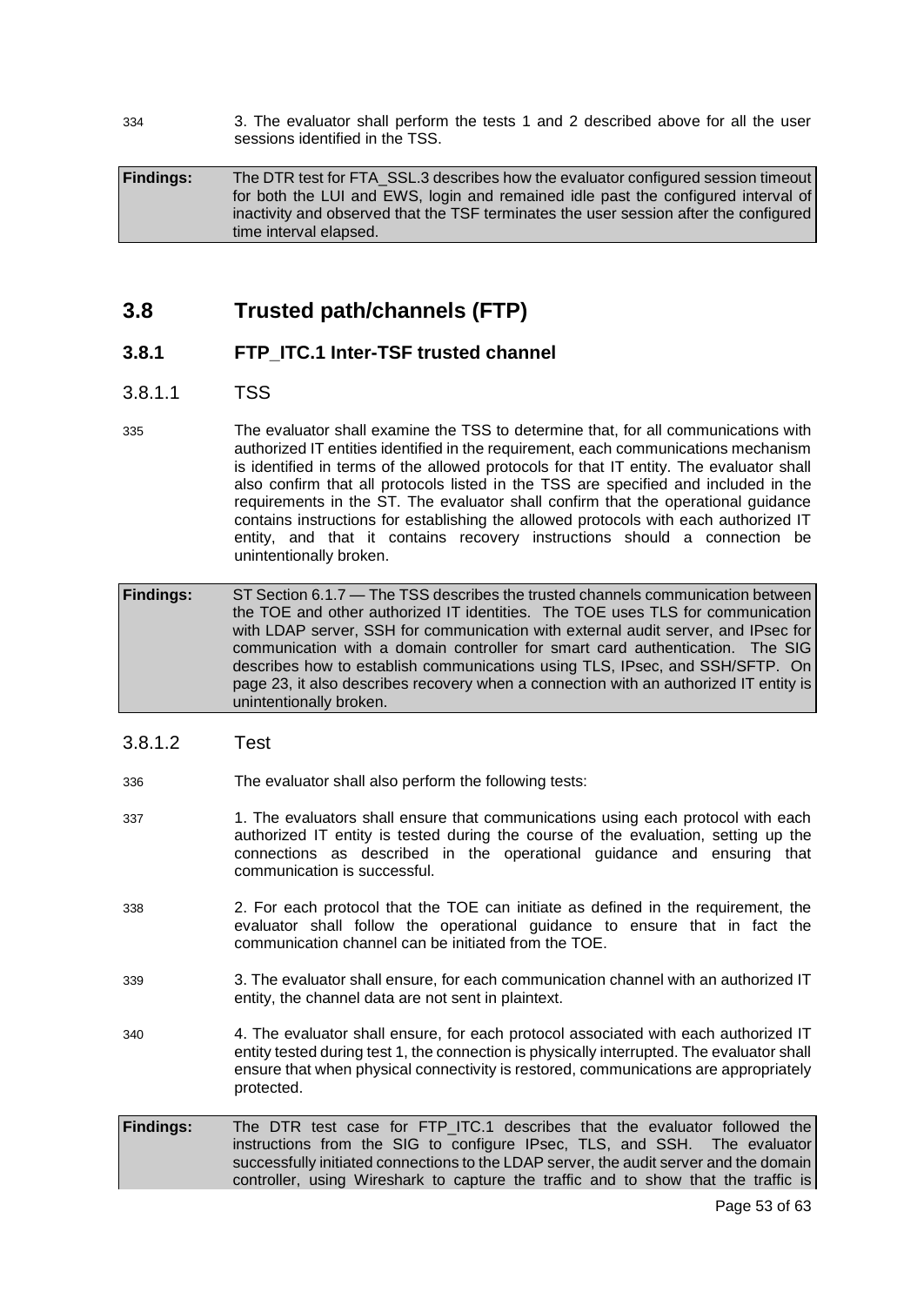334 3. The evaluator shall perform the tests 1 and 2 described above for all the user sessions identified in the TSS.

**Findings:** The DTR test for FTA_SSL.3 describes how the evaluator configured session timeout for both the LUI and EWS, login and remained idle past the configured interval of inactivity and observed that the TSF terminates the user session after the configured time interval elapsed.

## 3.8 Trusted path/channels (FTP)

### 3.8.1 FTP_ITC.1 Inter-TSF trusted channel

#### 3.8.1.1 TSS

335 The evaluator shall examine the TSS to determine that, for all communications with authorized IT entities identified in the requirement, each communications mechanism is identified in terms of the allowed protocols for that IT entity. The evaluator shall also confirm that all protocols listed in the TSS are specified and included in the requirements in the ST. The evaluator shall confirm that the operational guidance contains instructions for establishing the allowed protocols with each authorized IT entity, and that it contains recovery instructions should a connection be unintentionally broken.

**Findings:** ST Section 6.1.7 — The TSS describes the trusted channels communication between the TOE and other authorized IT identities. The TOE uses TLS for communication with LDAP server, SSH for communication with external audit server, and IPsec for communication with a domain controller for smart card authentication. The SIG describes how to establish communications using TLS, IPsec, and SSH/SFTP. On page 23, it also describes recovery when a connection with an authorized IT entity is unintentionally broken.

#### 3.8.1.2 Test

336 The evaluator shall also perform the following tests:

337 1. The evaluators shall ensure that communications using each protocol with each authorized IT entity is tested during the course of the evaluation, setting up the connections as described in the operational guidance and ensuring that communication is successful.

338 2. For each protocol that the TOE can initiate as defined in the requirement, the evaluator shall follow the operational guidance to ensure that in fact the communication channel can be initiated from the TOE.

339 3. The evaluator shall ensure, for each communication channel with an authorized IT entity, the channel data are not sent in plaintext.

340 4. The evaluator shall ensure, for each protocol associated with each authorized IT entity tested during test 1, the connection is physically interrupted. The evaluator shall ensure that when physical connectivity is restored, communications are appropriately protected.

**Findings:** The DTR test case for FTP_ITC.1 describes that the evaluator followed the instructions from the SIG to configure IPsec, TLS, and SSH. The evaluator successfully initiated connections to the LDAP server, the audit server and the domain controller, using Wireshark to capture the traffic and to show that the traffic is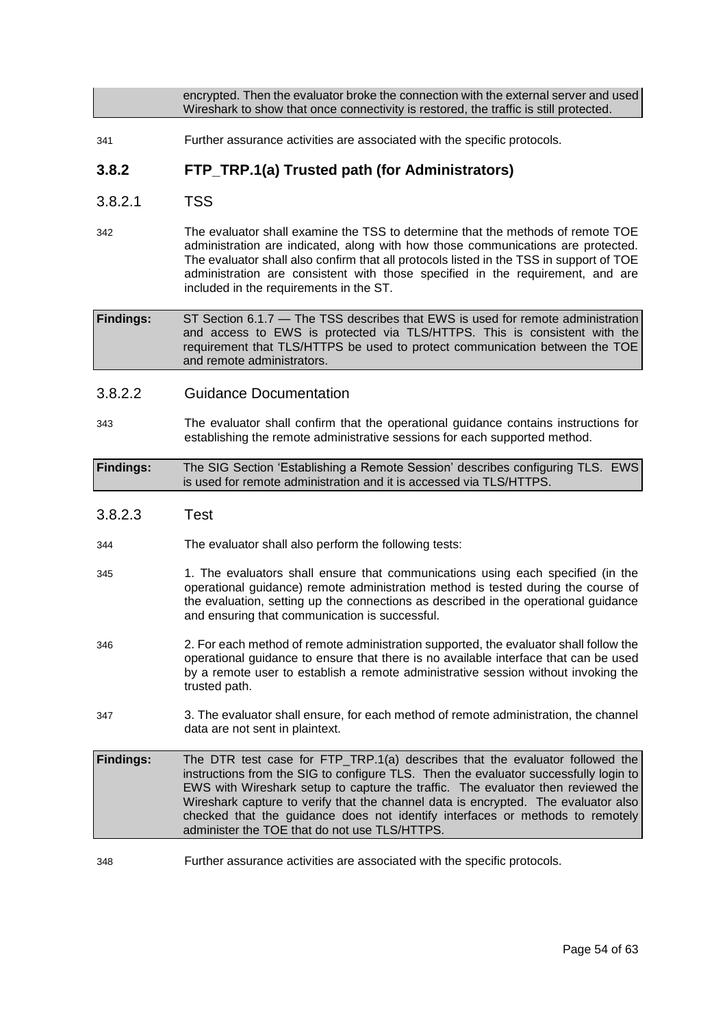encrypted. Then the evaluator broke the connection with the external server and used Wireshark to show that once connectivity is restored, the traffic is still protected.

341 Further assurance activities are associated with the specific protocols.

## 3.8.2 FTP_TRP.1(a) Trusted path (for Administrators)

### 3.8.2.1 TSS

342 The evaluator shall examine the TSS to determine that the methods of remote TOE administration are indicated, along with how those communications are protected. The evaluator shall also confirm that all protocols listed in the TSS in support of TOE administration are consistent with those specified in the requirement, and are included in the requirements in the ST.

**Findings:** ST Section 6.1.7 — The TSS describes that EWS is used for remote administration and access to EWS is protected via TLS/HTTPS. This is consistent with the requirement that TLS/HTTPS be used to protect communication between the TOE and remote administrators.

### 3.8.2.2 Guidance Documentation

343 The evaluator shall confirm that the operational guidance contains instructions for establishing the remote administrative sessions for each supported method.

**Findings:** The SIG Section 'Establishing a Remote Session' describes configuring TLS. EWS is used for remote administration and it is accessed via TLS/HTTPS.

### 3.8.2.3 Test

344 The evaluator shall also perform the following tests:

345 1. The evaluators shall ensure that communications using each specified (in the operational guidance) remote administration method is tested during the course of the evaluation, setting up the connections as described in the operational guidance and ensuring that communication is successful.

346 2. For each method of remote administration supported, the evaluator shall follow the operational guidance to ensure that there is no available interface that can be used by a remote user to establish a remote administrative session without invoking the trusted path.

347 3. The evaluator shall ensure, for each method of remote administration, the channel data are not sent in plaintext.

**Findings:** The DTR test case for FTP_TRP.1(a) describes that the evaluator followed the instructions from the SIG to configure TLS. Then the evaluator successfully login to EWS with Wireshark setup to capture the traffic. The evaluator then reviewed the Wireshark capture to verify that the channel data is encrypted. The evaluator also checked that the guidance does not identify interfaces or methods to remotely administer the TOE that do not use TLS/HTTPS.

348 Further assurance activities are associated with the specific protocols.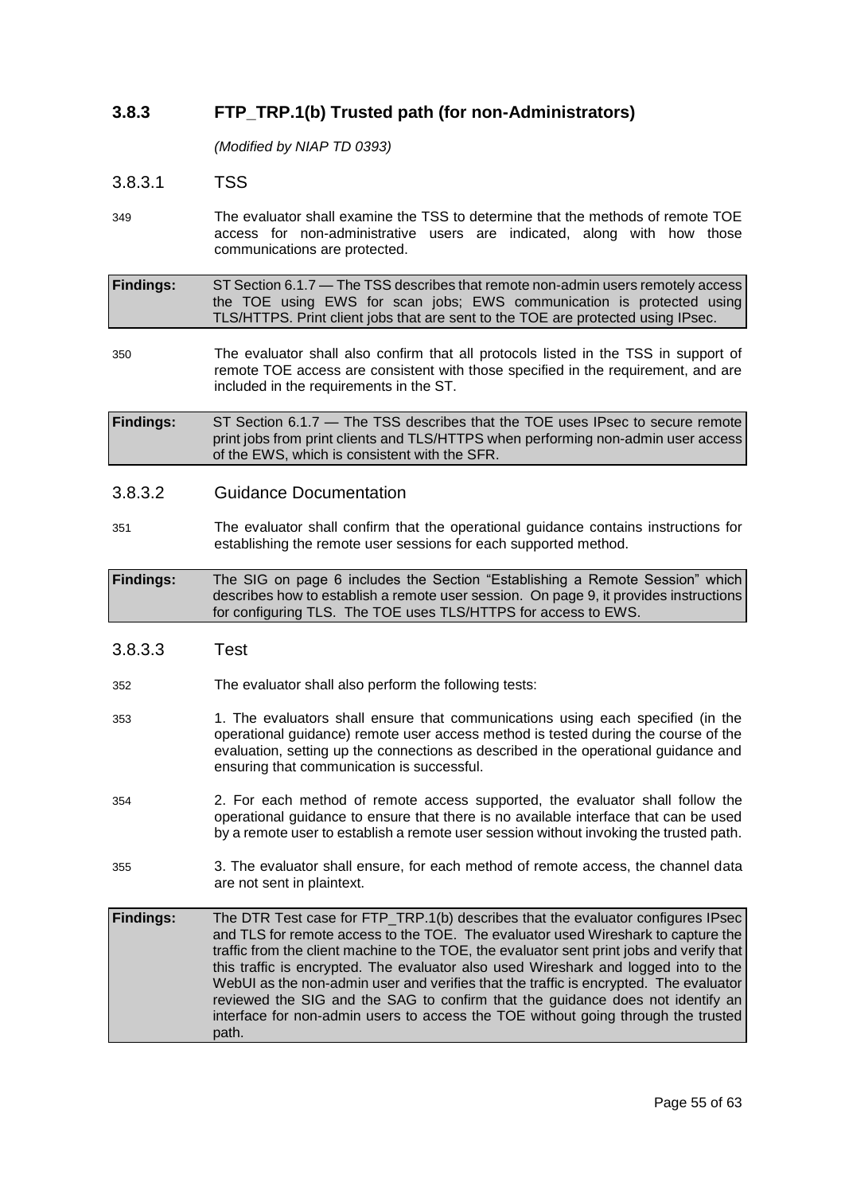### 3.8.3 FTP_TRP.1(b) Trusted path (for non-Administrators)

*(Modified by NIAP TD 0393)*

#### 3.8.3.1 TSS

349 The evaluator shall examine the TSS to determine that the methods of remote TOE access for non-administrative users are indicated, along with how those communications are protected.

| **Findings:** | ST Section 6.1.7 — The TSS describes that remote non-admin users remotely access the TOE using EWS for scan jobs; EWS communication is protected using TLS/HTTPS. Print client jobs that are sent to the TOE are protected using IPsec. |
|---|---|

350 The evaluator shall also confirm that all protocols listed in the TSS in support of remote TOE access are consistent with those specified in the requirement, and are included in the requirements in the ST.

| **Findings:** | ST Section 6.1.7 — The TSS describes that the TOE uses IPsec to secure remote print jobs from print clients and TLS/HTTPS when performing non-admin user access of the EWS, which is consistent with the SFR. |
|---|---|

#### 3.8.3.2 Guidance Documentation

351 The evaluator shall confirm that the operational guidance contains instructions for establishing the remote user sessions for each supported method.

| **Findings:** | The SIG on page 6 includes the Section "Establishing a Remote Session" which describes how to establish a remote user session. On page 9, it provides instructions for configuring TLS. The TOE uses TLS/HTTPS for access to EWS. |
|---|---|

#### 3.8.3.3 Test

352 The evaluator shall also perform the following tests:

353 1. The evaluators shall ensure that communications using each specified (in the operational guidance) remote user access method is tested during the course of the evaluation, setting up the connections as described in the operational guidance and ensuring that communication is successful.

354 2. For each method of remote access supported, the evaluator shall follow the operational guidance to ensure that there is no available interface that can be used by a remote user to establish a remote user session without invoking the trusted path.

355 3. The evaluator shall ensure, for each method of remote access, the channel data are not sent in plaintext.

| **Findings:** | The DTR Test case for FTP_TRP.1(b) describes that the evaluator configures IPsec and TLS for remote access to the TOE. The evaluator used Wireshark to capture the traffic from the client machine to the TOE, the evaluator sent print jobs and verify that this traffic is encrypted. The evaluator also used Wireshark and logged into to the WebUI as the non-admin user and verifies that the traffic is encrypted. The evaluator reviewed the SIG and the SAG to confirm that the guidance does not identify an interface for non-admin users to access the TOE without going through the trusted path. |
|---|---|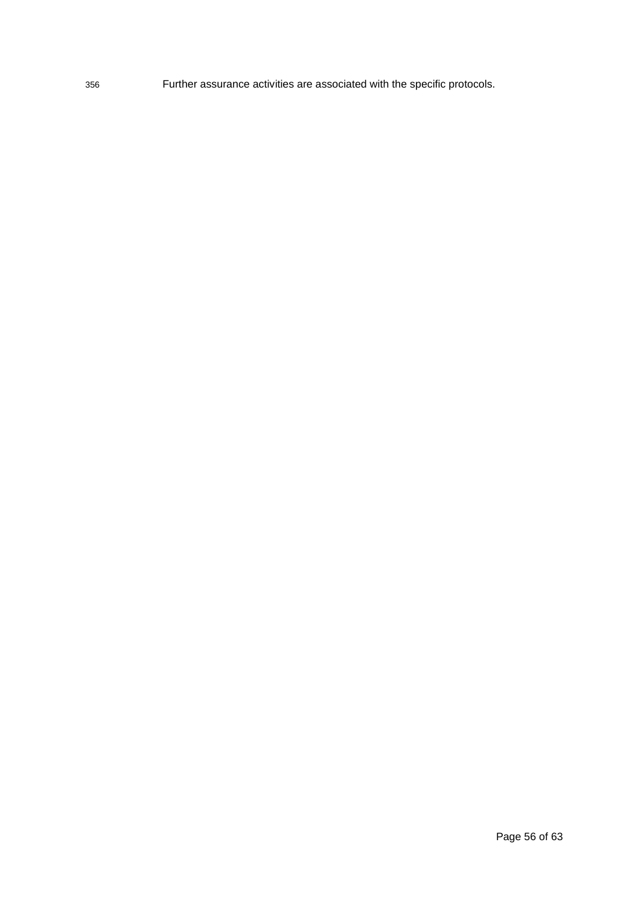Further assurance activities are associated with the specific protocols.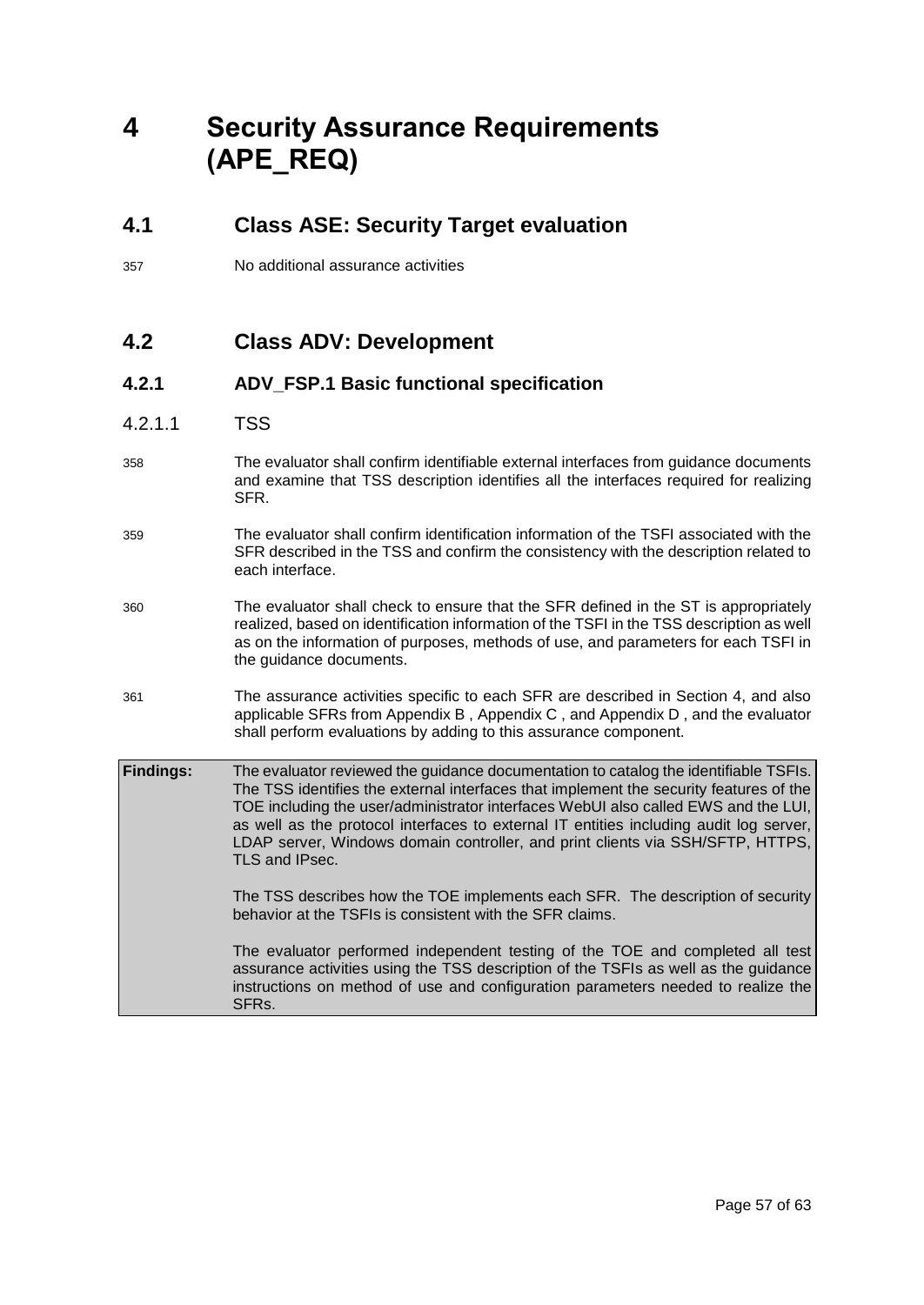# 4 Security Assurance Requirements (APE_REQ)

## 4.1 Class ASE: Security Target evaluation

357 No additional assurance activities

## 4.2 Class ADV: Development

### 4.2.1 ADV_FSP.1 Basic functional specification

#### 4.2.1.1 TSS

358 The evaluator shall confirm identifiable external interfaces from guidance documents and examine that TSS description identifies all the interfaces required for realizing SFR.

359 The evaluator shall confirm identification information of the TSFI associated with the SFR described in the TSS and confirm the consistency with the description related to each interface.

360 The evaluator shall check to ensure that the SFR defined in the ST is appropriately realized, based on identification information of the TSFI in the TSS description as well as on the information of purposes, methods of use, and parameters for each TSFI in the guidance documents.

361 The assurance activities specific to each SFR are described in Section 4, and also applicable SFRs from Appendix B , Appendix C , and Appendix D , and the evaluator shall perform evaluations by adding to this assurance component.

| **Findings:** | The evaluator reviewed the guidance documentation to catalog the identifiable TSFIs. The TSS identifies the external interfaces that implement the security features of the TOE including the user/administrator interfaces WebUI also called EWS and the LUI, as well as the protocol interfaces to external IT entities including audit log server, LDAP server, Windows domain controller, and print clients via SSH/SFTP, HTTPS, TLS and IPsec.<br><br>The TSS describes how the TOE implements each SFR. The description of security behavior at the TSFIs is consistent with the SFR claims.<br><br>The evaluator performed independent testing of the TOE and completed all test assurance activities using the TSS description of the TSFIs as well as the guidance instructions on method of use and configuration parameters needed to realize the SFRs. |
|---|---|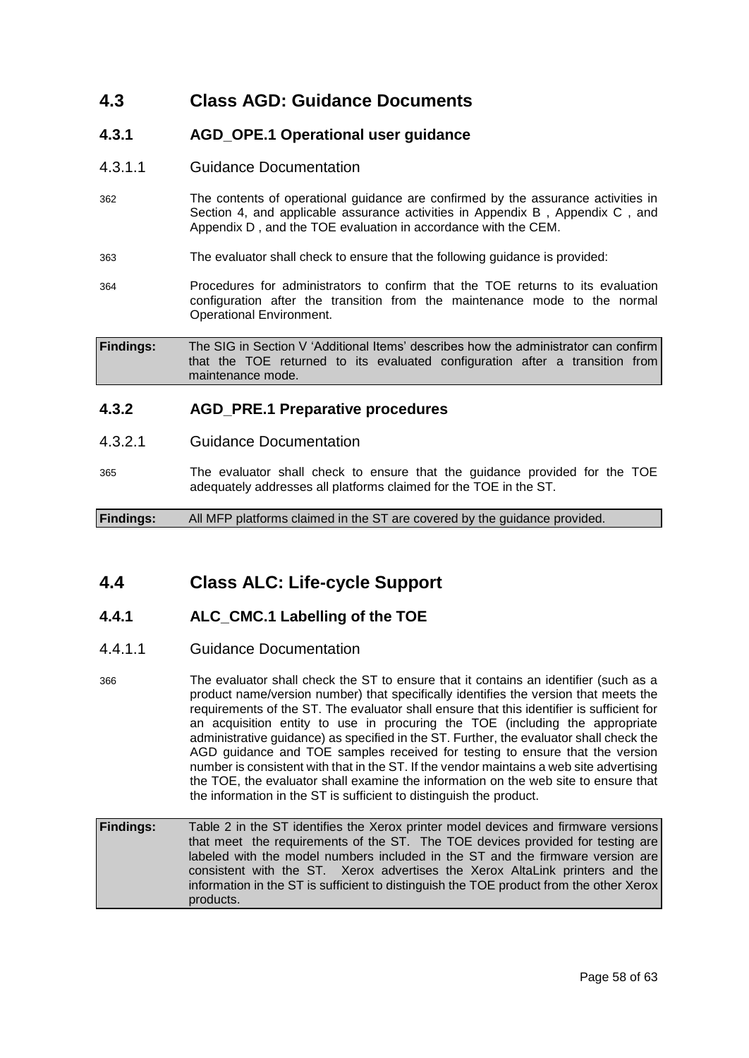## 4.3 Class AGD: Guidance Documents

### 4.3.1 AGD_OPE.1 Operational user guidance

#### 4.3.1.1 Guidance Documentation

362 The contents of operational guidance are confirmed by the assurance activities in Section 4, and applicable assurance activities in Appendix B , Appendix C , and Appendix D , and the TOE evaluation in accordance with the CEM.

363 The evaluator shall check to ensure that the following guidance is provided:

364 Procedures for administrators to confirm that the TOE returns to its evaluation configuration after the transition from the maintenance mode to the normal Operational Environment.

| **Findings:** | The SIG in Section V 'Additional Items' describes how the administrator can confirm that the TOE returned to its evaluated configuration after a transition from maintenance mode. |
|---|---|

### 4.3.2 AGD_PRE.1 Preparative procedures

#### 4.3.2.1 Guidance Documentation

365 The evaluator shall check to ensure that the guidance provided for the TOE adequately addresses all platforms claimed for the TOE in the ST.

| **Findings:** | All MFP platforms claimed in the ST are covered by the guidance provided. |
|---|---|

## 4.4 Class ALC: Life-cycle Support

### 4.4.1 ALC_CMC.1 Labelling of the TOE

#### 4.4.1.1 Guidance Documentation

366 The evaluator shall check the ST to ensure that it contains an identifier (such as a product name/version number) that specifically identifies the version that meets the requirements of the ST. The evaluator shall ensure that this identifier is sufficient for an acquisition entity to use in procuring the TOE (including the appropriate administrative guidance) as specified in the ST. Further, the evaluator shall check the AGD guidance and TOE samples received for testing to ensure that the version number is consistent with that in the ST. If the vendor maintains a web site advertising the TOE, the evaluator shall examine the information on the web site to ensure that the information in the ST is sufficient to distinguish the product.

| **Findings:** | Table 2 in the ST identifies the Xerox printer model devices and firmware versions that meet the requirements of the ST. The TOE devices provided for testing are labeled with the model numbers included in the ST and the firmware version are consistent with the ST. Xerox advertises the Xerox AltaLink printers and the information in the ST is sufficient to distinguish the TOE product from the other Xerox products. |
|---|---|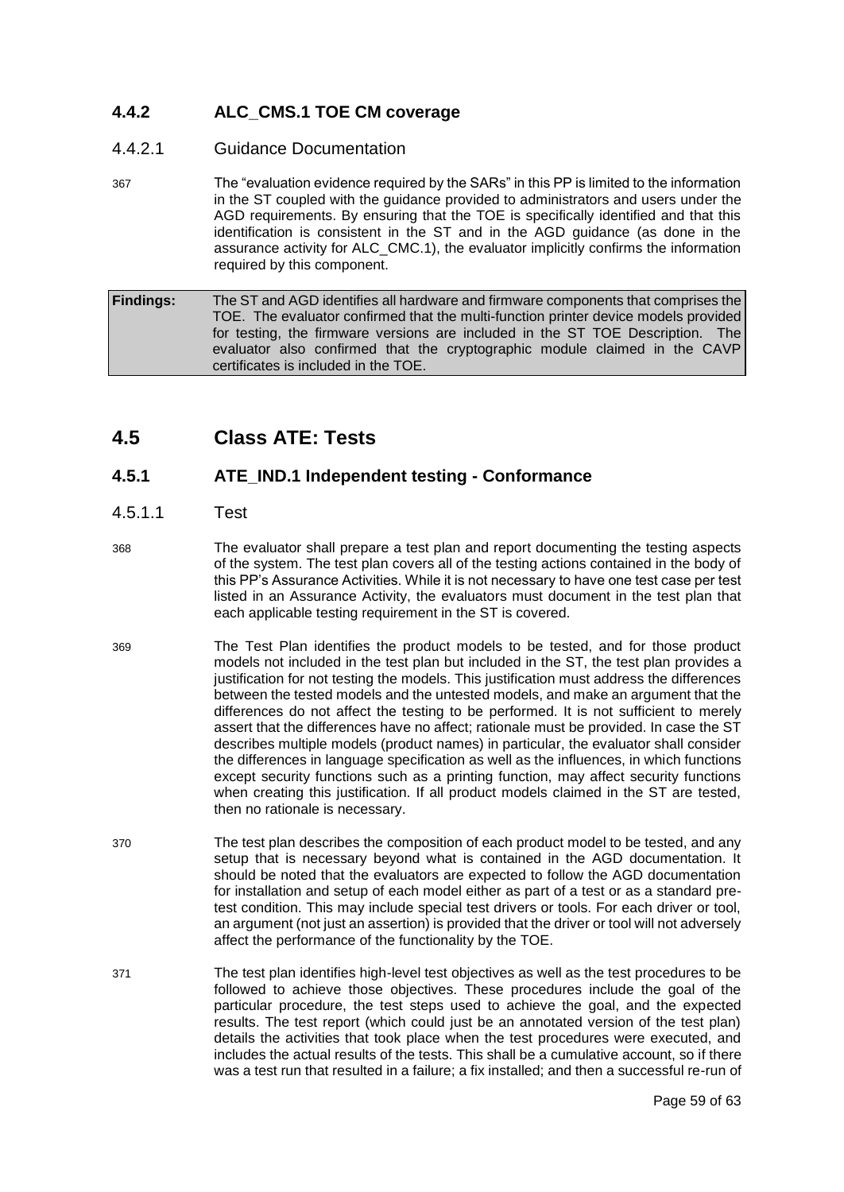### 4.4.2 ALC_CMS.1 TOE CM coverage

#### 4.4.2.1 Guidance Documentation

367 The "evaluation evidence required by the SARs" in this PP is limited to the information in the ST coupled with the guidance provided to administrators and users under the AGD requirements. By ensuring that the TOE is specifically identified and that this identification is consistent in the ST and in the AGD guidance (as done in the assurance activity for ALC_CMC.1), the evaluator implicitly confirms the information required by this component.

| **Findings:** | The ST and AGD identifies all hardware and firmware components that comprises the TOE. The evaluator confirmed that the multi-function printer device models provided for testing, the firmware versions are included in the ST TOE Description. The evaluator also confirmed that the cryptographic module claimed in the CAVP certificates is included in the TOE. |
|---|---|

## 4.5 Class ATE: Tests

### 4.5.1 ATE_IND.1 Independent testing - Conformance

#### 4.5.1.1 Test

368 The evaluator shall prepare a test plan and report documenting the testing aspects of the system. The test plan covers all of the testing actions contained in the body of this PP's Assurance Activities. While it is not necessary to have one test case per test listed in an Assurance Activity, the evaluators must document in the test plan that each applicable testing requirement in the ST is covered.

369 The Test Plan identifies the product models to be tested, and for those product models not included in the test plan but included in the ST, the test plan provides a justification for not testing the models. This justification must address the differences between the tested models and the untested models, and make an argument that the differences do not affect the testing to be performed. It is not sufficient to merely assert that the differences have no affect; rationale must be provided. In case the ST describes multiple models (product names) in particular, the evaluator shall consider the differences in language specification as well as the influences, in which functions except security functions such as a printing function, may affect security functions when creating this justification. If all product models claimed in the ST are tested, then no rationale is necessary.

370 The test plan describes the composition of each product model to be tested, and any setup that is necessary beyond what is contained in the AGD documentation. It should be noted that the evaluators are expected to follow the AGD documentation for installation and setup of each model either as part of a test or as a standard pre-test condition. This may include special test drivers or tools. For each driver or tool, an argument (not just an assertion) is provided that the driver or tool will not adversely affect the performance of the functionality by the TOE.

371 The test plan identifies high-level test objectives as well as the test procedures to be followed to achieve those objectives. These procedures include the goal of the particular procedure, the test steps used to achieve the goal, and the expected results. The test report (which could just be an annotated version of the test plan) details the activities that took place when the test procedures were executed, and includes the actual results of the tests. This shall be a cumulative account, so if there was a test run that resulted in a failure; a fix installed; and then a successful re-run of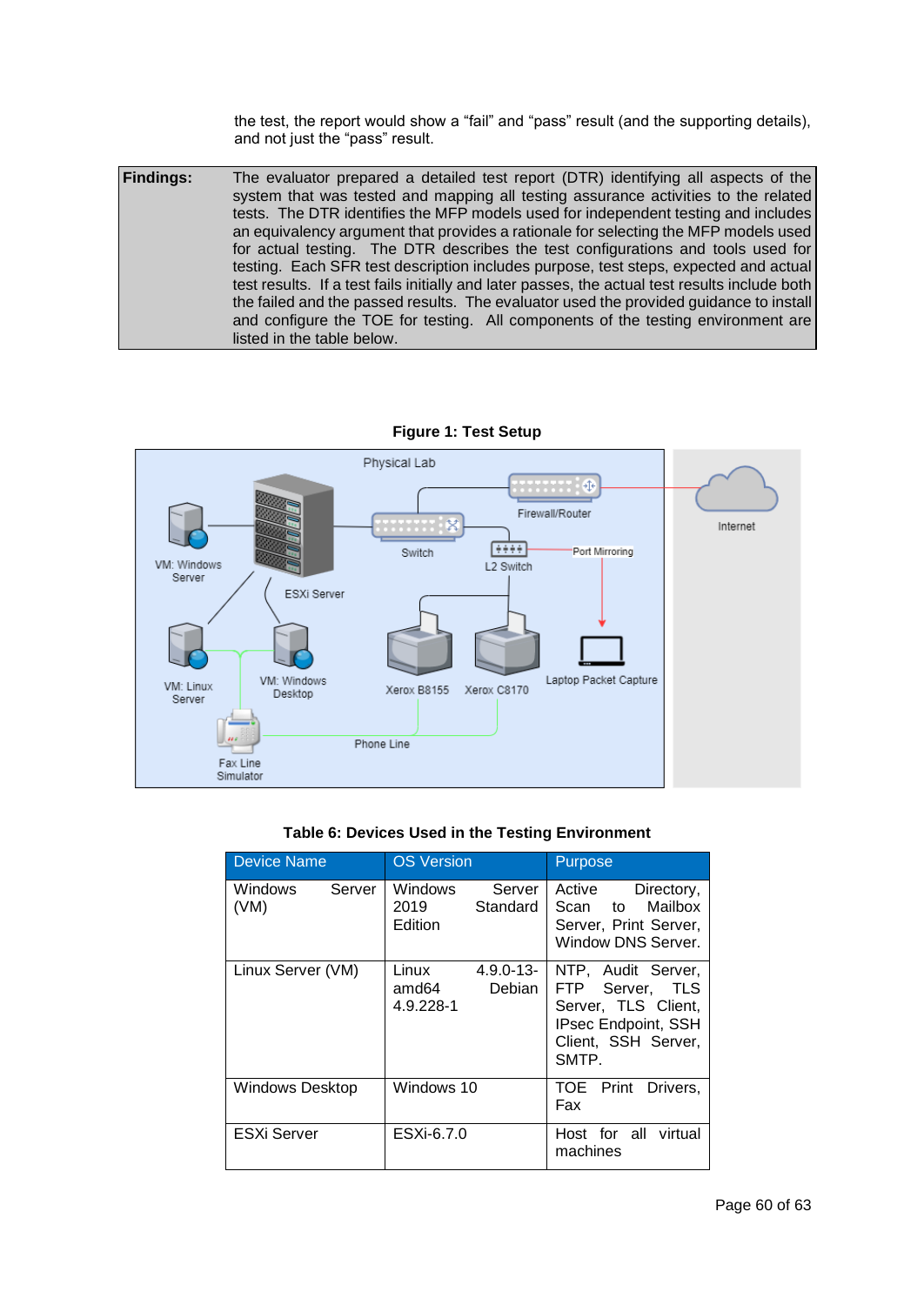the test, the report would show a "fail" and "pass" result (and the supporting details), and not just the "pass" result.

| **Findings:** | The evaluator prepared a detailed test report (DTR) identifying all aspects of the system that was tested and mapping all testing assurance activities to the related tests. The DTR identifies the MFP models used for independent testing and includes an equivalency argument that provides a rationale for selecting the MFP models used for actual testing. The DTR describes the test configurations and tools used for testing. Each SFR test description includes purpose, test steps, expected and actual test results. If a test fails initially and later passes, the actual test results include both the failed and the passed results. The evaluator used the provided guidance to install and configure the TOE for testing. All components of the testing environment are listed in the table below. |
|---|---|

**Figure 1: Test Setup**

**Table 6: Devices Used in the Testing Environment**

| Device Name | OS Version | Purpose |
|---|---|---|
| Windows Server (VM) | Windows Server 2019 Standard Edition | Active Directory, Scan to Mailbox Server, Print Server, Window DNS Server. |
| Linux Server (VM) | Linux 4.9.0-13-amd64 Debian 4.9.228-1 | NTP, Audit Server, FTP Server, TLS Server, TLS Client, IPsec Endpoint, SSH Client, SSH Server, SMTP. |
| Windows Desktop | Windows 10 | TOE Print Drivers, Fax |
| ESXi Server | ESXi-6.7.0 | Host for all virtual machines |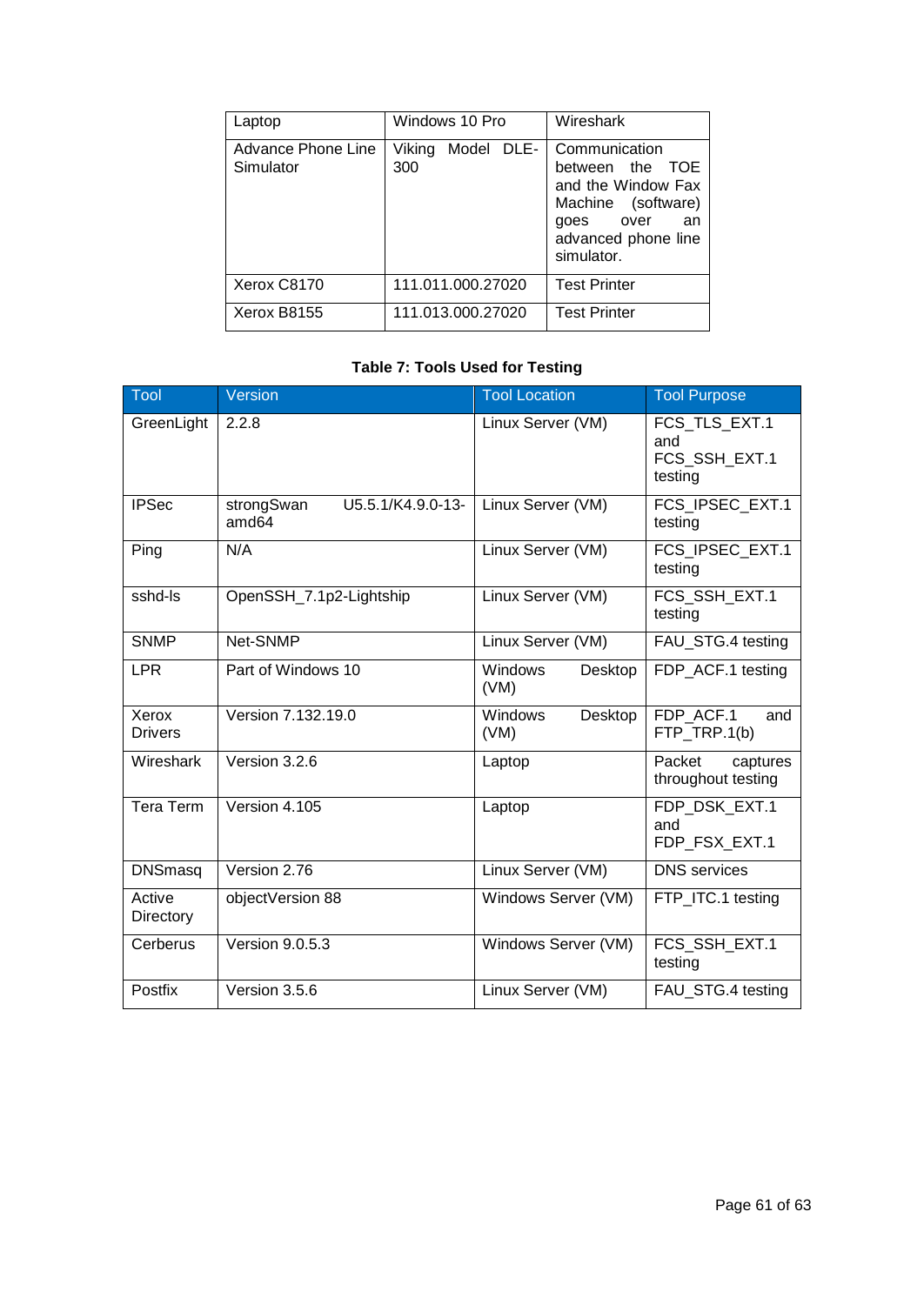| Laptop | Windows 10 Pro | Wireshark |
|---|---|---|
| Advance Phone Line Simulator | Viking Model DLE-300 | Communication between the TOE and the Window Fax Machine (software) goes over an advanced phone line simulator. |
| Xerox C8170 | 111.011.000.27020 | Test Printer |
| Xerox B8155 | 111.013.000.27020 | Test Printer |

**Table 7: Tools Used for Testing**

| Tool | Version | Tool Location | Tool Purpose |
|---|---|---|---|
| GreenLight | 2.2.8 | Linux Server (VM) | FCS_TLS_EXT.1 and FCS_SSH_EXT.1 testing |
| IPSec | strongSwan U5.5.1/K4.9.0-13-amd64 | Linux Server (VM) | FCS_IPSEC_EXT.1 testing |
| Ping | N/A | Linux Server (VM) | FCS_IPSEC_EXT.1 testing |
| sshd-ls | OpenSSH_7.1p2-Lightship | Linux Server (VM) | FCS_SSH_EXT.1 testing |
| SNMP | Net-SNMP | Linux Server (VM) | FAU_STG.4 testing |
| LPR | Part of Windows 10 | Windows Desktop (VM) | FDP_ACF.1 testing |
| Xerox Drivers | Version 7.132.19.0 | Windows Desktop (VM) | FDP_ACF.1 and FTP_TRP.1(b) |
| Wireshark | Version 3.2.6 | Laptop | Packet captures throughout testing |
| Tera Term | Version 4.105 | Laptop | FDP_DSK_EXT.1 and FDP_FSX_EXT.1 |
| DNSmasq | Version 2.76 | Linux Server (VM) | DNS services |
| Active Directory | objectVersion 88 | Windows Server (VM) | FTP_ITC.1 testing |
| Cerberus | Version 9.0.5.3 | Windows Server (VM) | FCS_SSH_EXT.1 testing |
| Postfix | Version 3.5.6 | Linux Server (VM) | FAU_STG.4 testing |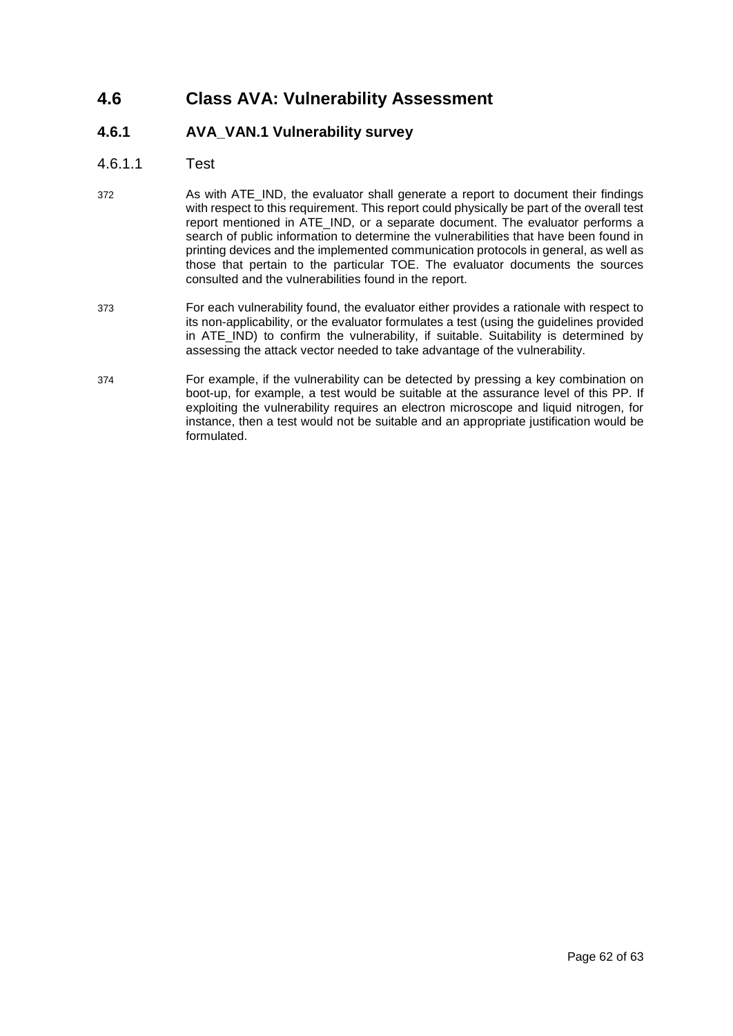## 4.6 Class AVA: Vulnerability Assessment

### 4.6.1 AVA_VAN.1 Vulnerability survey

#### 4.6.1.1 Test

372 As with ATE_IND, the evaluator shall generate a report to document their findings with respect to this requirement. This report could physically be part of the overall test report mentioned in ATE_IND, or a separate document. The evaluator performs a search of public information to determine the vulnerabilities that have been found in printing devices and the implemented communication protocols in general, as well as those that pertain to the particular TOE. The evaluator documents the sources consulted and the vulnerabilities found in the report.

373 For each vulnerability found, the evaluator either provides a rationale with respect to its non-applicability, or the evaluator formulates a test (using the guidelines provided in ATE_IND) to confirm the vulnerability, if suitable. Suitability is determined by assessing the attack vector needed to take advantage of the vulnerability.

374 For example, if the vulnerability can be detected by pressing a key combination on boot-up, for example, a test would be suitable at the assurance level of this PP. If exploiting the vulnerability requires an electron microscope and liquid nitrogen, for instance, then a test would not be suitable and an appropriate justification would be formulated.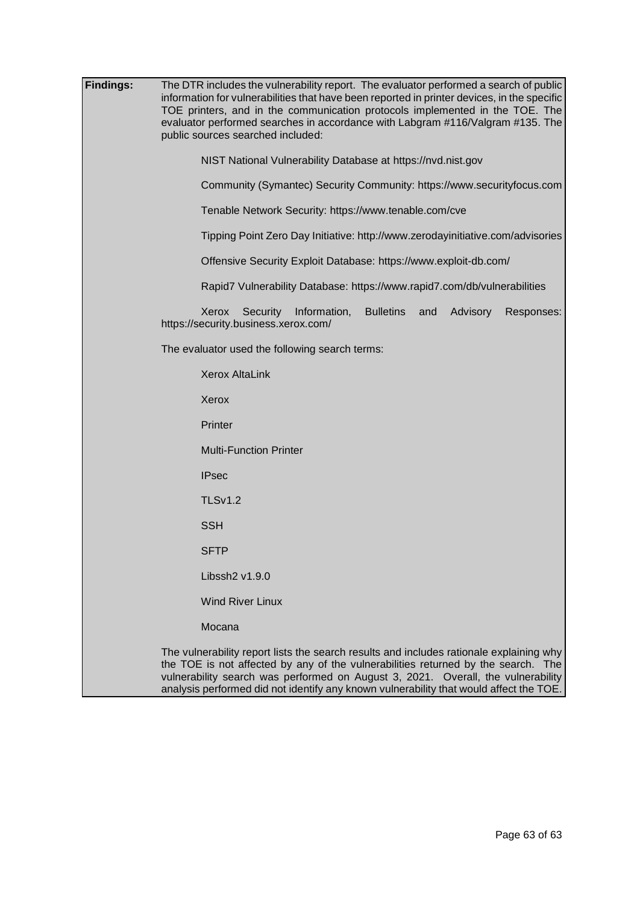| | |
|---|---|
| **Findings:** | The DTR includes the vulnerability report. The evaluator performed a search of public information for vulnerabilities that have been reported in printer devices, in the specific TOE printers, and in the communication protocols implemented in the TOE. The evaluator performed searches in accordance with Labgram #116/Valgram #135. The public sources searched included:<br><br>NIST National Vulnerability Database at https://nvd.nist.gov<br><br>Community (Symantec) Security Community: https://www.securityfocus.com<br><br>Tenable Network Security: https://www.tenable.com/cve<br><br>Tipping Point Zero Day Initiative: http://www.zerodayinitiative.com/advisories<br><br>Offensive Security Exploit Database: https://www.exploit-db.com/<br><br>Rapid7 Vulnerability Database: https://www.rapid7.com/db/vulnerabilities<br><br>Xerox Security Information, Bulletins and Advisory Responses: https://security.business.xerox.com/<br><br>The evaluator used the following search terms:<br><br>Xerox AltaLink<br><br>Xerox<br><br>Printer<br><br>Multi-Function Printer<br><br>IPsec<br><br>TLSv1.2<br><br>SSH<br><br>SFTP<br><br>Libssh2 v1.9.0<br><br>Wind River Linux<br><br>Mocana<br><br>The vulnerability report lists the search results and includes rationale explaining why the TOE is not affected by any of the vulnerabilities returned by the search. The vulnerability search was performed on August 3, 2021. Overall, the vulnerability analysis performed did not identify any known vulnerability that would affect the TOE. |